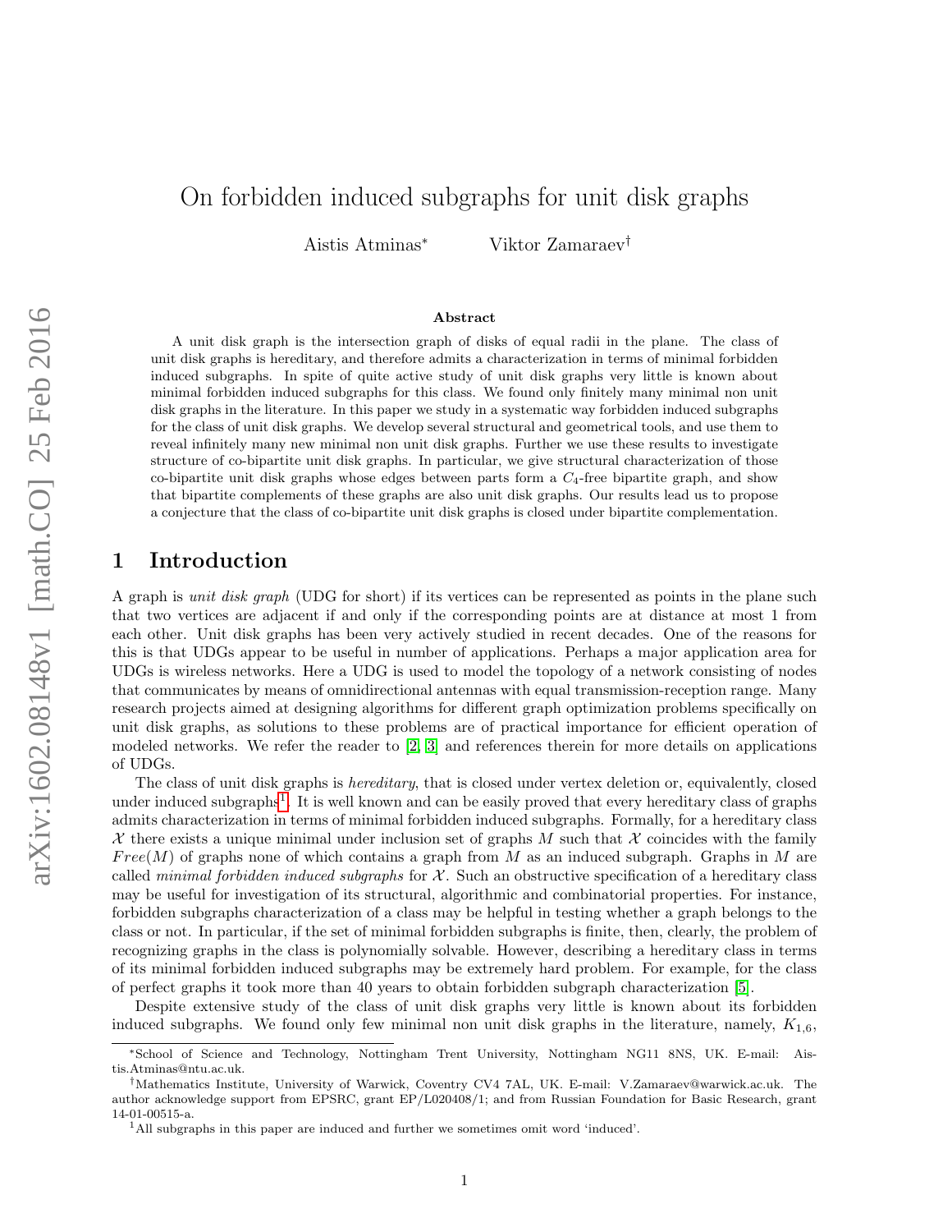# On forbidden induced subgraphs for unit disk graphs

Aistis Atminas[*] Viktor Zamaraev[†]

### Abstract

A unit disk graph is the intersection graph of disks of equal radii in the plane. The class of unit disk graphs is hereditary, and therefore admits a characterization in terms of minimal forbidden induced subgraphs. In spite of quite active study of unit disk graphs very little is known about minimal forbidden induced subgraphs for this class. We found only finitely many minimal non unit disk graphs in the literature. In this paper we study in a systematic way forbidden induced subgraphs for the class of unit disk graphs. We develop several structural and geometrical tools, and use them to reveal infinitely many new minimal non unit disk graphs. Further we use these results to investigate structure of co-bipartite unit disk graphs. In particular, we give structural characterization of those co-bipartite unit disk graphs whose edges between parts form a $C_4$-free bipartite graph, and show that bipartite complements of these graphs are also unit disk graphs. Our results lead us to propose a conjecture that the class of co-bipartite unit disk graphs is closed under bipartite complementation.

## 1 Introduction

A graph is *unit disk graph* (UDG for short) if its vertices can be represented as points in the plane such that two vertices are adjacent if and only if the corresponding points are at distance at most 1 from each other. Unit disk graphs has been very actively studied in recent decades. One of the reasons for this is that UDGs appear to be useful in number of applications. Perhaps a major application area for UDGs is wireless networks. Here a UDG is used to model the topology of a network consisting of nodes that communicates by means of omnidirectional antennas with equal transmission-reception range. Many research projects aimed at designing algorithms for different graph optimization problems specifically on unit disk graphs, as solutions to these problems are of practical importance for efficient operation of modeled networks. We refer the reader to [2, 3] and references therein for more details on applications of UDGs.

The class of unit disk graphs is *hereditary*, that is closed under vertex deletion or, equivalently, closed under induced subgraphs[1]. It is well known and can be easily proved that every hereditary class of graphs admits characterization in terms of minimal forbidden induced subgraphs. Formally, for a hereditary class $\mathcal{X}$ there exists a unique minimal under inclusion set of graphs $M$ such that $\mathcal{X}$ coincides with the family $Free(M)$ of graphs none of which contains a graph from $M$ as an induced subgraph. Graphs in $M$ are called *minimal forbidden induced subgraphs* for $\mathcal{X}$. Such an obstructive specification of a hereditary class may be useful for investigation of its structural, algorithmic and combinatorial properties. For instance, forbidden subgraphs characterization of a class may be helpful in testing whether a graph belongs to the class or not. In particular, if the set of minimal forbidden subgraphs is finite, then, clearly, the problem of recognizing graphs in the class is polynomially solvable. However, describing a hereditary class in terms of its minimal forbidden induced subgraphs may be extremely hard problem. For example, for the class of perfect graphs it took more than 40 years to obtain forbidden subgraph characterization [5].

Despite extensive study of the class of unit disk graphs very little is known about its forbidden induced subgraphs. We found only few minimal non unit disk graphs in the literature, namely, $K_{1,6}$,

[*] School of Science and Technology, Nottingham Trent University, Nottingham NG11 8NS, UK. E-mail: Aistis.Atminas@ntu.ac.uk.

[†] Mathematics Institute, University of Warwick, Coventry CV4 7AL, UK. E-mail: V.Zamaraev@warwick.ac.uk. The author acknowledge support from EPSRC, grant EP/L020408/1; and from Russian Foundation for Basic Research, grant 14-01-00515-a.

[1] All subgraphs in this paper are induced and further we sometimes omit word 'induced'.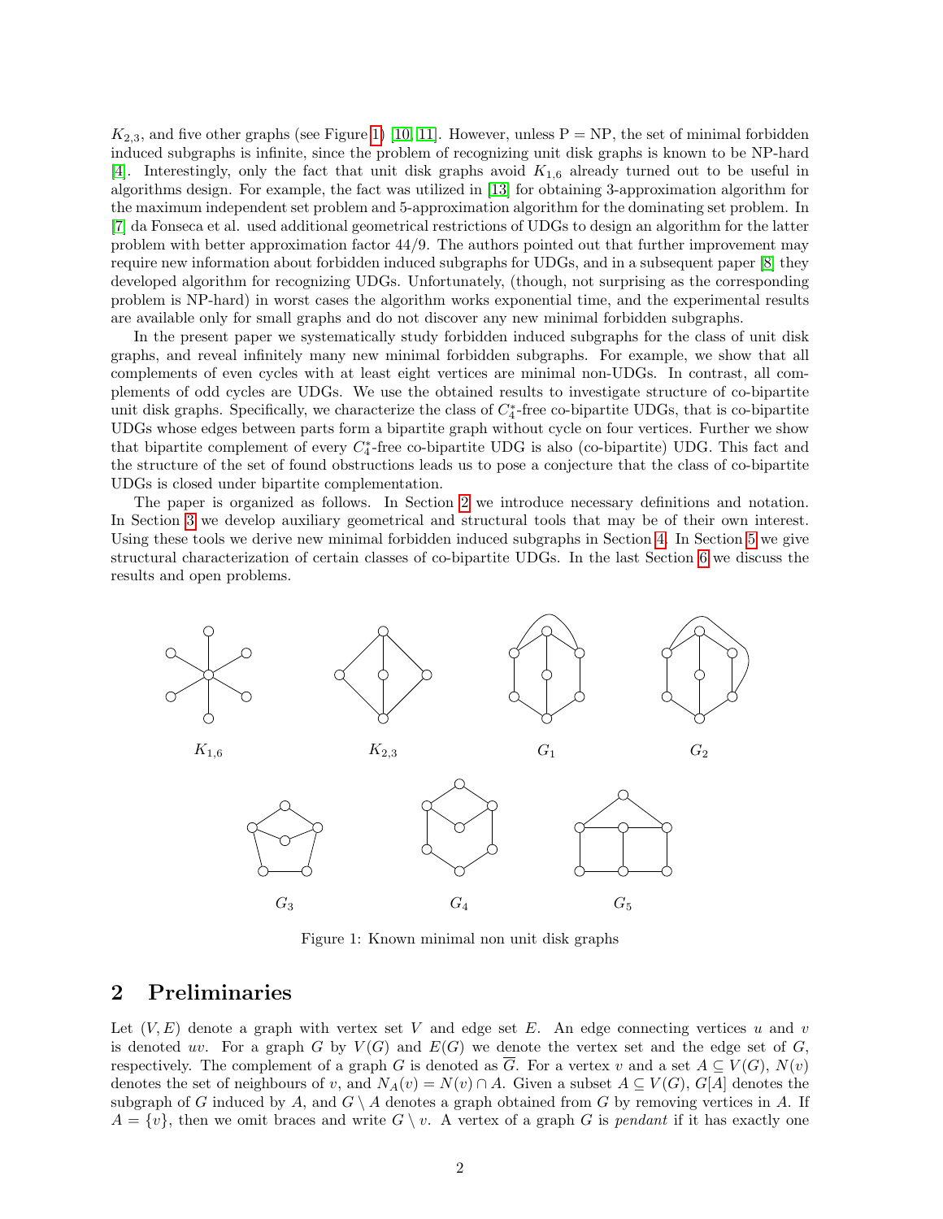$K_{2,3}$, and five other graphs (see Figure 1) [10, 11]. However, unless P = NP, the set of minimal forbidden induced subgraphs is infinite, since the problem of recognizing unit disk graphs is known to be NP-hard [4]. Interestingly, only the fact that unit disk graphs avoid $K_{1,6}$ already turned out to be useful in algorithms design. For example, the fact was utilized in [13] for obtaining 3-approximation algorithm for the maximum independent set problem and 5-approximation algorithm for the dominating set problem. In [7] da Fonseca et al. used additional geometrical restrictions of UDGs to design an algorithm for the latter problem with better approximation factor 44/9. The authors pointed out that further improvement may require new information about forbidden induced subgraphs for UDGs, and in a subsequent paper [8] they developed algorithm for recognizing UDGs. Unfortunately, (though, not surprising as the corresponding problem is NP-hard) in worst cases the algorithm works exponential time, and the experimental results are available only for small graphs and do not discover any new minimal forbidden subgraphs.

In the present paper we systematically study forbidden induced subgraphs for the class of unit disk graphs, and reveal infinitely many new minimal forbidden subgraphs. For example, we show that all complements of even cycles with at least eight vertices are minimal non-UDGs. In contrast, all complements of odd cycles are UDGs. We use the obtained results to investigate structure of co-bipartite unit disk graphs. Specifically, we characterize the class of $C_4^*$-free co-bipartite UDGs, that is co-bipartite UDGs whose edges between parts form a bipartite graph without cycle on four vertices. Further we show that bipartite complement of every $C_4^*$-free co-bipartite UDG is also (co-bipartite) UDG. This fact and the structure of the set of found obstructions leads us to pose a conjecture that the class of co-bipartite UDGs is closed under bipartite complementation.

The paper is organized as follows. In Section 2 we introduce necessary definitions and notation. In Section 3 we develop auxiliary geometrical and structural tools that may be of their own interest. Using these tools we derive new minimal forbidden induced subgraphs in Section 4. In Section 5 we give structural characterization of certain classes of co-bipartite UDGs. In the last Section 6 we discuss the results and open problems.

$K_{1,6}$ $K_{2,3}$ $G_1$ $G_2$

$G_3$ $G_4$ $G_5$

Figure 1: Known minimal non unit disk graphs

## 2 Preliminaries

Let $(V, E)$ denote a graph with vertex set $V$ and edge set $E$. An edge connecting vertices $u$ and $v$ is denoted $uv$. For a graph $G$ by $V(G)$ and $E(G)$ we denote the vertex set and the edge set of $G$, respectively. The complement of a graph $G$ is denoted as $\overline{G}$. For a vertex $v$ and a set $A \subseteq V(G)$, $N(v)$ denotes the set of neighbours of $v$, and $N_A(v) = N(v) \cap A$. Given a subset $A \subseteq V(G)$, $G[A]$ denotes the subgraph of $G$ induced by $A$, and $G \setminus A$ denotes a graph obtained from $G$ by removing vertices in $A$. If $A = \{v\}$, then we omit braces and write $G \setminus v$. A vertex of a graph $G$ is *pendant* if it has exactly one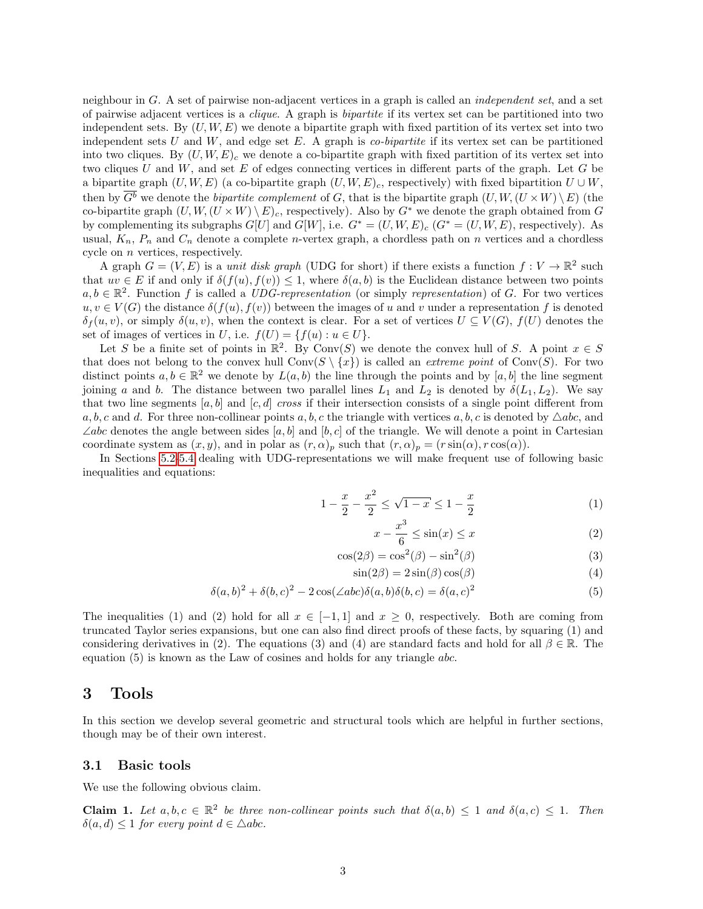neighbour in $G$. A set of pairwise non-adjacent vertices in a graph is called an *independent set*, and a set of pairwise adjacent vertices is a *clique*. A graph is *bipartite* if its vertex set can be partitioned into two independent sets. By $(U, W, E)$ we denote a bipartite graph with fixed partition of its vertex set into two independent sets $U$ and $W$, and edge set $E$. A graph is *co-bipartite* if its vertex set can be partitioned into two cliques. By $(U, W, E)_c$ we denote a co-bipartite graph with fixed partition of its vertex set into two cliques $U$ and $W$, and set $E$ of edges connecting vertices in different parts of the graph. Let $G$ be a bipartite graph $(U, W, E)$ (a co-bipartite graph $(U, W, E)_c$, respectively) with fixed bipartition $U \cup W$, then by $\overline{G^b}$ we denote the *bipartite complement* of $G$, that is the bipartite graph $(U, W, (U \times W) \setminus E)$ (the co-bipartite graph $(U, W, (U \times W) \setminus E)_c$, respectively). Also by $G^*$ we denote the graph obtained from $G$ by complementing its subgraphs $G[U]$ and $G[W]$, i.e. $G^* = (U, W, E)_c$ ($G^* = (U, W, E)$, respectively). As usual, $K_n$, $P_n$ and $C_n$ denote a complete $n$-vertex graph, a chordless path on $n$ vertices and a chordless cycle on $n$ vertices, respectively.

A graph $G = (V, E)$ is a *unit disk graph* (UDG for short) if there exists a function $f : V \to \mathbb{R}^2$ such that $uv \in E$ if and only if $\delta(f(u), f(v)) \leq 1$, where $\delta(a, b)$ is the Euclidean distance between two points $a, b \in \mathbb{R}^2$. Function $f$ is called a *UDG-representation* (or simply *representation*) of $G$. For two vertices $u, v \in V(G)$ the distance $\delta(f(u), f(v))$ between the images of $u$ and $v$ under a representation $f$ is denoted $\delta_f(u, v)$, or simply $\delta(u, v)$, when the context is clear. For a set of vertices $U \subseteq V(G)$, $f(U)$ denotes the set of images of vertices in $U$, i.e. $f(U) = \{f(u) : u \in U\}$.

Let $S$ be a finite set of points in $\mathbb{R}^2$. By $\text{Conv}(S)$ we denote the convex hull of $S$. A point $x \in S$ that does not belong to the convex hull $\text{Conv}(S \setminus \{x\})$ is called an *extreme point* of $\text{Conv}(S)$. For two distinct points $a, b \in \mathbb{R}^2$ we denote by $L(a, b)$ the line through the points and by $[a, b]$ the line segment joining $a$ and $b$. The distance between two parallel lines $L_1$ and $L_2$ is denoted by $\delta(L_1, L_2)$. We say that two line segments $[a, b]$ and $[c, d]$ *cross* if their intersection consists of a single point different from $a, b, c$ and $d$. For three non-collinear points $a, b, c$ the triangle with vertices $a, b, c$ is denoted by $\triangle abc$, and $\angle abc$ denotes the angle between sides $[a, b]$ and $[b, c]$ of the triangle. We will denote a point in Cartesian coordinate system as $(x, y)$, and in polar as $(r, \alpha)_p$ such that $(r, \alpha)_p = (r \sin(\alpha), r \cos(\alpha))$.

In Sections 5.2-5.4 dealing with UDG-representations we will make frequent use of following basic inequalities and equations:

$$1 - \frac{x}{2} - \frac{x^2}{2} \leq \sqrt{1 - x} \leq 1 - \frac{x}{2} \tag{1}$$

$$x - \frac{x^3}{6} \leq \sin(x) \leq x \tag{2}$$

$$\cos(2\beta) = \cos^2(\beta) - \sin^2(\beta) \tag{3}$$

$$\sin(2\beta) = 2\sin(\beta)\cos(\beta) \tag{4}$$

$$\delta(a, b)^2 + \delta(b, c)^2 - 2\cos(\angle abc)\delta(a, b)\delta(b, c) = \delta(a, c)^2 \tag{5}$$

The inequalities (1) and (2) hold for all $x \in [-1, 1]$ and $x \geq 0$, respectively. Both are coming from truncated Taylor series expansions, but one can also find direct proofs of these facts, by squaring (1) and considering derivatives in (2). The equations (3) and (4) are standard facts and hold for all $\beta \in \mathbb{R}$. The equation (5) is known as the Law of cosines and holds for any triangle $abc$.

# 3 Tools

In this section we develop several geometric and structural tools which are helpful in further sections, though may be of their own interest.

## 3.1 Basic tools

We use the following obvious claim.

**Claim 1.** *Let $a, b, c \in \mathbb{R}^2$ be three non-collinear points such that $\delta(a, b) \leq 1$ and $\delta(a, c) \leq 1$. Then $\delta(a, d) \leq 1$ for every point $d \in \triangle abc$.*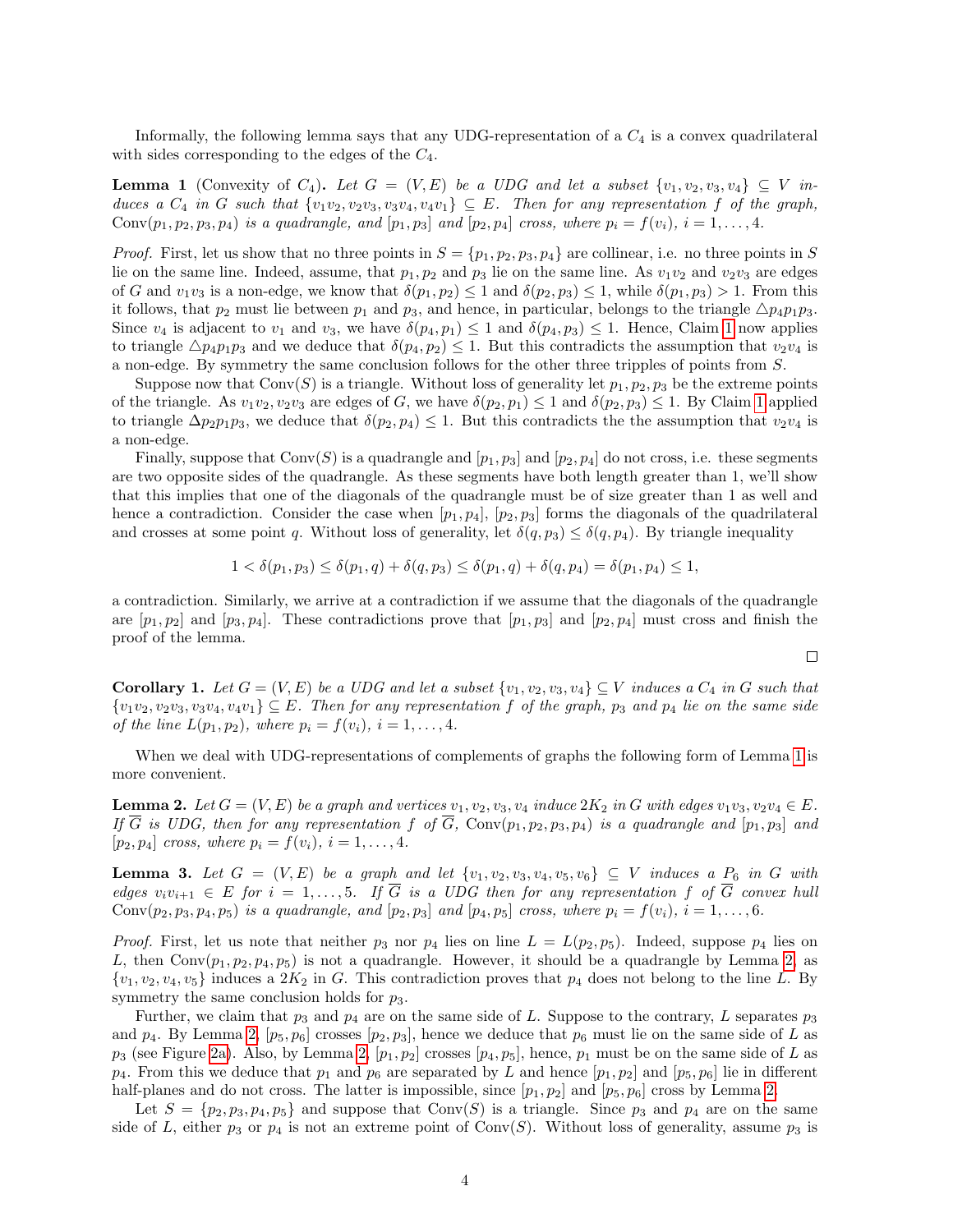Informally, the following lemma says that any UDG-representation of a $C_4$ is a convex quadrilateral with sides corresponding to the edges of the $C_4$.

**Lemma 1** (Convexity of $C_4$)**.** *Let $G = (V, E)$ be a UDG and let a subset $\{v_1, v_2, v_3, v_4\} \subseteq V$ induces a $C_4$ in $G$ such that $\{v_1v_2, v_2v_3, v_3v_4, v_4v_1\} \subseteq E$. Then for any representation $f$ of the graph, $\mathrm{Conv}(p_1, p_2, p_3, p_4)$ is a quadrangle, and $[p_1, p_3]$ and $[p_2, p_4]$ cross, where $p_i = f(v_i)$, $i = 1, \ldots, 4$.*

*Proof.* First, let us show that no three points in $S = \{p_1, p_2, p_3, p_4\}$ are collinear, i.e. no three points in $S$ lie on the same line. Indeed, assume, that $p_1, p_2$ and $p_3$ lie on the same line. As $v_1v_2$ and $v_2v_3$ are edges of $G$ and $v_1v_3$ is a non-edge, we know that $\delta(p_1, p_2) \leq 1$ and $\delta(p_2, p_3) \leq 1$, while $\delta(p_1, p_3) > 1$. From this it follows, that $p_2$ must lie between $p_1$ and $p_3$, and hence, in particular, belongs to the triangle $\triangle p_4p_1p_3$. Since $v_4$ is adjacent to $v_1$ and $v_3$, we have $\delta(p_4, p_1) \leq 1$ and $\delta(p_4, p_3) \leq 1$. Hence, Claim 1 now applies to triangle $\triangle p_4p_1p_3$ and we deduce that $\delta(p_4, p_2) \leq 1$. But this contradicts the assumption that $v_2v_4$ is a non-edge. By symmetry the same conclusion follows for the other three tripples of points from $S$.

Suppose now that $\mathrm{Conv}(S)$ is a triangle. Without loss of generality let $p_1, p_2, p_3$ be the extreme points of the triangle. As $v_1v_2, v_2v_3$ are edges of $G$, we have $\delta(p_2, p_1) \leq 1$ and $\delta(p_2, p_3) \leq 1$. By Claim 1 applied to triangle $\Delta p_2p_1p_3$, we deduce that $\delta(p_2, p_4) \leq 1$. But this contradicts the the assumption that $v_2v_4$ is a non-edge.

Finally, suppose that $\mathrm{Conv}(S)$ is a quadrangle and $[p_1, p_3]$ and $[p_2, p_4]$ do not cross, i.e. these segments are two opposite sides of the quadrangle. As these segments have both length greater than 1, we'll show that this implies that one of the diagonals of the quadrangle must be of size greater than 1 as well and hence a contradiction. Consider the case when $[p_1, p_4]$, $[p_2, p_3]$ forms the diagonals of the quadrilateral and crosses at some point $q$. Without loss of generality, let $\delta(q, p_3) \leq \delta(q, p_4)$. By triangle inequality

$$1 < \delta(p_1, p_3) \leq \delta(p_1, q) + \delta(q, p_3) \leq \delta(p_1, q) + \delta(q, p_4) = \delta(p_1, p_4) \leq 1,$$

a contradiction. Similarly, we arrive at a contradiction if we assume that the diagonals of the quadrangle are $[p_1, p_2]$ and $[p_3, p_4]$. These contradictions prove that $[p_1, p_3]$ and $[p_2, p_4]$ must cross and finish the proof of the lemma. □

**Corollary 1.** *Let $G = (V, E)$ be a UDG and let a subset $\{v_1, v_2, v_3, v_4\} \subseteq V$ induces a $C_4$ in $G$ such that $\{v_1v_2, v_2v_3, v_3v_4, v_4v_1\} \subseteq E$. Then for any representation $f$ of the graph, $p_3$ and $p_4$ lie on the same side of the line $L(p_1, p_2)$, where $p_i = f(v_i)$, $i = 1, \ldots, 4$.*

When we deal with UDG-representations of complements of graphs the following form of Lemma 1 is more convenient.

**Lemma 2.** *Let $G = (V, E)$ be a graph and vertices $v_1, v_2, v_3, v_4$ induce $2K_2$ in $G$ with edges $v_1v_3, v_2v_4 \in E$. If $\overline{G}$ is UDG, then for any representation $f$ of $\overline{G}$, $\mathrm{Conv}(p_1, p_2, p_3, p_4)$ is a quadrangle and $[p_1, p_3]$ and $[p_2, p_4]$ cross, where $p_i = f(v_i)$, $i = 1, \ldots, 4$.*

**Lemma 3.** *Let $G = (V, E)$ be a graph and let $\{v_1, v_2, v_3, v_4, v_5, v_6\} \subseteq V$ induces a $P_6$ in $G$ with edges $v_iv_{i+1} \in E$ for $i = 1, \ldots, 5$. If $\overline{G}$ is a UDG then for any representation $f$ of $\overline{G}$ convex hull $\mathrm{Conv}(p_2, p_3, p_4, p_5)$ is a quadrangle, and $[p_2, p_3]$ and $[p_4, p_5]$ cross, where $p_i = f(v_i)$, $i = 1, \ldots, 6$.*

*Proof.* First, let us note that neither $p_3$ nor $p_4$ lies on line $L = L(p_2, p_5)$. Indeed, suppose $p_4$ lies on $L$, then $\mathrm{Conv}(p_1, p_2, p_4, p_5)$ is not a quadrangle. However, it should be a quadrangle by Lemma 2, as $\{v_1, v_2, v_4, v_5\}$ induces a $2K_2$ in $G$. This contradiction proves that $p_4$ does not belong to the line $L$. By symmetry the same conclusion holds for $p_3$.

Further, we claim that $p_3$ and $p_4$ are on the same side of $L$. Suppose to the contrary, $L$ separates $p_3$ and $p_4$. By Lemma 2, $[p_5, p_6]$ crosses $[p_2, p_3]$, hence we deduce that $p_6$ must lie on the same side of $L$ as $p_3$ (see Figure 2a). Also, by Lemma 2, $[p_1, p_2]$ crosses $[p_4, p_5]$, hence, $p_1$ must be on the same side of $L$ as $p_4$. From this we deduce that $p_1$ and $p_6$ are separated by $L$ and hence $[p_1, p_2]$ and $[p_5, p_6]$ lie in different half-planes and do not cross. The latter is impossible, since $[p_1, p_2]$ and $[p_5, p_6]$ cross by Lemma 2.

Let $S = \{p_2, p_3, p_4, p_5\}$ and suppose that $\mathrm{Conv}(S)$ is a triangle. Since $p_3$ and $p_4$ are on the same side of $L$, either $p_3$ or $p_4$ is not an extreme point of $\mathrm{Conv}(S)$. Without loss of generality, assume $p_3$ is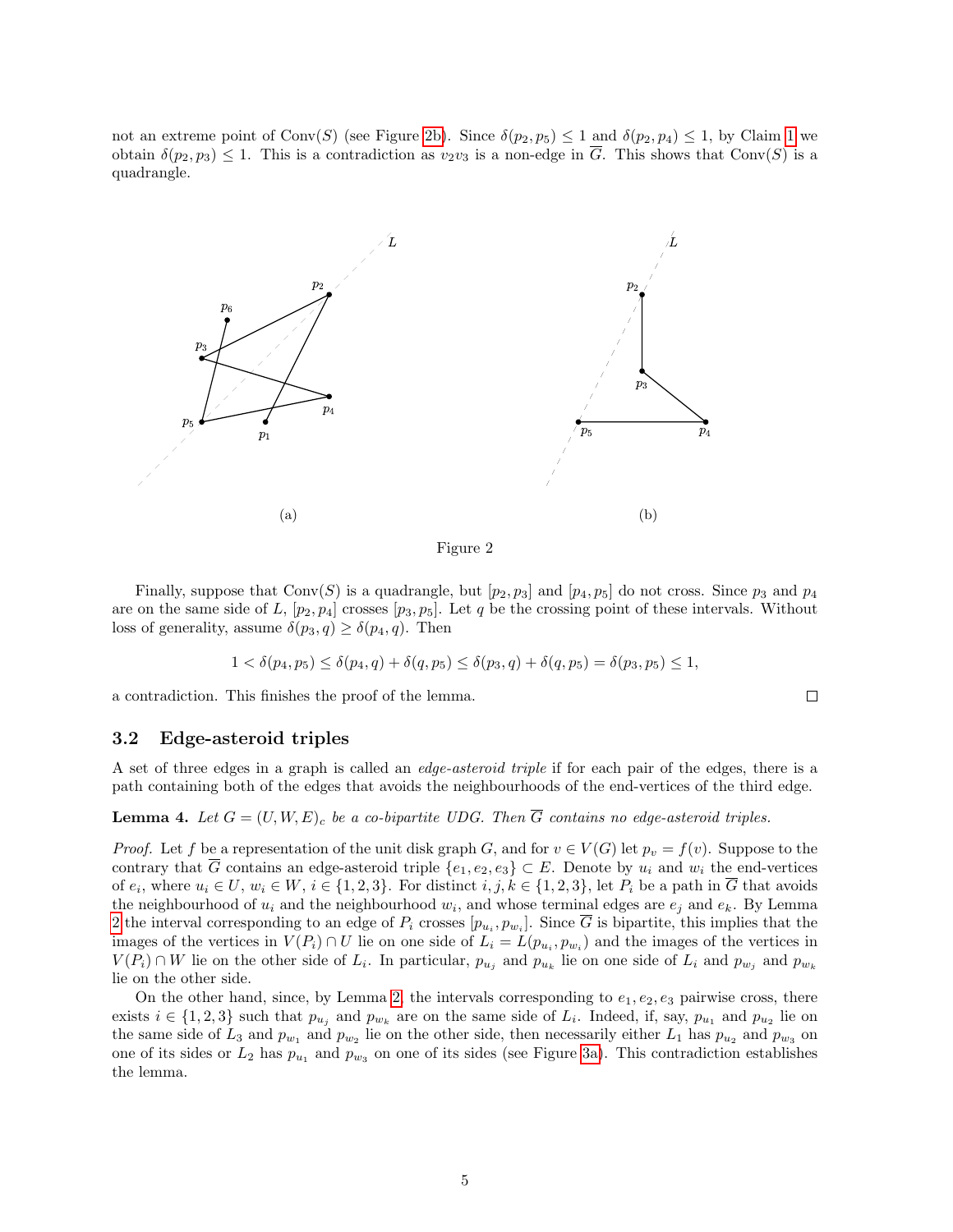not an extreme point of Conv($S$) (see Figure 2b). Since $\delta(p_2, p_5) \leq 1$ and $\delta(p_2, p_4) \leq 1$, by Claim 1 we obtain $\delta(p_2, p_3) \leq 1$. This is a contradiction as $v_2v_3$ is a non-edge in $\overline{G}$. This shows that Conv($S$) is a quadrangle.

(a)

(b)

Figure 2

Finally, suppose that Conv($S$) is a quadrangle, but $[p_2, p_3]$ and $[p_4, p_5]$ do not cross. Since $p_3$ and $p_4$ are on the same side of $L$, $[p_2, p_4]$ crosses $[p_3, p_5]$. Let $q$ be the crossing point of these intervals. Without loss of generality, assume $\delta(p_3, q) \geq \delta(p_4, q)$. Then

$$1 < \delta(p_4, p_5) \leq \delta(p_4, q) + \delta(q, p_5) \leq \delta(p_3, q) + \delta(q, p_5) = \delta(p_3, p_5) \leq 1,$$

a contradiction. This finishes the proof of the lemma. □

### 3.2 Edge-asteroid triples

A set of three edges in a graph is called an *edge-asteroid triple* if for each pair of the edges, there is a path containing both of the edges that avoids the neighbourhoods of the end-vertices of the third edge.

**Lemma 4.** *Let $G = (U, W, E)_c$ be a co-bipartite UDG. Then $\overline{G}$ contains no edge-asteroid triples.*

*Proof.* Let $f$ be a representation of the unit disk graph $G$, and for $v \in V(G)$ let $p_v = f(v)$. Suppose to the contrary that $\overline{G}$ contains an edge-asteroid triple $\{e_1, e_2, e_3\} \subset E$. Denote by $u_i$ and $w_i$ the end-vertices of $e_i$, where $u_i \in U$, $w_i \in W$, $i \in \{1, 2, 3\}$. For distinct $i, j, k \in \{1, 2, 3\}$, let $P_i$ be a path in $\overline{G}$ that avoids the neighbourhood of $u_i$ and the neighbourhood $w_i$, and whose terminal edges are $e_j$ and $e_k$. By Lemma 2 the interval corresponding to an edge of $P_i$ crosses $[p_{u_i}, p_{w_i}]$. Since $\overline{G}$ is bipartite, this implies that the images of the vertices in $V(P_i) \cap U$ lie on one side of $L_i = L(p_{u_i}, p_{w_i})$ and the images of the vertices in $V(P_i) \cap W$ lie on the other side of $L_i$. In particular, $p_{u_j}$ and $p_{u_k}$ lie on one side of $L_i$ and $p_{w_j}$ and $p_{w_k}$ lie on the other side.

On the other hand, since, by Lemma 2, the intervals corresponding to $e_1, e_2, e_3$ pairwise cross, there exists $i \in \{1, 2, 3\}$ such that $p_{u_j}$ and $p_{w_k}$ are on the same side of $L_i$. Indeed, if, say, $p_{u_1}$ and $p_{u_2}$ lie on the same side of $L_3$ and $p_{w_1}$ and $p_{w_2}$ lie on the other side, then necessarily either $L_1$ has $p_{u_2}$ and $p_{w_3}$ on one of its sides or $L_2$ has $p_{u_1}$ and $p_{w_3}$ on one of its sides (see Figure 3a). This contradiction establishes the lemma.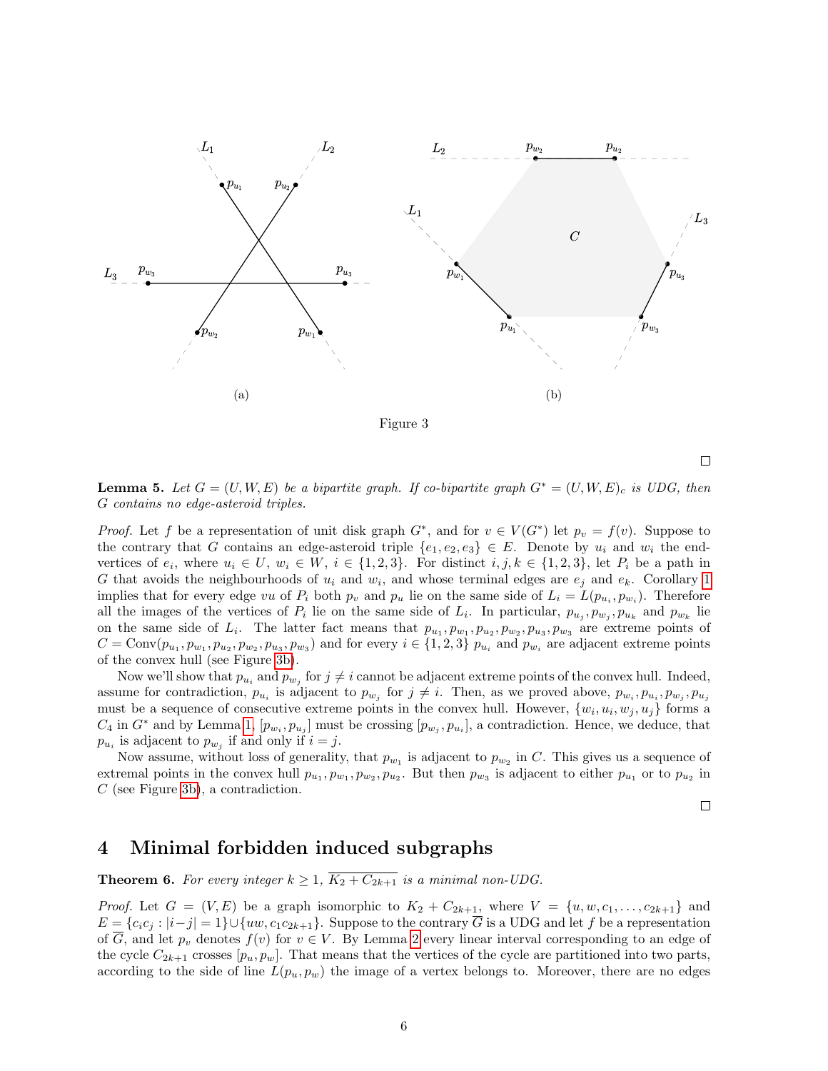(a)

(b)

Figure 3

□

**Lemma 5.** *Let $G = (U, W, E)$ be a bipartite graph. If co-bipartite graph $G^* = (U, W, E)_c$ is UDG, then $G$ contains no edge-asteroid triples.*

*Proof.* Let $f$ be a representation of unit disk graph $G^*$, and for $v \in V(G^*)$ let $p_v = f(v)$. Suppose to the contrary that $G$ contains an edge-asteroid triple $\{e_1, e_2, e_3\} \in E$. Denote by $u_i$ and $w_i$ the end-vertices of $e_i$, where $u_i \in U$, $w_i \in W$, $i \in \{1, 2, 3\}$. For distinct $i, j, k \in \{1, 2, 3\}$, let $P_i$ be a path in $G$ that avoids the neighbourhoods of $u_i$ and $w_i$, and whose terminal edges are $e_j$ and $e_k$. Corollary 1 implies that for every edge $vu$ of $P_i$ both $p_v$ and $p_u$ lie on the same side of $L_i = L(p_{u_i}, p_{w_i})$. Therefore all the images of the vertices of $P_i$ lie on the same side of $L_i$. In particular, $p_{u_j}, p_{w_j}, p_{u_k}$ and $p_{w_k}$ lie on the same side of $L_i$. The latter fact means that $p_{u_1}, p_{w_1}, p_{u_2}, p_{w_2}, p_{u_3}, p_{w_3}$ are extreme points of $C = \text{Conv}(p_{u_1}, p_{w_1}, p_{u_2}, p_{w_2}, p_{u_3}, p_{w_3})$ and for every $i \in \{1, 2, 3\}$ $p_{u_i}$ and $p_{w_i}$ are adjacent extreme points of the convex hull (see Figure 3b).

Now we'll show that $p_{u_i}$ and $p_{w_j}$ for $j \neq i$ cannot be adjacent extreme points of the convex hull. Indeed, assume for contradiction, $p_{u_i}$ is adjacent to $p_{w_j}$ for $j \neq i$. Then, as we proved above, $p_{w_i}, p_{u_i}, p_{w_j}, p_{u_j}$ must be a sequence of consecutive extreme points in the convex hull. However, $\{w_i, u_i, w_j, u_j\}$ forms a $C_4$ in $G^*$ and by Lemma 1, $[p_{w_i}, p_{u_j}]$ must be crossing $[p_{w_j}, p_{u_i}]$, a contradiction. Hence, we deduce, that $p_{u_i}$ is adjacent to $p_{w_j}$ if and only if $i = j$.

Now assume, without loss of generality, that $p_{w_1}$ is adjacent to $p_{w_2}$ in $C$. This gives us a sequence of extremal points in the convex hull $p_{u_1}, p_{w_1}, p_{w_2}, p_{u_2}$. But then $p_{w_3}$ is adjacent to either $p_{u_1}$ or to $p_{u_2}$ in $C$ (see Figure 3b), a contradiction.

□

## 4 Minimal forbidden induced subgraphs

**Theorem 6.** *For every integer $k \geq 1$, $\overline{K_2 + C_{2k+1}}$ is a minimal non-UDG.*

*Proof.* Let $G = (V, E)$ be a graph isomorphic to $K_2 + C_{2k+1}$, where $V = \{u, w, c_1, \ldots, c_{2k+1}\}$ and $E = \{c_i c_j : |i-j| = 1\} \cup \{uw, c_1 c_{2k+1}\}$. Suppose to the contrary $\overline{G}$ is a UDG and let $f$ be a representation of $\overline{G}$, and let $p_v$ denotes $f(v)$ for $v \in V$. By Lemma 2 every linear interval corresponding to an edge of the cycle $C_{2k+1}$ crosses $[p_u, p_w]$. That means that the vertices of the cycle are partitioned into two parts, according to the side of line $L(p_u, p_w)$ the image of a vertex belongs to. Moreover, there are no edges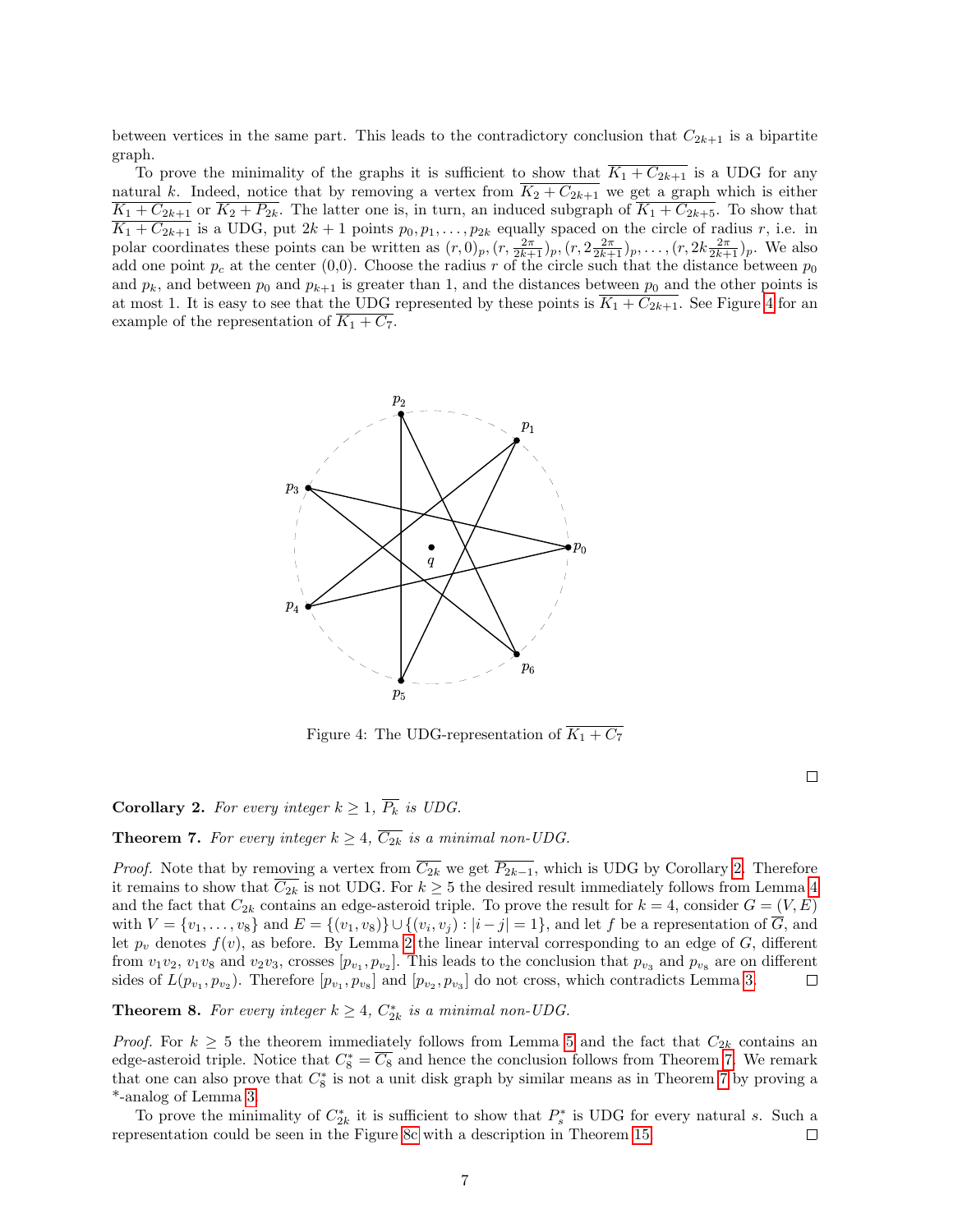between vertices in the same part. This leads to the contradictory conclusion that $C_{2k+1}$ is a bipartite graph.

To prove the minimality of the graphs it is sufficient to show that $\overline{K_1 + C_{2k+1}}$ is a UDG for any natural $k$. Indeed, notice that by removing a vertex from $\overline{K_2 + C_{2k+1}}$ we get a graph which is either $\overline{K_1 + C_{2k+1}}$ or $\overline{K_2 + P_{2k}}$. The latter one is, in turn, an induced subgraph of $\overline{K_1 + C_{2k+5}}$. To show that $\overline{K_1 + C_{2k+1}}$ is a UDG, put $2k+1$ points $p_0, p_1, \ldots, p_{2k}$ equally spaced on the circle of radius $r$, i.e. in polar coordinates these points can be written as $(r, 0)_p, (r, \frac{2\pi}{2k+1})_p, (r, 2\frac{2\pi}{2k+1})_p, \ldots, (r, 2k\frac{2\pi}{2k+1})_p$. We also add one point $p_c$ at the center (0,0). Choose the radius $r$ of the circle such that the distance between $p_0$ and $p_k$, and between $p_0$ and $p_{k+1}$ is greater than 1, and the distances between $p_0$ and the other points is at most 1. It is easy to see that the UDG represented by these points is $\overline{K_1 + C_{2k+1}}$. See Figure 4 for an example of the representation of $\overline{K_1 + C_7}$.

Figure 4: The UDG-representation of $\overline{K_1 + C_7}$

□

**Corollary 2.** *For every integer $k \geq 1$, $\overline{P_k}$ is UDG.*

**Theorem 7.** *For every integer $k \geq 4$, $\overline{C_{2k}}$ is a minimal non-UDG.*

*Proof.* Note that by removing a vertex from $\overline{C_{2k}}$ we get $\overline{P_{2k-1}}$, which is UDG by Corollary 2. Therefore it remains to show that $\overline{C_{2k}}$ is not UDG. For $k \geq 5$ the desired result immediately follows from Lemma 4 and the fact that $C_{2k}$ contains an edge-asteroid triple. To prove the result for $k = 4$, consider $G = (V, E)$ with $V = \{v_1, \ldots, v_8\}$ and $E = \{(v_1, v_8)\} \cup \{(v_i, v_j) : |i - j| = 1\}$, and let $f$ be a representation of $\overline{G}$, and let $p_v$ denotes $f(v)$, as before. By Lemma 2 the linear interval corresponding to an edge of $G$, different from $v_1v_2$, $v_1v_8$ and $v_2v_3$, crosses $[p_{v_1}, p_{v_2}]$. This leads to the conclusion that $p_{v_3}$ and $p_{v_8}$ are on different sides of $L(p_{v_1}, p_{v_2})$. Therefore $[p_{v_1}, p_{v_8}]$ and $[p_{v_2}, p_{v_3}]$ do not cross, which contradicts Lemma 3. □

**Theorem 8.** *For every integer $k \geq 4$, $C^*_{2k}$ is a minimal non-UDG.*

*Proof.* For $k \geq 5$ the theorem immediately follows from Lemma 5 and the fact that $C_{2k}$ contains an edge-asteroid triple. Notice that $C^*_8 = \overline{C_8}$ and hence the conclusion follows from Theorem 7. We remark that one can also prove that $C^*_8$ is not a unit disk graph by similar means as in Theorem 7 by proving a *-analog of Lemma 3.

To prove the minimality of $C^*_{2k}$ it is sufficient to show that $P^*_s$ is UDG for every natural $s$. Such a representation could be seen in the Figure 8c with a description in Theorem 15. □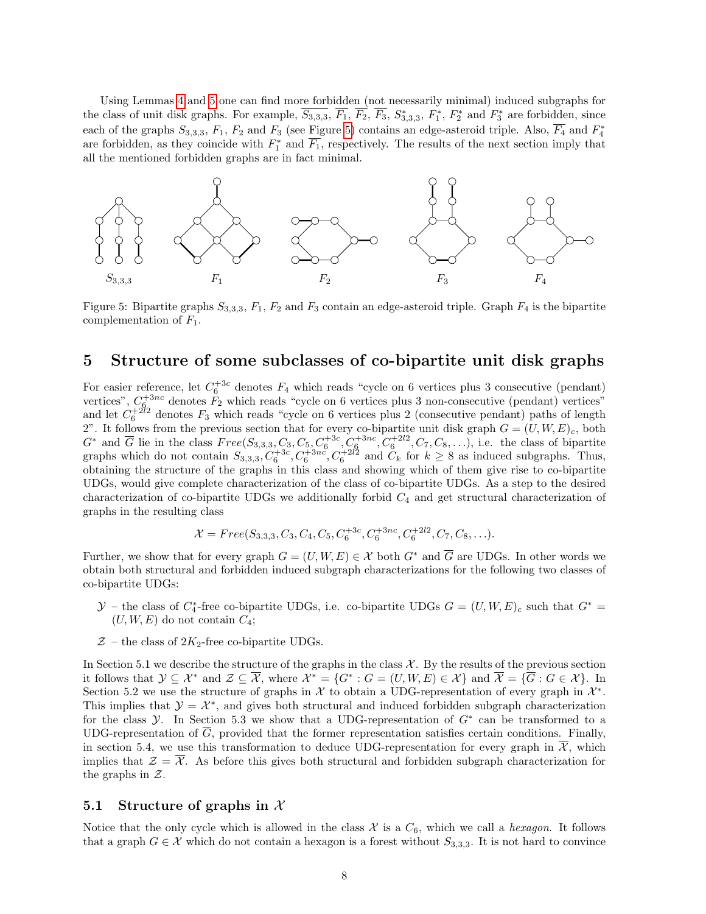Using Lemmas 4 and 5 one can find more forbidden (not necessarily minimal) induced subgraphs for the class of unit disk graphs. For example, $\overline{S_{3,3,3}}$, $\overline{F_1}$, $\overline{F_2}$, $\overline{F_3}$, $S^*_{3,3,3}$, $F_1^*$, $F_2^*$ and $F_3^*$ are forbidden, since each of the graphs $S_{3,3,3}$, $F_1$, $F_2$ and $F_3$ (see Figure 5) contains an edge-asteroid triple. Also, $\overline{F_4}$ and $F_4^*$ are forbidden, as they coincide with $F_1^*$ and $\overline{F_1}$, respectively. The results of the next section imply that all the mentioned forbidden graphs are in fact minimal.

Figure 5: Bipartite graphs $S_{3,3,3}$, $F_1$, $F_2$ and $F_3$ contain an edge-asteroid triple. Graph $F_4$ is the bipartite complementation of $F_1$.

# 5 Structure of some subclasses of co-bipartite unit disk graphs

For easier reference, let $C_6^{+3c}$ denotes $F_4$ which reads "cycle on 6 vertices plus 3 consecutive (pendant) vertices", $C_6^{+3nc}$ denotes $F_2$ which reads "cycle on 6 vertices plus 3 non-consecutive (pendant) vertices" and let $C_6^{+2l2}$ denotes $F_3$ which reads "cycle on 6 vertices plus 2 (consecutive pendant) paths of length 2". It follows from the previous section that for every co-bipartite unit disk graph $G = (U, W, E)_c$, both $G^*$ and $\overline{G}$ lie in the class $Free(S_{3,3,3}, C_3, C_5, C_6^{+3c}, C_6^{+3nc}, C_6^{+2l2}, C_7, C_8, \ldots)$, i.e. the class of bipartite graphs which do not contain $S_{3,3,3}, C_6^{+3c}, C_6^{+3nc}, C_6^{+2l2}$ and $C_k$ for $k \geq 8$ as induced subgraphs. Thus, obtaining the structure of the graphs in this class and showing which of them give rise to co-bipartite UDGs, would give complete characterization of the class of co-bipartite UDGs. As a step to the desired characterization of co-bipartite UDGs we additionally forbid $C_4$ and get structural characterization of graphs in the resulting class

$$\mathcal{X} = Free(S_{3,3,3}, C_3, C_4, C_5, C_6^{+3c}, C_6^{+3nc}, C_6^{+2l2}, C_7, C_8, \ldots).$$

Further, we show that for every graph $G = (U, W, E) \in \mathcal{X}$ both $G^*$ and $\overline{G}$ are UDGs. In other words we obtain both structural and forbidden induced subgraph characterizations for the following two classes of co-bipartite UDGs:

- $\mathcal{Y}$ – the class of $C_4^*$-free co-bipartite UDGs, i.e. co-bipartite UDGs $G = (U, W, E)_c$ such that $G^* = (U, W, E)$ do not contain $C_4$;
- $\mathcal{Z}$ – the class of $2K_2$-free co-bipartite UDGs.

In Section 5.1 we describe the structure of the graphs in the class $\mathcal{X}$. By the results of the previous section it follows that $\mathcal{Y} \subseteq \mathcal{X}^*$ and $\mathcal{Z} \subseteq \overline{\mathcal{X}}$, where $\mathcal{X}^* = \{G^* : G = (U, W, E) \in \mathcal{X}\}$ and $\overline{\mathcal{X}} = \{\overline{G} : G \in \mathcal{X}\}$. In Section 5.2 we use the structure of graphs in $\mathcal{X}$ to obtain a UDG-representation of every graph in $\mathcal{X}^*$. This implies that $\mathcal{Y} = \mathcal{X}^*$, and gives both structural and induced forbidden subgraph characterization for the class $\mathcal{Y}$. In Section 5.3 we show that a UDG-representation of $G^*$ can be transformed to a UDG-representation of $\overline{G}$, provided that the former representation satisfies certain conditions. Finally, in section 5.4, we use this transformation to deduce UDG-representation for every graph in $\overline{\mathcal{X}}$, which implies that $\mathcal{Z} = \overline{\mathcal{X}}$. As before this gives both structural and forbidden subgraph characterization for the graphs in $\mathcal{Z}$.

## 5.1 Structure of graphs in $\mathcal{X}$

Notice that the only cycle which is allowed in the class $\mathcal{X}$ is a $C_6$, which we call a *hexagon*. It follows that a graph $G \in \mathcal{X}$ which do not contain a hexagon is a forest without $S_{3,3,3}$. It is not hard to convince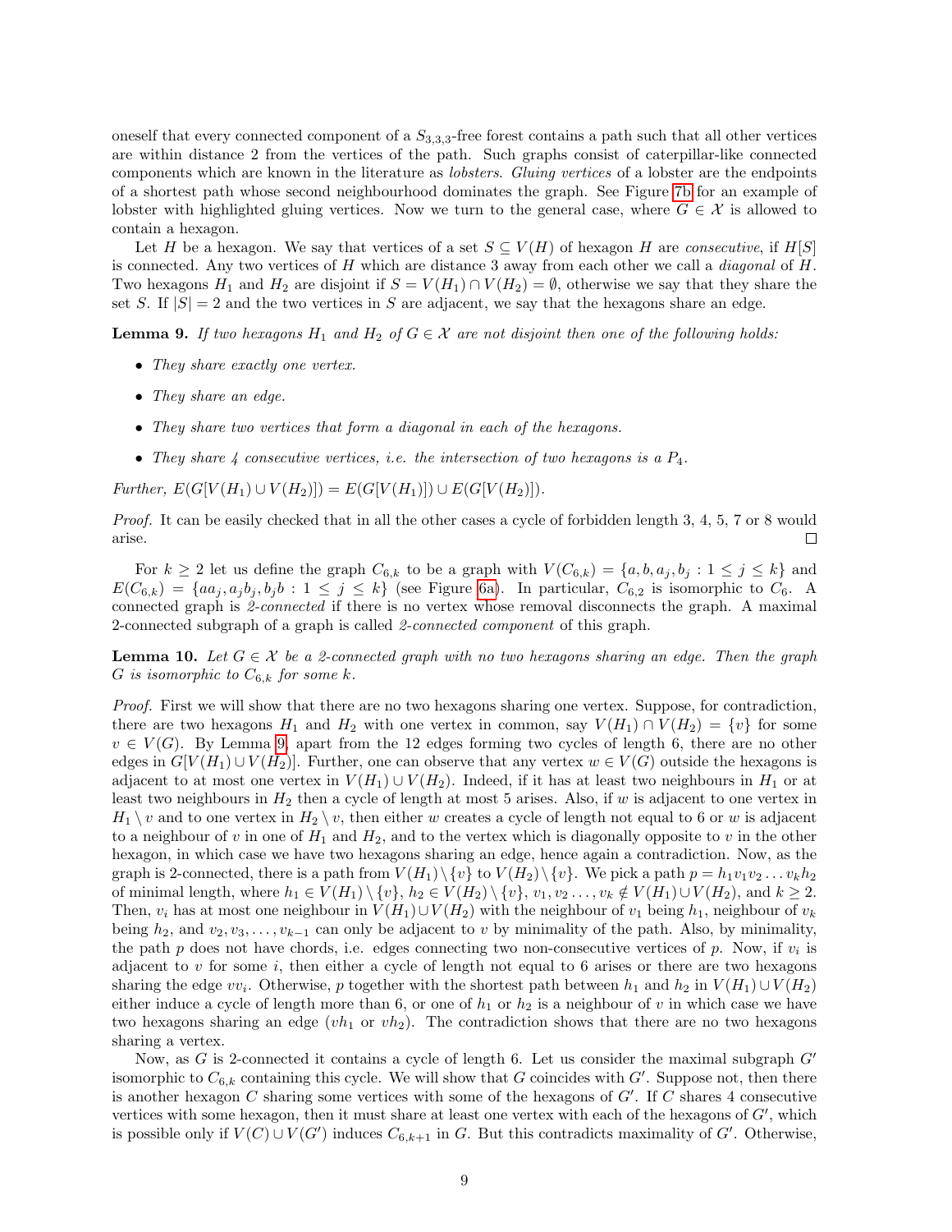oneself that every connected component of a $S_{3,3,3}$-free forest contains a path such that all other vertices are within distance 2 from the vertices of the path. Such graphs consist of caterpillar-like connected components which are known in the literature as *lobsters*. *Gluing vertices* of a lobster are the endpoints of a shortest path whose second neighbourhood dominates the graph. See Figure 7b for an example of lobster with highlighted gluing vertices. Now we turn to the general case, where $G \in \mathcal{X}$ is allowed to contain a hexagon.

Let $H$ be a hexagon. We say that vertices of a set $S \subseteq V(H)$ of hexagon $H$ are *consecutive*, if $H[S]$ is connected. Any two vertices of $H$ which are distance 3 away from each other we call a *diagonal* of $H$. Two hexagons $H_1$ and $H_2$ are disjoint if $S = V(H_1) \cap V(H_2) = \emptyset$, otherwise we say that they share the set $S$. If $|S| = 2$ and the two vertices in $S$ are adjacent, we say that the hexagons share an edge.

**Lemma 9.** *If two hexagons $H_1$ and $H_2$ of $G \in \mathcal{X}$ are not disjoint then one of the following holds:*

- *They share exactly one vertex.*
- *They share an edge.*
- *They share two vertices that form a diagonal in each of the hexagons.*
- *They share 4 consecutive vertices, i.e. the intersection of two hexagons is a $P_4$.*

*Further, $E(G[V(H_1) \cup V(H_2)]) = E(G[V(H_1)]) \cup E(G[V(H_2)])$.*

*Proof.* It can be easily checked that in all the other cases a cycle of forbidden length 3, 4, 5, 7 or 8 would arise. □

For $k \geq 2$ let us define the graph $C_{6,k}$ to be a graph with $V(C_{6,k}) = \{a, b, a_j, b_j : 1 \leq j \leq k\}$ and $E(C_{6,k}) = \{aa_j, a_jb_j, b_jb : 1 \leq j \leq k\}$ (see Figure 6a). In particular, $C_{6,2}$ is isomorphic to $C_6$. A connected graph is *2-connected* if there is no vertex whose removal disconnects the graph. A maximal 2-connected subgraph of a graph is called *2-connected component* of this graph.

**Lemma 10.** *Let $G \in \mathcal{X}$ be a 2-connected graph with no two hexagons sharing an edge. Then the graph $G$ is isomorphic to $C_{6,k}$ for some $k$.*

*Proof.* First we will show that there are no two hexagons sharing one vertex. Suppose, for contradiction, there are two hexagons $H_1$ and $H_2$ with one vertex in common, say $V(H_1) \cap V(H_2) = \{v\}$ for some $v \in V(G)$. By Lemma 9, apart from the 12 edges forming two cycles of length 6, there are no other edges in $G[V(H_1) \cup V(H_2)]$. Further, one can observe that any vertex $w \in V(G)$ outside the hexagons is adjacent to at most one vertex in $V(H_1) \cup V(H_2)$. Indeed, if it has at least two neighbours in $H_1$ or at least two neighbours in $H_2$ then a cycle of length at most 5 arises. Also, if $w$ is adjacent to one vertex in $H_1 \setminus v$ and to one vertex in $H_2 \setminus v$, then either $w$ creates a cycle of length not equal to 6 or $w$ is adjacent to a neighbour of $v$ in one of $H_1$ and $H_2$, and to the vertex which is diagonally opposite to $v$ in the other hexagon, in which case we have two hexagons sharing an edge, hence again a contradiction. Now, as the graph is 2-connected, there is a path from $V(H_1) \setminus \{v\}$ to $V(H_2) \setminus \{v\}$. We pick a path $p = h_1v_1v_2 \ldots v_kh_2$ of minimal length, where $h_1 \in V(H_1) \setminus \{v\}$, $h_2 \in V(H_2) \setminus \{v\}$, $v_1, v_2 \ldots, v_k \notin V(H_1) \cup V(H_2)$, and $k \geq 2$. Then, $v_i$ has at most one neighbour in $V(H_1) \cup V(H_2)$ with the neighbour of $v_1$ being $h_1$, neighbour of $v_k$ being $h_2$, and $v_2, v_3, \ldots, v_{k-1}$ can only be adjacent to $v$ by minimality of the path. Also, by minimality, the path $p$ does not have chords, i.e. edges connecting two non-consecutive vertices of $p$. Now, if $v_i$ is adjacent to $v$ for some $i$, then either a cycle of length not equal to 6 arises or there are two hexagons sharing the edge $vv_i$. Otherwise, $p$ together with the shortest path between $h_1$ and $h_2$ in $V(H_1) \cup V(H_2)$ either induce a cycle of length more than 6, or one of $h_1$ or $h_2$ is a neighbour of $v$ in which case we have two hexagons sharing an edge ($vh_1$ or $vh_2$). The contradiction shows that there are no two hexagons sharing a vertex.

Now, as $G$ is 2-connected it contains a cycle of length 6. Let us consider the maximal subgraph $G'$ isomorphic to $C_{6,k}$ containing this cycle. We will show that $G$ coincides with $G'$. Suppose not, then there is another hexagon $C$ sharing some vertices with some of the hexagons of $G'$. If $C$ shares 4 consecutive vertices with some hexagon, then it must share at least one vertex with each of the hexagons of $G'$, which is possible only if $V(C) \cup V(G')$ induces $C_{6,k+1}$ in $G$. But this contradicts maximality of $G'$. Otherwise,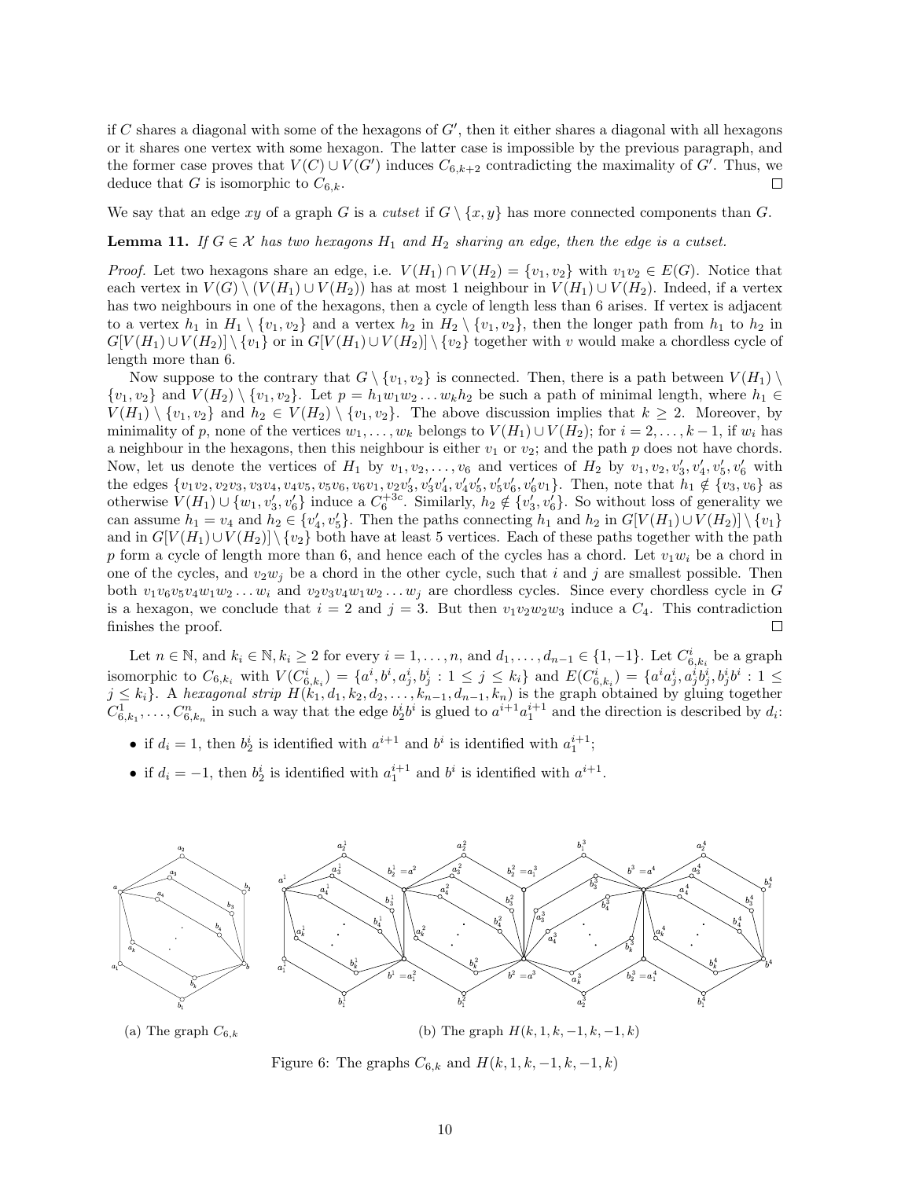if $C$ shares a diagonal with some of the hexagons of $G'$, then it either shares a diagonal with all hexagons or it shares one vertex with some hexagon. The latter case is impossible by the previous paragraph, and the former case proves that $V(C) \cup V(G')$ induces $C_{6,k+2}$ contradicting the maximality of $G'$. Thus, we deduce that $G$ is isomorphic to $C_{6,k}$. $\square$

We say that an edge $xy$ of a graph $G$ is a *cutset* if $G \setminus \{x, y\}$ has more connected components than $G$.

**Lemma 11.** *If $G \in \mathcal{X}$ has two hexagons $H_1$ and $H_2$ sharing an edge, then the edge is a cutset.*

*Proof.* Let two hexagons share an edge, i.e. $V(H_1) \cap V(H_2) = \{v_1, v_2\}$ with $v_1v_2 \in E(G)$. Notice that each vertex in $V(G) \setminus (V(H_1) \cup V(H_2))$ has at most 1 neighbour in $V(H_1) \cup V(H_2)$. Indeed, if a vertex has two neighbours in one of the hexagons, then a cycle of length less than 6 arises. If vertex is adjacent to a vertex $h_1$ in $H_1 \setminus \{v_1, v_2\}$ and a vertex $h_2$ in $H_2 \setminus \{v_1, v_2\}$, then the longer path from $h_1$ to $h_2$ in $G[V(H_1) \cup V(H_2)] \setminus \{v_1\}$ or in $G[V(H_1) \cup V(H_2)] \setminus \{v_2\}$ together with $v$ would make a chordless cycle of length more than 6.

Now suppose to the contrary that $G \setminus \{v_1, v_2\}$ is connected. Then, there is a path between $V(H_1) \setminus \{v_1, v_2\}$ and $V(H_2) \setminus \{v_1, v_2\}$. Let $p = h_1w_1w_2 \dots w_kh_2$ be such a path of minimal length, where $h_1 \in V(H_1) \setminus \{v_1, v_2\}$ and $h_2 \in V(H_2) \setminus \{v_1, v_2\}$. The above discussion implies that $k \geq 2$. Moreover, by minimality of $p$, none of the vertices $w_1, \dots, w_k$ belongs to $V(H_1) \cup V(H_2)$; for $i = 2, \dots, k-1$, if $w_i$ has a neighbour in the hexagons, then this neighbour is either $v_1$ or $v_2$; and the path $p$ does not have chords. Now, let us denote the vertices of $H_1$ by $v_1, v_2, \dots, v_6$ and vertices of $H_2$ by $v_1, v_2, v_3', v_4', v_5', v_6'$ with the edges $\{v_1v_2, v_2v_3, v_3v_4, v_4v_5, v_5v_6, v_6v_1, v_2v_3', v_3'v_4', v_4'v_5', v_5'v_6', v_6'v_1\}$. Then, note that $h_1 \notin \{v_3, v_6\}$ as otherwise $V(H_1) \cup \{w_1, v_3', v_6'\}$ induce a $C_6^{+3c}$. Similarly, $h_2 \notin \{v_3', v_6'\}$. So without loss of generality we can assume $h_1 = v_4$ and $h_2 \in \{v_4', v_5'\}$. Then the paths connecting $h_1$ and $h_2$ in $G[V(H_1) \cup V(H_2)] \setminus \{v_1\}$ and in $G[V(H_1) \cup V(H_2)] \setminus \{v_2\}$ both have at least 5 vertices. Each of these paths together with the path $p$ form a cycle of length more than 6, and hence each of the cycles has a chord. Let $v_1w_i$ be a chord in one of the cycles, and $v_2w_j$ be a chord in the other cycle, such that $i$ and $j$ are smallest possible. Then both $v_1v_6v_5v_4w_1w_2 \dots w_i$ and $v_2v_3v_4w_1w_2 \dots w_j$ are chordless cycles. Since every chordless cycle in $G$ is a hexagon, we conclude that $i = 2$ and $j = 3$. But then $v_1v_2w_2w_3$ induce a $C_4$. This contradiction finishes the proof. $\square$

Let $n \in \mathbb{N}$, and $k_i \in \mathbb{N}, k_i \geq 2$ for every $i = 1, \dots, n$, and $d_1, \dots, d_{n-1} \in \{1, -1\}$. Let $C_{6,k_i}^i$ be a graph isomorphic to $C_{6,k_i}$ with $V(C_{6,k_i}^i) = \{a^i, b^i, a_j^i, b_j^i : 1 \leq j \leq k_i\}$ and $E(C_{6,k_i}^i) = \{a^ia_j^i, a_j^ib_j^i, b_j^ib^i : 1 \leq j \leq k_i\}$. A *hexagonal strip* $H(k_1, d_1, k_2, d_2, \dots, k_{n-1}, d_{n-1}, k_n)$ is the graph obtained by gluing together $C_{6,k_1}^1, \dots, C_{6,k_n}^n$ in such a way that the edge $b_2^ib^i$ is glued to $a^{i+1}a_1^{i+1}$ and the direction is described by $d_i$:

- if $d_i = 1$, then $b_2^i$ is identified with $a^{i+1}$ and $b^i$ is identified with $a_1^{i+1}$;
- if $d_i = -1$, then $b_2^i$ is identified with $a_1^{i+1}$ and $b^i$ is identified with $a^{i+1}$.

(a) The graph $C_{6,k}$

(b) The graph $H(k, 1, k, -1, k, -1, k)$

Figure 6: The graphs $C_{6,k}$ and $H(k, 1, k, -1, k, -1, k)$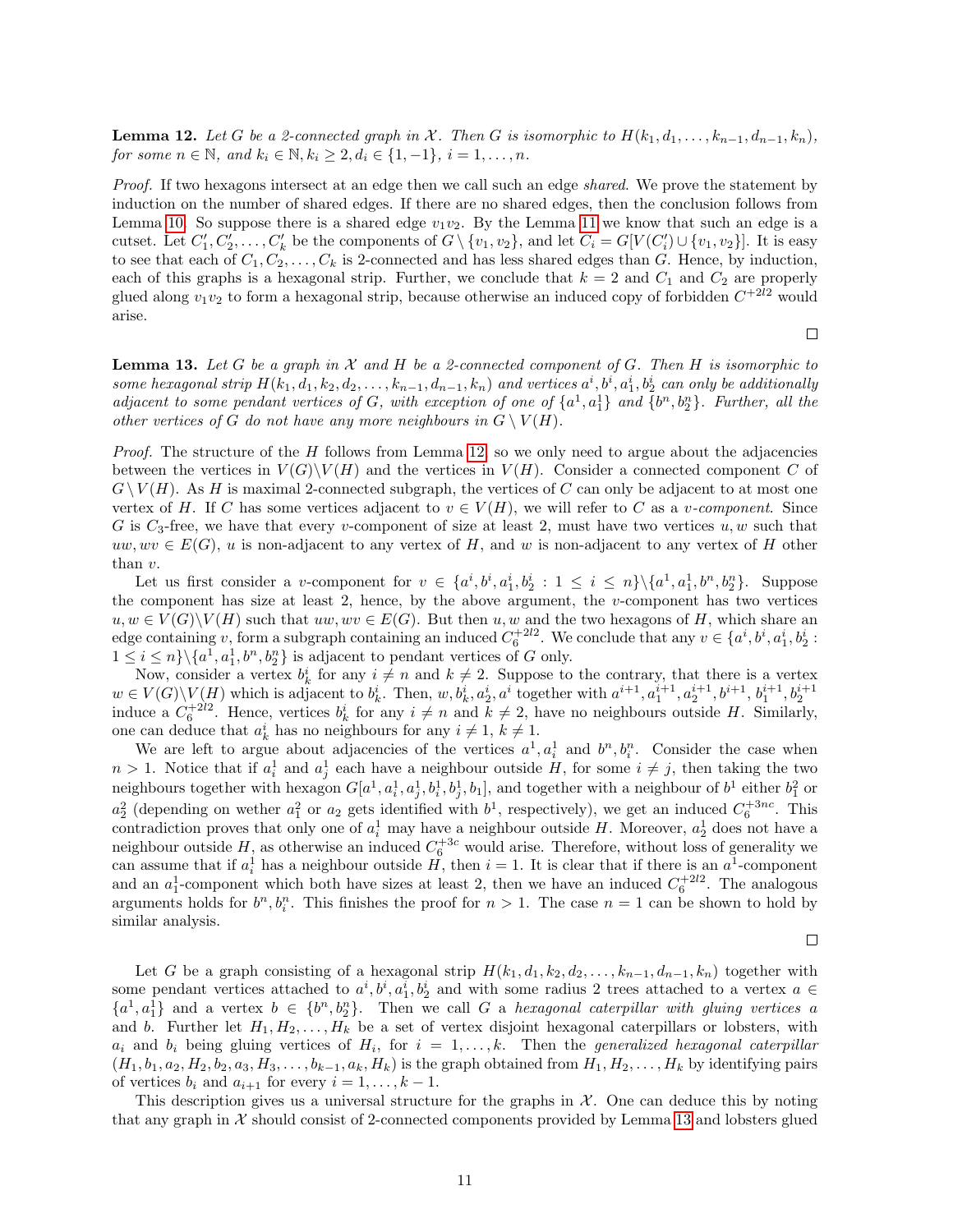**Lemma 12.** *Let $G$ be a 2-connected graph in $\mathcal{X}$. Then $G$ is isomorphic to $H(k_1, d_1, \ldots, k_{n-1}, d_{n-1}, k_n)$, for some $n \in \mathbb{N}$, and $k_i \in \mathbb{N}, k_i \geq 2, d_i \in \{1, -1\}$, $i = 1, \ldots, n$.*

*Proof.* If two hexagons intersect at an edge then we call such an edge *shared*. We prove the statement by induction on the number of shared edges. If there are no shared edges, then the conclusion follows from Lemma 10. So suppose there is a shared edge $v_1v_2$. By the Lemma 11 we know that such an edge is a cutset. Let $C'_1, C'_2, \ldots, C'_k$ be the components of $G \setminus \{v_1, v_2\}$, and let $C_i = G[V(C'_i) \cup \{v_1, v_2\}]$. It is easy to see that each of $C_1, C_2, \ldots, C_k$ is 2-connected and has less shared edges than $G$. Hence, by induction, each of this graphs is a hexagonal strip. Further, we conclude that $k = 2$ and $C_1$ and $C_2$ are properly glued along $v_1v_2$ to form a hexagonal strip, because otherwise an induced copy of forbidden $C^{+2l2}$ would arise. □

**Lemma 13.** *Let $G$ be a graph in $\mathcal{X}$ and $H$ be a 2-connected component of $G$. Then $H$ is isomorphic to some hexagonal strip $H(k_1, d_1, k_2, d_2, \ldots, k_{n-1}, d_{n-1}, k_n)$ and vertices $a^i, b^i, a^i_1, b^i_2$ can only be additionally adjacent to some pendant vertices of $G$, with exception of one of $\{a^1, a^1_1\}$ and $\{b^n, b^n_2\}$. Further, all the other vertices of $G$ do not have any more neighbours in $G \setminus V(H)$.*

*Proof.* The structure of the $H$ follows from Lemma 12, so we only need to argue about the adjacencies between the vertices in $V(G) \setminus V(H)$ and the vertices in $V(H)$. Consider a connected component $C$ of $G \setminus V(H)$. As $H$ is maximal 2-connected subgraph, the vertices of $C$ can only be adjacent to at most one vertex of $H$. If $C$ has some vertices adjacent to $v \in V(H)$, we will refer to $C$ as a *$v$-component*. Since $G$ is $C_3$-free, we have that every $v$-component of size at least 2, must have two vertices $u, w$ such that $uw, wv \in E(G)$, $u$ is non-adjacent to any vertex of $H$, and $w$ is non-adjacent to any vertex of $H$ other than $v$.

Let us first consider a $v$-component for $v \in \{a^i, b^i, a^i_1, b^i_2 : 1 \leq i \leq n\} \setminus \{a^1, a^1_1, b^n, b^n_2\}$. Suppose the component has size at least 2, hence, by the above argument, the $v$-component has two vertices $u, w \in V(G) \setminus V(H)$ such that $uw, wv \in E(G)$. But then $u, w$ and the two hexagons of $H$, which share an edge containing $v$, form a subgraph containing an induced $C_6^{+2l2}$. We conclude that any $v \in \{a^i, b^i, a^i_1, b^i_2 : 1 \leq i \leq n\} \setminus \{a^1, a^1_1, b^n, b^n_2\}$ is adjacent to pendant vertices of $G$ only.

Now, consider a vertex $b^i_k$ for any $i \neq n$ and $k \neq 2$. Suppose to the contrary, that there is a vertex $w \in V(G) \setminus V(H)$ which is adjacent to $b^i_k$. Then, $w, b^i_k, a^i_2, a^i$ together with $a^{i+1}, a^{i+1}_1, a^{i+1}_2, b^{i+1}, b^{i+1}_1, b^{i+1}_2$ induce a $C_6^{+2l2}$. Hence, vertices $b^i_k$ for any $i \neq n$ and $k \neq 2$, have no neighbours outside $H$. Similarly, one can deduce that $a^i_k$ has no neighbours for any $i \neq 1$, $k \neq 1$.

We are left to argue about adjacencies of the vertices $a^1, a^1_i$ and $b^n, b^n_i$. Consider the case when $n > 1$. Notice that if $a^1_i$ and $a^1_j$ each have a neighbour outside $H$, for some $i \neq j$, then taking the two neighbours together with hexagon $G[a^1, a^1_i, a^1_j, b^1_i, b^1_j, b_1]$, and together with a neighbour of $b^1$ either $b^2_1$ or $a^2_2$ (depending on wether $a^2_1$ or $a_2$ gets identified with $b^1$, respectively), we get an induced $C_6^{+3nc}$. This contradiction proves that only one of $a^1_i$ may have a neighbour outside $H$. Moreover, $a^1_2$ does not have a neighbour outside $H$, as otherwise an induced $C_6^{+3c}$ would arise. Therefore, without loss of generality we can assume that if $a^1_i$ has a neighbour outside $H$, then $i = 1$. It is clear that if there is an $a^1$-component and an $a^1_1$-component which both have sizes at least 2, then we have an induced $C_6^{+2l2}$. The analogous arguments holds for $b^n, b^n_i$. This finishes the proof for $n > 1$. The case $n = 1$ can be shown to hold by similar analysis. □

Let $G$ be a graph consisting of a hexagonal strip $H(k_1, d_1, k_2, d_2, \ldots, k_{n-1}, d_{n-1}, k_n)$ together with some pendant vertices attached to $a^i, b^i, a^i_1, b^i_2$ and with some radius 2 trees attached to a vertex $a \in \{a^1, a^1_1\}$ and a vertex $b \in \{b^n, b^n_2\}$. Then we call $G$ a *hexagonal caterpillar with gluing vertices* $a$ and $b$. Further let $H_1, H_2, \ldots, H_k$ be a set of vertex disjoint hexagonal caterpillars or lobsters, with $a_i$ and $b_i$ being gluing vertices of $H_i$, for $i = 1, \ldots, k$. Then the *generalized hexagonal caterpillar* $(H_1, b_1, a_2, H_2, b_2, a_3, H_3, \ldots, b_{k-1}, a_k, H_k)$ is the graph obtained from $H_1, H_2, \ldots, H_k$ by identifying pairs of vertices $b_i$ and $a_{i+1}$ for every $i = 1, \ldots, k-1$.

This description gives us a universal structure for the graphs in $\mathcal{X}$. One can deduce this by noting that any graph in $\mathcal{X}$ should consist of 2-connected components provided by Lemma 13 and lobsters glued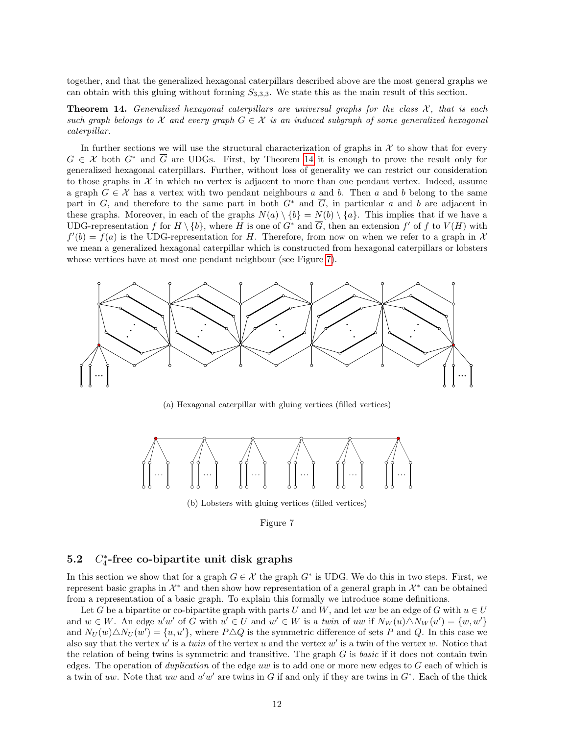together, and that the generalized hexagonal caterpillars described above are the most general graphs we can obtain with this gluing without forming $S_{3,3,3}$. We state this as the main result of this section.

**Theorem 14.** *Generalized hexagonal caterpillars are universal graphs for the class $\mathcal{X}$, that is each such graph belongs to $\mathcal{X}$ and every graph $G \in \mathcal{X}$ is an induced subgraph of some generalized hexagonal caterpillar.*

In further sections we will use the structural characterization of graphs in $\mathcal{X}$ to show that for every $G \in \mathcal{X}$ both $G^*$ and $\overline{G}$ are UDGs. First, by Theorem 14 it is enough to prove the result only for generalized hexagonal caterpillars. Further, without loss of generality we can restrict our consideration to those graphs in $\mathcal{X}$ in which no vertex is adjacent to more than one pendant vertex. Indeed, assume a graph $G \in \mathcal{X}$ has a vertex with two pendant neighbours $a$ and $b$. Then $a$ and $b$ belong to the same part in $G$, and therefore to the same part in both $G^*$ and $\overline{G}$, in particular $a$ and $b$ are adjacent in these graphs. Moreover, in each of the graphs $N(a) \setminus \{b\} = N(b) \setminus \{a\}$. This implies that if we have a UDG-representation $f$ for $H \setminus \{b\}$, where $H$ is one of $G^*$ and $\overline{G}$, then an extension $f'$ of $f$ to $V(H)$ with $f'(b) = f(a)$ is the UDG-representation for $H$. Therefore, from now on when we refer to a graph in $\mathcal{X}$ we mean a generalized hexagonal caterpillar which is constructed from hexagonal caterpillars or lobsters whose vertices have at most one pendant neighbour (see Figure 7).

(a) Hexagonal caterpillar with gluing vertices (filled vertices)

(b) Lobsters with gluing vertices (filled vertices)

Figure 7

## 5.2 $C_4^*$-free co-bipartite unit disk graphs

In this section we show that for a graph $G \in \mathcal{X}$ the graph $G^*$ is UDG. We do this in two steps. First, we represent basic graphs in $\mathcal{X}^*$ and then show how representation of a general graph in $\mathcal{X}^*$ can be obtained from a representation of a basic graph. To explain this formally we introduce some definitions.

Let $G$ be a bipartite or co-bipartite graph with parts $U$ and $W$, and let $uw$ be an edge of $G$ with $u \in U$ and $w \in W$. An edge $u'w'$ of $G$ with $u' \in U$ and $w' \in W$ is a *twin* of $uw$ if $N_W(u) \triangle N_W(u') = \{w, w'\}$ and $N_U(w) \triangle N_U(w') = \{u, u'\}$, where $P \triangle Q$ is the symmetric difference of sets $P$ and $Q$. In this case we also say that the vertex $u'$ is a *twin* of the vertex $u$ and the vertex $w'$ is a twin of the vertex $w$. Notice that the relation of being twins is symmetric and transitive. The graph $G$ is *basic* if it does not contain twin edges. The operation of *duplication* of the edge $uw$ is to add one or more new edges to $G$ each of which is a twin of $uw$. Note that $uw$ and $u'w'$ are twins in $G$ if and only if they are twins in $G^*$. Each of the thick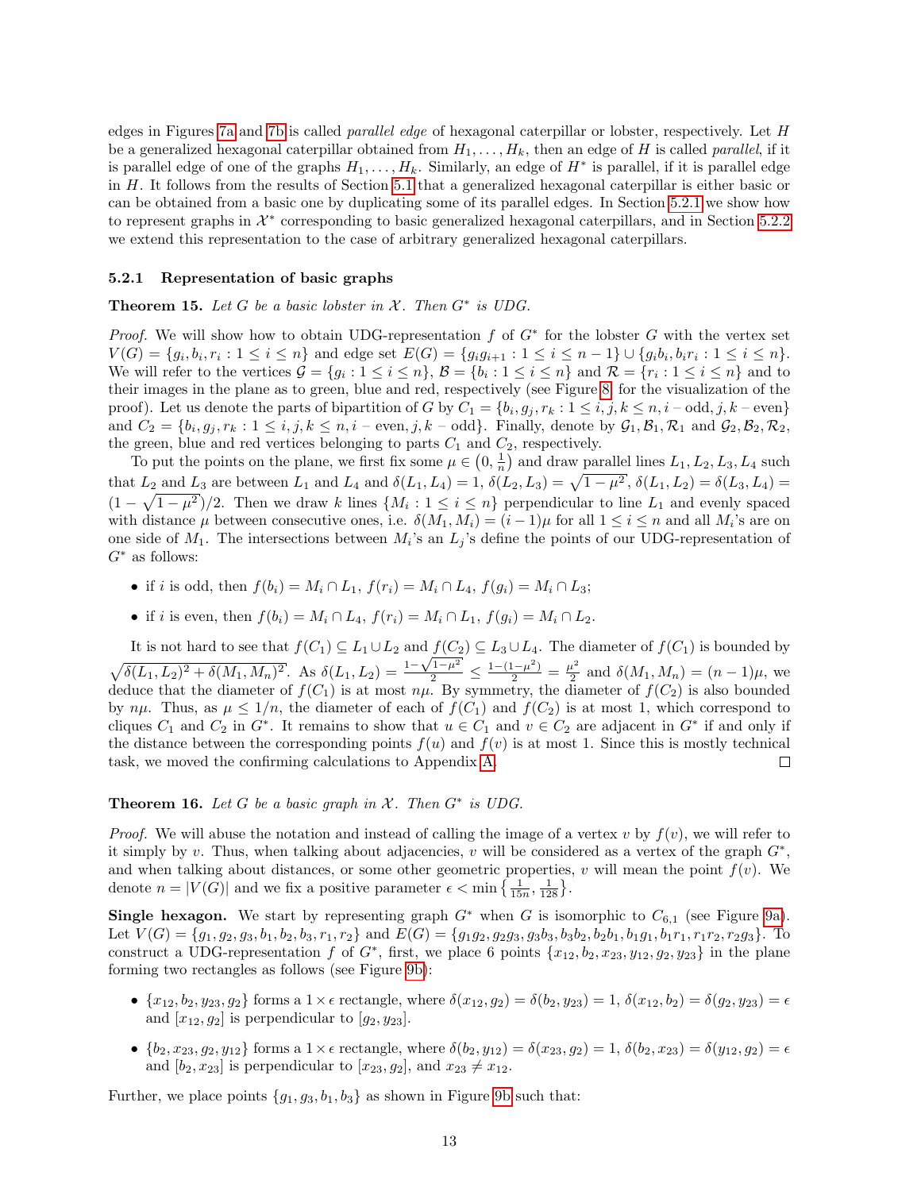edges in Figures 7a and 7b is called *parallel edge* of hexagonal caterpillar or lobster, respectively. Let $H$ be a generalized hexagonal caterpillar obtained from $H_1, \dots, H_k$, then an edge of $H$ is called *parallel*, if it is parallel edge of one of the graphs $H_1, \dots, H_k$. Similarly, an edge of $H^*$ is parallel, if it is parallel edge in $H$. It follows from the results of Section 5.1 that a generalized hexagonal caterpillar is either basic or can be obtained from a basic one by duplicating some of its parallel edges. In Section 5.2.1 we show how to represent graphs in $\mathcal{X}^*$ corresponding to basic generalized hexagonal caterpillars, and in Section 5.2.2 we extend this representation to the case of arbitrary generalized hexagonal caterpillars.

### 5.2.1 Representation of basic graphs

**Theorem 15.** *Let $G$ be a basic lobster in $\mathcal{X}$. Then $G^*$ is UDG.*

*Proof.* We will show how to obtain UDG-representation $f$ of $G^*$ for the lobster $G$ with the vertex set $V(G) = \{g_i, b_i, r_i : 1 \leq i \leq n\}$ and edge set $E(G) = \{g_i g_{i+1} : 1 \leq i \leq n-1\} \cup \{g_i b_i, b_i r_i : 1 \leq i \leq n\}$. We will refer to the vertices $\mathcal{G} = \{g_i : 1 \leq i \leq n\}$, $\mathcal{B} = \{b_i : 1 \leq i \leq n\}$ and $\mathcal{R} = \{r_i : 1 \leq i \leq n\}$ and to their images in the plane as to green, blue and red, respectively (see Figure 8, for the visualization of the proof). Let us denote the parts of bipartition of $G$ by $C_1 = \{b_i, g_j, r_k : 1 \leq i, j, k \leq n, i - \text{odd}, j, k - \text{even}\}$ and $C_2 = \{b_i, g_j, r_k : 1 \leq i, j, k \leq n, i - \text{even}, j, k - \text{odd}\}$. Finally, denote by $\mathcal{G}_1, \mathcal{B}_1, \mathcal{R}_1$ and $\mathcal{G}_2, \mathcal{B}_2, \mathcal{R}_2$, the green, blue and red vertices belonging to parts $C_1$ and $C_2$, respectively.

To put the points on the plane, we first fix some $\mu \in \left(0, \frac{1}{n}\right)$ and draw parallel lines $L_1, L_2, L_3, L_4$ such that $L_2$ and $L_3$ are between $L_1$ and $L_4$ and $\delta(L_1, L_4) = 1$, $\delta(L_2, L_3) = \sqrt{1-\mu^2}$, $\delta(L_1, L_2) = \delta(L_3, L_4) = (1 - \sqrt{1-\mu^2})/2$. Then we draw $k$ lines $\{M_i : 1 \leq i \leq n\}$ perpendicular to line $L_1$ and evenly spaced with distance $\mu$ between consecutive ones, i.e. $\delta(M_1, M_i) = (i-1)\mu$ for all $1 \leq i \leq n$ and all $M_i$'s are on one side of $M_1$. The intersections between $M_i$'s an $L_j$'s define the points of our UDG-representation of $G^*$ as follows:

- if $i$ is odd, then $f(b_i) = M_i \cap L_1$, $f(r_i) = M_i \cap L_4$, $f(g_i) = M_i \cap L_3$;
- if $i$ is even, then $f(b_i) = M_i \cap L_4$, $f(r_i) = M_i \cap L_1$, $f(g_i) = M_i \cap L_2$.

It is not hard to see that $f(C_1) \subseteq L_1 \cup L_2$ and $f(C_2) \subseteq L_3 \cup L_4$. The diameter of $f(C_1)$ is bounded by $\sqrt{\delta(L_1, L_2)^2 + \delta(M_1, M_n)^2}$. As $\delta(L_1, L_2) = \frac{1-\sqrt{1-\mu^2}}{2} \leq \frac{1-(1-\mu^2)}{2} = \frac{\mu^2}{2}$ and $\delta(M_1, M_n) = (n-1)\mu$, we deduce that the diameter of $f(C_1)$ is at most $n\mu$. By symmetry, the diameter of $f(C_2)$ is also bounded by $n\mu$. Thus, as $\mu \leq 1/n$, the diameter of each of $f(C_1)$ and $f(C_2)$ is at most 1, which correspond to cliques $C_1$ and $C_2$ in $G^*$. It remains to show that $u \in C_1$ and $v \in C_2$ are adjacent in $G^*$ if and only if the distance between the corresponding points $f(u)$ and $f(v)$ is at most 1. Since this is mostly technical task, we moved the confirming calculations to Appendix A. $\square$

**Theorem 16.** *Let $G$ be a basic graph in $\mathcal{X}$. Then $G^*$ is UDG.*

*Proof.* We will abuse the notation and instead of calling the image of a vertex $v$ by $f(v)$, we will refer to it simply by $v$. Thus, when talking about adjacencies, $v$ will be considered as a vertex of the graph $G^*$, and when talking about distances, or some other geometric properties, $v$ will mean the point $f(v)$. We denote $n = |V(G)|$ and we fix a positive parameter $\epsilon < \min\left\{\frac{1}{15n}, \frac{1}{128}\right\}$.

**Single hexagon.** We start by representing graph $G^*$ when $G$ is isomorphic to $C_{6,1}$ (see Figure 9a). Let $V(G) = \{g_1, g_2, g_3, b_1, b_2, b_3, r_1, r_2\}$ and $E(G) = \{g_1g_2, g_2g_3, g_3b_3, b_3b_2, b_2b_1, b_1g_1, b_1r_1, r_1r_2, r_2g_3\}$. To construct a UDG-representation $f$ of $G^*$, first, we place 6 points $\{x_{12}, b_2, x_{23}, y_{12}, g_2, y_{23}\}$ in the plane forming two rectangles as follows (see Figure 9b):

- $\{x_{12}, b_2, y_{23}, g_2\}$ forms a $1 \times \epsilon$ rectangle, where $\delta(x_{12}, g_2) = \delta(b_2, y_{23}) = 1$, $\delta(x_{12}, b_2) = \delta(g_2, y_{23}) = \epsilon$ and $[x_{12}, g_2]$ is perpendicular to $[g_2, y_{23}]$.
- $\{b_2, x_{23}, g_2, y_{12}\}$ forms a $1 \times \epsilon$ rectangle, where $\delta(b_2, y_{12}) = \delta(x_{23}, g_2) = 1$, $\delta(b_2, x_{23}) = \delta(y_{12}, g_2) = \epsilon$ and $[b_2, x_{23}]$ is perpendicular to $[x_{23}, g_2]$, and $x_{23} \neq x_{12}$.

Further, we place points $\{g_1, g_3, b_1, b_3\}$ as shown in Figure 9b such that: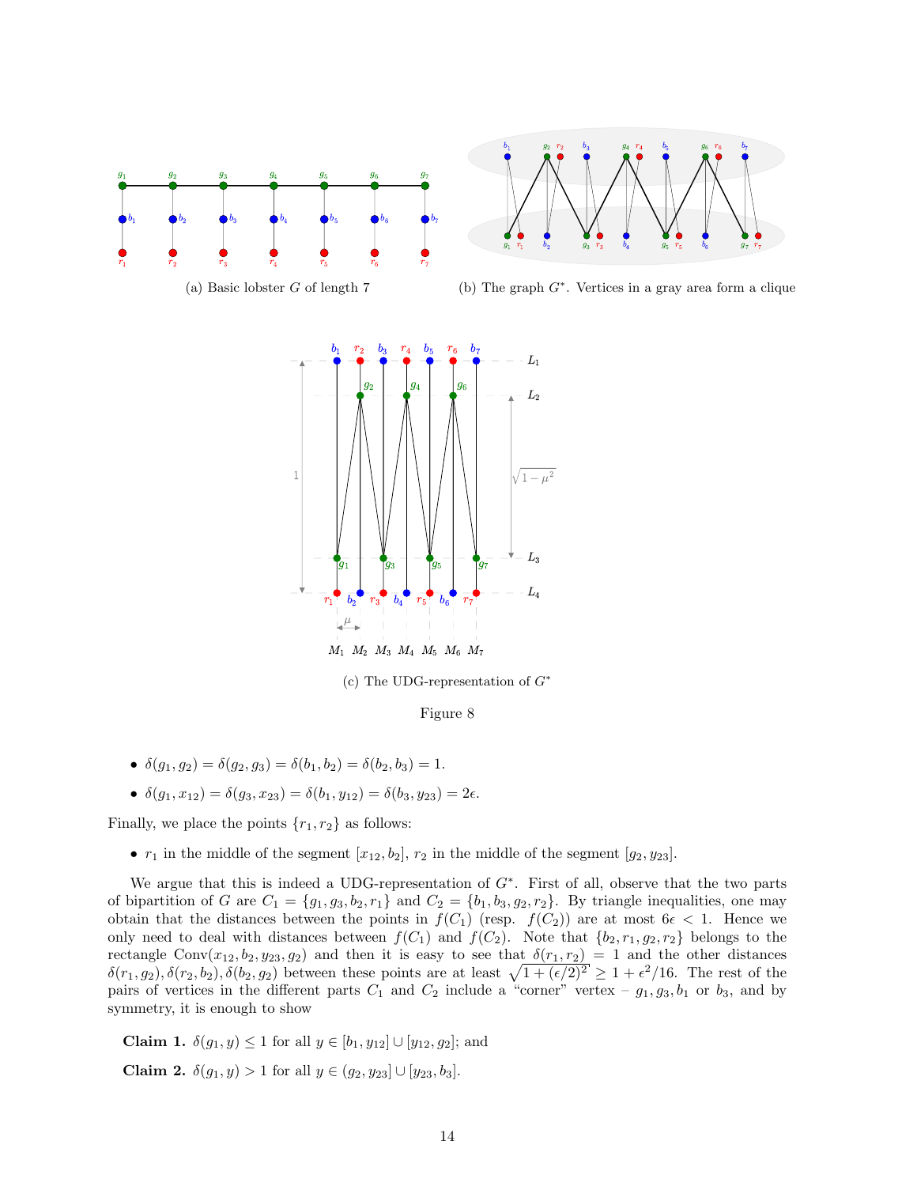(a) Basic lobster $G$ of length 7

(b) The graph $G^*$. Vertices in a gray area form a clique

(c) The UDG-representation of $G^*$

Figure 8

- $\delta(g_1, g_2) = \delta(g_2, g_3) = \delta(b_1, b_2) = \delta(b_2, b_3) = 1$.
- $\delta(g_1, x_{12}) = \delta(g_3, x_{23}) = \delta(b_1, y_{12}) = \delta(b_3, y_{23}) = 2\epsilon$.

Finally, we place the points $\{r_1, r_2\}$ as follows:

- $r_1$ in the middle of the segment $[x_{12}, b_2]$, $r_2$ in the middle of the segment $[g_2, y_{23}]$.

We argue that this is indeed a UDG-representation of $G^*$. First of all, observe that the two parts of bipartition of $G$ are $C_1 = \{g_1, g_3, b_2, r_1\}$ and $C_2 = \{b_1, b_3, g_2, r_2\}$. By triangle inequalities, one may obtain that the distances between the points in $f(C_1)$ (resp. $f(C_2)$) are at most $6\epsilon < 1$. Hence we only need to deal with distances between $f(C_1)$ and $f(C_2)$. Note that $\{b_2, r_1, g_2, r_2\}$ belongs to the rectangle $\text{Conv}(x_{12}, b_2, y_{23}, g_2)$ and then it is easy to see that $\delta(r_1, r_2) = 1$ and the other distances $\delta(r_1, g_2), \delta(r_2, b_2), \delta(b_2, g_2)$ between these points are at least $\sqrt{1 + (\epsilon/2)^2} \geq 1 + \epsilon^2/16$. The rest of the pairs of vertices in the different parts $C_1$ and $C_2$ include a "corner" vertex – $g_1, g_3, b_1$ or $b_3$, and by symmetry, it is enough to show

**Claim 1.** $\delta(g_1, y) \leq 1$ for all $y \in [b_1, y_{12}] \cup [y_{12}, g_2]$; and

**Claim 2.** $\delta(g_1, y) > 1$ for all $y \in (g_2, y_{23}] \cup [y_{23}, b_3]$.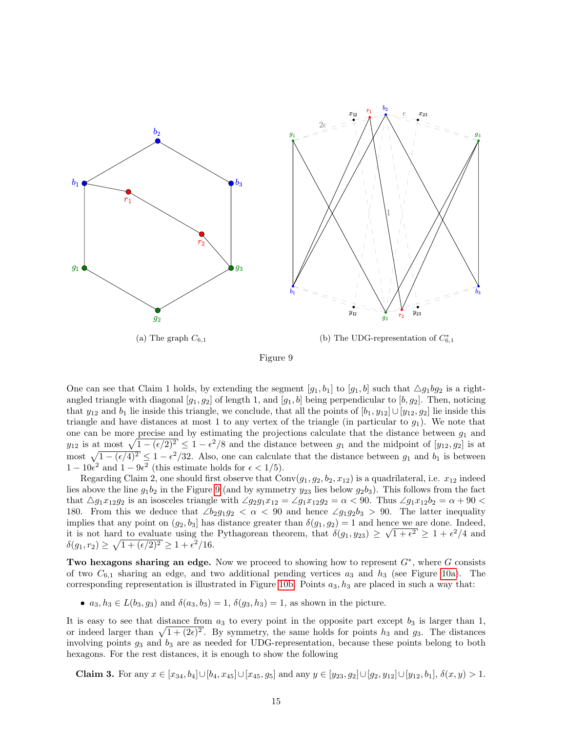(a) The graph $C_{6,1}$

(b) The UDG-representation of $C^*_{6,1}$

Figure 9

One can see that Claim 1 holds, by extending the segment $[g_1, b_1]$ to $[g_1, b]$ such that $\triangle g_1 b g_2$ is a right-angled triangle with diagonal $[g_1, g_2]$ of length 1, and $[g_1, b]$ being perpendicular to $[b, g_2]$. Then, noticing that $y_{12}$ and $b_1$ lie inside this triangle, we conclude, that all the points of $[b_1, y_{12}] \cup [y_{12}, g_2]$ lie inside this triangle and have distances at most 1 to any vertex of the triangle (in particular to $g_1$). We note that one can be more precise and by estimating the projections calculate that the distance between $g_1$ and $y_{12}$ is at most $\sqrt{1-(\epsilon/2)^2} \leq 1 - \epsilon^2/8$ and the distance between $g_1$ and the midpoint of $[y_{12}, g_2]$ is at most $\sqrt{1-(\epsilon/4)^2} \leq 1 - \epsilon^2/32$. Also, one can calculate that the distance between $g_1$ and $b_1$ is between $1 - 10\epsilon^2$ and $1 - 9\epsilon^2$ (this estimate holds for $\epsilon < 1/5$).

Regarding Claim 2, one should first observe that $\mathrm{Conv}(g_1, g_2, b_2, x_{12})$ is a quadrilateral, i.e. $x_{12}$ indeed lies above the line $g_1 b_2$ in the Figure 9 (and by symmetry $y_{23}$ lies below $g_2 b_3$). This follows from the fact that $\triangle g_1 x_{12} g_2$ is an isosceles triangle with $\angle g_2 g_1 x_{12} = \angle g_1 x_{12} g_2 = \alpha < 90$. Thus $\angle g_1 x_{12} b_2 = \alpha + 90 < 180$. From this we deduce that $\angle b_2 g_1 g_2 < \alpha < 90$ and hence $\angle g_1 g_2 b_3 > 90$. The latter inequality implies that any point on $(g_2, b_3]$ has distance greater than $\delta(g_1, g_2) = 1$ and hence we are done. Indeed, it is not hard to evaluate using the Pythagorean theorem, that $\delta(g_1, y_{23}) \geq \sqrt{1+\epsilon^2} \geq 1 + \epsilon^2/4$ and $\delta(g_1, r_2) \geq \sqrt{1+(\epsilon/2)^2} \geq 1 + \epsilon^2/16$.

**Two hexagons sharing an edge.** Now we proceed to showing how to represent $G^*$, where $G$ consists of two $C_{6,1}$ sharing an edge, and two additional pending vertices $a_3$ and $h_3$ (see Figure 10a). The corresponding representation is illustrated in Figure 10b. Points $a_3, h_3$ are placed in such a way that:

- $a_3, h_3 \in L(b_3, g_3)$ and $\delta(a_3, b_3) = 1$, $\delta(g_3, h_3) = 1$, as shown in the picture.

It is easy to see that distance from $a_3$ to every point in the opposite part except $b_3$ is larger than 1, or indeed larger than $\sqrt{1+(2\epsilon)^2}$. By symmetry, the same holds for points $h_3$ and $g_3$. The distances involving points $g_3$ and $b_3$ are as needed for UDG-representation, because these points belong to both hexagons. For the rest distances, it is enough to show the following

**Claim 3.** For any $x \in [x_{34}, b_4] \cup [b_4, x_{45}] \cup [x_{45}, g_5]$ and any $y \in [y_{23}, g_2] \cup [g_2, y_{12}] \cup [y_{12}, b_1]$, $\delta(x, y) > 1$.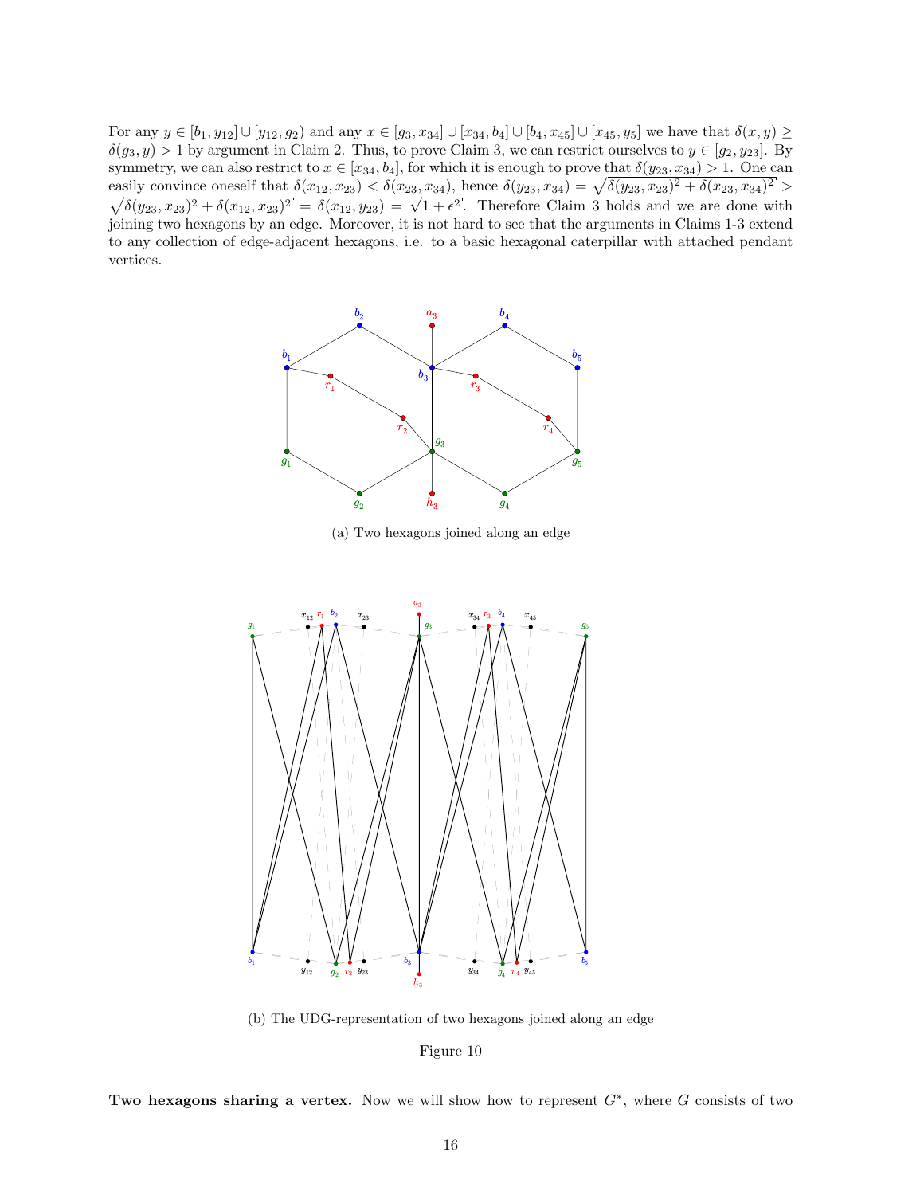For any $y \in [b_1, y_{12}] \cup [y_{12}, g_2)$ and any $x \in [g_3, x_{34}] \cup [x_{34}, b_4] \cup [b_4, x_{45}] \cup [x_{45}, y_5]$ we have that $\delta(x, y) \geq \delta(g_3, y) > 1$ by argument in Claim 2. Thus, to prove Claim 3, we can restrict ourselves to $y \in [g_2, y_{23}]$. By symmetry, we can also restrict to $x \in [x_{34}, b_4]$, for which it is enough to prove that $\delta(y_{23}, x_{34}) > 1$. One can easily convince oneself that $\delta(x_{12}, x_{23}) < \delta(x_{23}, x_{34})$, hence $\delta(y_{23}, x_{34}) = \sqrt{\delta(y_{23}, x_{23})^2 + \delta(x_{23}, x_{34})^2} > \sqrt{\delta(y_{23}, x_{23})^2 + \delta(x_{12}, x_{23})^2} = \delta(x_{12}, y_{23}) = \sqrt{1 + \epsilon^2}$. Therefore Claim 3 holds and we are done with joining two hexagons by an edge. Moreover, it is not hard to see that the arguments in Claims 1-3 extend to any collection of edge-adjacent hexagons, i.e. to a basic hexagonal caterpillar with attached pendant vertices.

(a) Two hexagons joined along an edge

(b) The UDG-representation of two hexagons joined along an edge

Figure 10

**Two hexagons sharing a vertex.** Now we will show how to represent $G^*$, where $G$ consists of two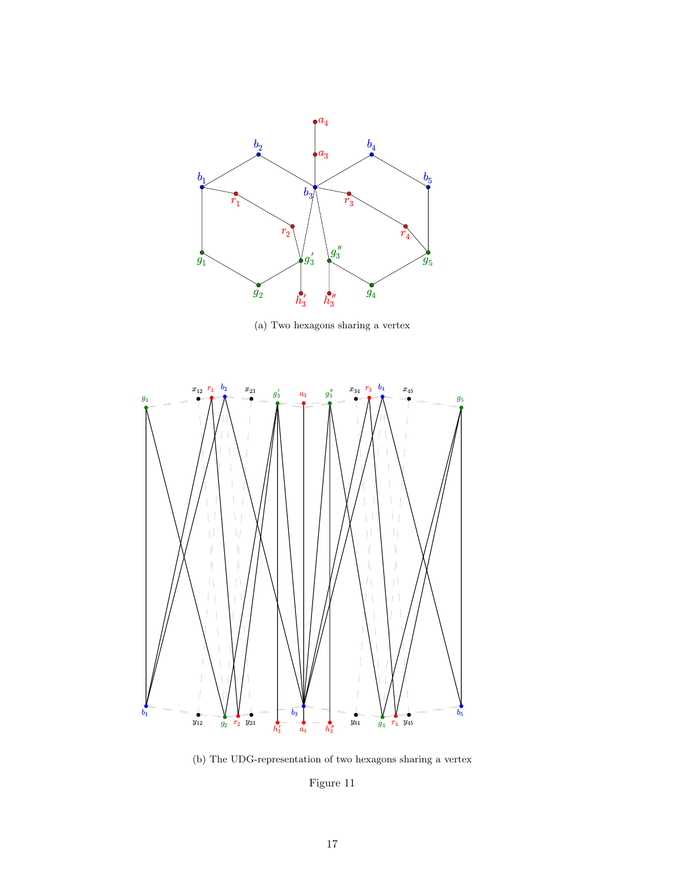(a) Two hexagons sharing a vertex

(b) The UDG-representation of two hexagons sharing a vertex

Figure 11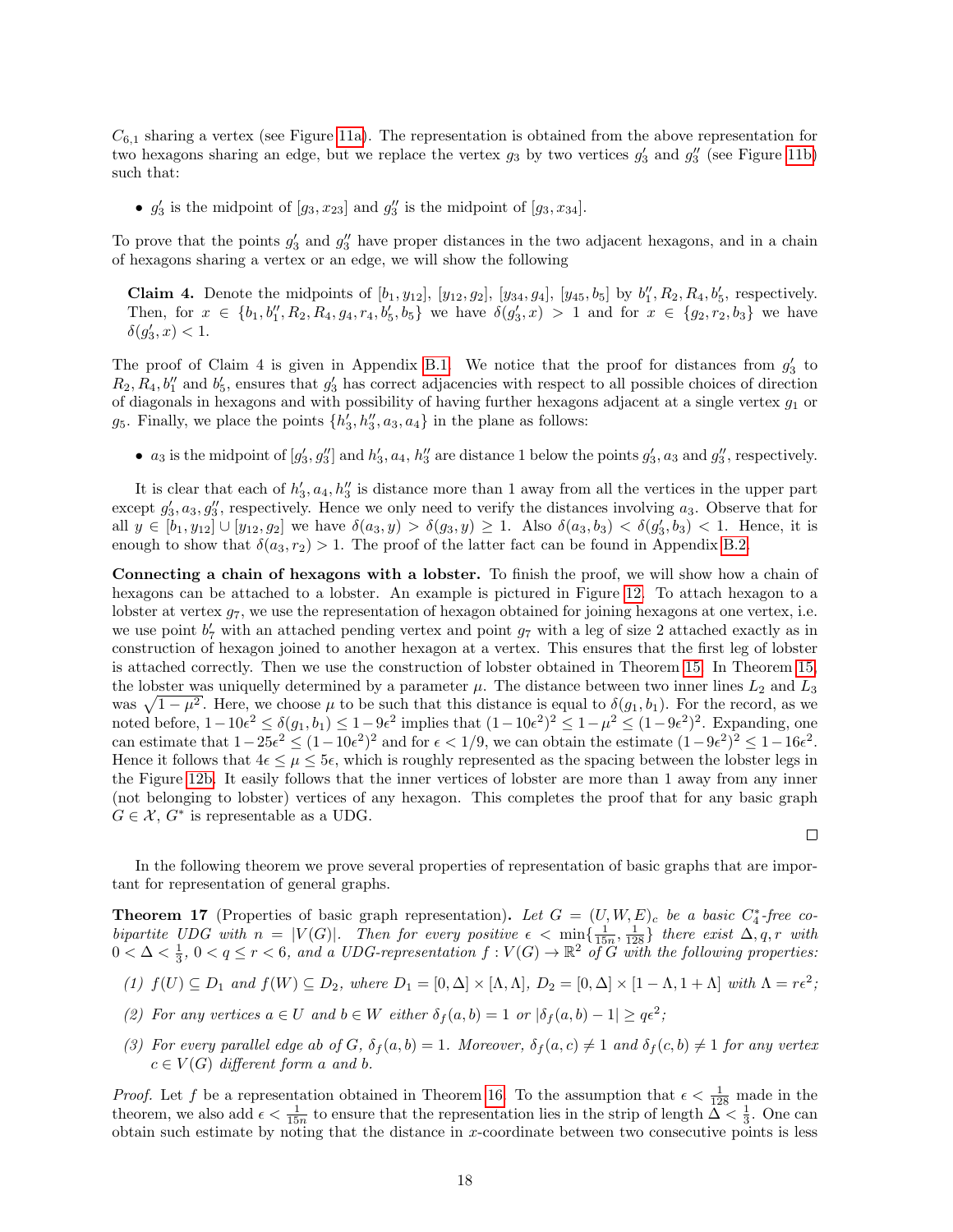$C_{6,1}$ sharing a vertex (see Figure 11a). The representation is obtained from the above representation for two hexagons sharing an edge, but we replace the vertex $g_3$ by two vertices $g_3'$ and $g_3''$ (see Figure 11b) such that:

- $g_3'$ is the midpoint of $[g_3, x_{23}]$ and $g_3''$ is the midpoint of $[g_3, x_{34}]$.

To prove that the points $g_3'$ and $g_3''$ have proper distances in the two adjacent hexagons, and in a chain of hexagons sharing a vertex or an edge, we will show the following

**Claim 4.** Denote the midpoints of $[b_1, y_{12}]$, $[y_{12}, g_2]$, $[y_{34}, g_4]$, $[y_{45}, b_5]$ by $b_1'', R_2, R_4, b_5'$, respectively. Then, for $x \in \{b_1, b_1'', R_2, R_4, g_4, r_4, b_5', b_5\}$ we have $\delta(g_3', x) > 1$ and for $x \in \{g_2, r_2, b_3\}$ we have $\delta(g_3', x) < 1$.

The proof of Claim 4 is given in Appendix B.1. We notice that the proof for distances from $g_3'$ to $R_2, R_4, b_1''$ and $b_5'$, ensures that $g_3'$ has correct adjacencies with respect to all possible choices of direction of diagonals in hexagons and with possibility of having further hexagons adjacent at a single vertex $g_1$ or $g_5$. Finally, we place the points $\{h_3', h_3'', a_3, a_4\}$ in the plane as follows:

- $a_3$ is the midpoint of $[g_3', g_3'']$ and $h_3', a_4, h_3''$ are distance 1 below the points $g_3', a_3$ and $g_3''$, respectively.

It is clear that each of $h_3', a_4, h_3''$ is distance more than 1 away from all the vertices in the upper part except $g_3', a_3, g_3''$, respectively. Hence we only need to verify the distances involving $a_3$. Observe that for all $y \in [b_1, y_{12}] \cup [y_{12}, g_2]$ we have $\delta(a_3, y) > \delta(g_3, y) \geq 1$. Also $\delta(a_3, b_3) < \delta(g_3', b_3) < 1$. Hence, it is enough to show that $\delta(a_3, r_2) > 1$. The proof of the latter fact can be found in Appendix B.2.

**Connecting a chain of hexagons with a lobster.** To finish the proof, we will show how a chain of hexagons can be attached to a lobster. An example is pictured in Figure 12. To attach hexagon to a lobster at vertex $g_7$, we use the representation of hexagon obtained for joining hexagons at one vertex, i.e. we use point $b_7'$ with an attached pending vertex and point $g_7$ with a leg of size 2 attached exactly as in construction of hexagon joined to another hexagon at a vertex. This ensures that the first leg of lobster is attached correctly. Then we use the construction of lobster obtained in Theorem 15. In Theorem 15, the lobster was uniquely determined by a parameter $\mu$. The distance between two inner lines $L_2$ and $L_3$ was $\sqrt{1-\mu^2}$. Here, we choose $\mu$ to be such that this distance is equal to $\delta(g_1, b_1)$. For the record, as we noted before, $1 - 10\epsilon^2 \leq \delta(g_1, b_1) \leq 1 - 9\epsilon^2$ implies that $(1-10\epsilon^2)^2 \leq 1 - \mu^2 \leq (1-9\epsilon^2)^2$. Expanding, one can estimate that $1 - 25\epsilon^2 \leq (1-10\epsilon^2)^2$ and for $\epsilon < 1/9$, we can obtain the estimate $(1-9\epsilon^2)^2 \leq 1 - 16\epsilon^2$. Hence it follows that $4\epsilon \leq \mu \leq 5\epsilon$, which is roughly represented as the spacing between the lobster legs in the Figure 12b. It easily follows that the inner vertices of lobster are more than 1 away from any inner (not belonging to lobster) vertices of any hexagon. This completes the proof that for any basic graph $G \in \mathcal{X}$, $G^*$ is representable as a UDG.

□

In the following theorem we prove several properties of representation of basic graphs that are important for representation of general graphs.

**Theorem 17** (Properties of basic graph representation)**.** *Let $G = (U, W, E)_c$ be a basic $C_4^*$-free co-bipartite UDG with $n = |V(G)|$. Then for every positive $\epsilon < \min\{\frac{1}{15n}, \frac{1}{128}\}$ there exist $\Delta, q, r$ with $0 < \Delta < \frac{1}{3}$, $0 < q \leq r < 6$, and a UDG-representation $f : V(G) \to \mathbb{R}^2$ of $G$ with the following properties:*

*(1) $f(U) \subseteq D_1$ and $f(W) \subseteq D_2$, where $D_1 = [0, \Delta] \times [\Lambda, \Lambda]$, $D_2 = [0, \Delta] \times [1 - \Lambda, 1 + \Lambda]$ with $\Lambda = r\epsilon^2$;*

*(2) For any vertices $a \in U$ and $b \in W$ either $\delta_f(a, b) = 1$ or $|\delta_f(a, b) - 1| \geq q\epsilon^2$;*

*(3) For every parallel edge $ab$ of $G$, $\delta_f(a, b) = 1$. Moreover, $\delta_f(a, c) \neq 1$ and $\delta_f(c, b) \neq 1$ for any vertex $c \in V(G)$ different form $a$ and $b$.*

*Proof.* Let $f$ be a representation obtained in Theorem 16. To the assumption that $\epsilon < \frac{1}{128}$ made in the theorem, we also add $\epsilon < \frac{1}{15n}$ to ensure that the representation lies in the strip of length $\Delta < \frac{1}{3}$. One can obtain such estimate by noting that the distance in $x$-coordinate between two consecutive points is less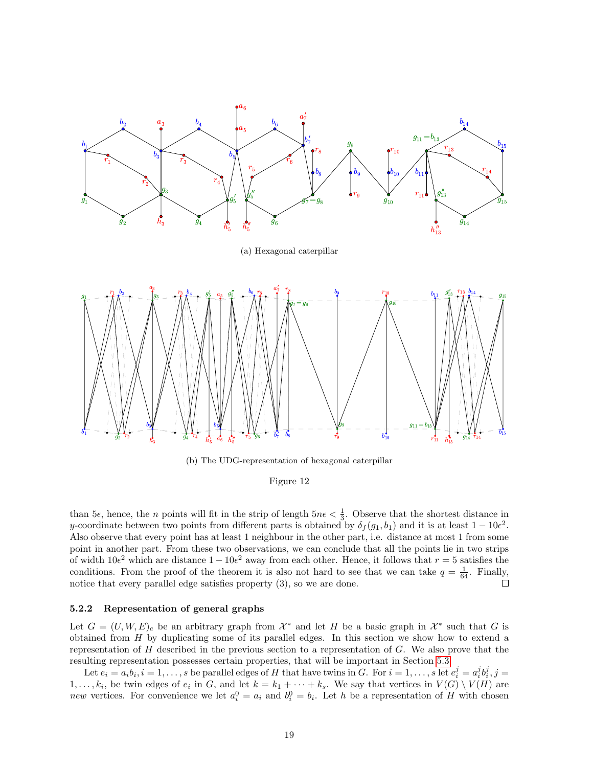(a) Hexagonal caterpillar

(b) The UDG-representation of hexagonal caterpillar

Figure 12

than $5\epsilon$, hence, the $n$ points will fit in the strip of length $5n\epsilon < \frac{1}{3}$. Observe that the shortest distance in $y$-coordinate between two points from different parts is obtained by $\delta_f(g_1, b_1)$ and it is at least $1 - 10\epsilon^2$. Also observe that every point has at least 1 neighbour in the other part, i.e. distance at most 1 from some point in another part. From these two observations, we can conclude that all the points lie in two strips of width $10\epsilon^2$ which are distance $1 - 10\epsilon^2$ away from each other. Hence, it follows that $r = 5$ satisfies the conditions. From the proof of the theorem it is also not hard to see that we can take $q = \frac{1}{64}$. Finally, notice that every parallel edge satisfies property (3), so we are done. □

### 5.2.2 Representation of general graphs

Let $G = (U, W, E)_c$ be an arbitrary graph from $\mathcal{X}^*$ and let $H$ be a basic graph in $\mathcal{X}^*$ such that $G$ is obtained from $H$ by duplicating some of its parallel edges. In this section we show how to extend a representation of $H$ described in the previous section to a representation of $G$. We also prove that the resulting representation possesses certain properties, that will be important in Section 5.3.

Let $e_i = a_i b_i, i = 1, \ldots, s$ be parallel edges of $H$ that have twins in $G$. For $i = 1, \ldots, s$ let $e_i^j = a_i^j b_i^j, j = 1, \ldots, k_i$, be twin edges of $e_i$ in $G$, and let $k = k_1 + \cdots + k_s$. We say that vertices in $V(G) \setminus V(H)$ are *new* vertices. For convenience we let $a_i^0 = a_i$ and $b_i^0 = b_i$. Let $h$ be a representation of $H$ with chosen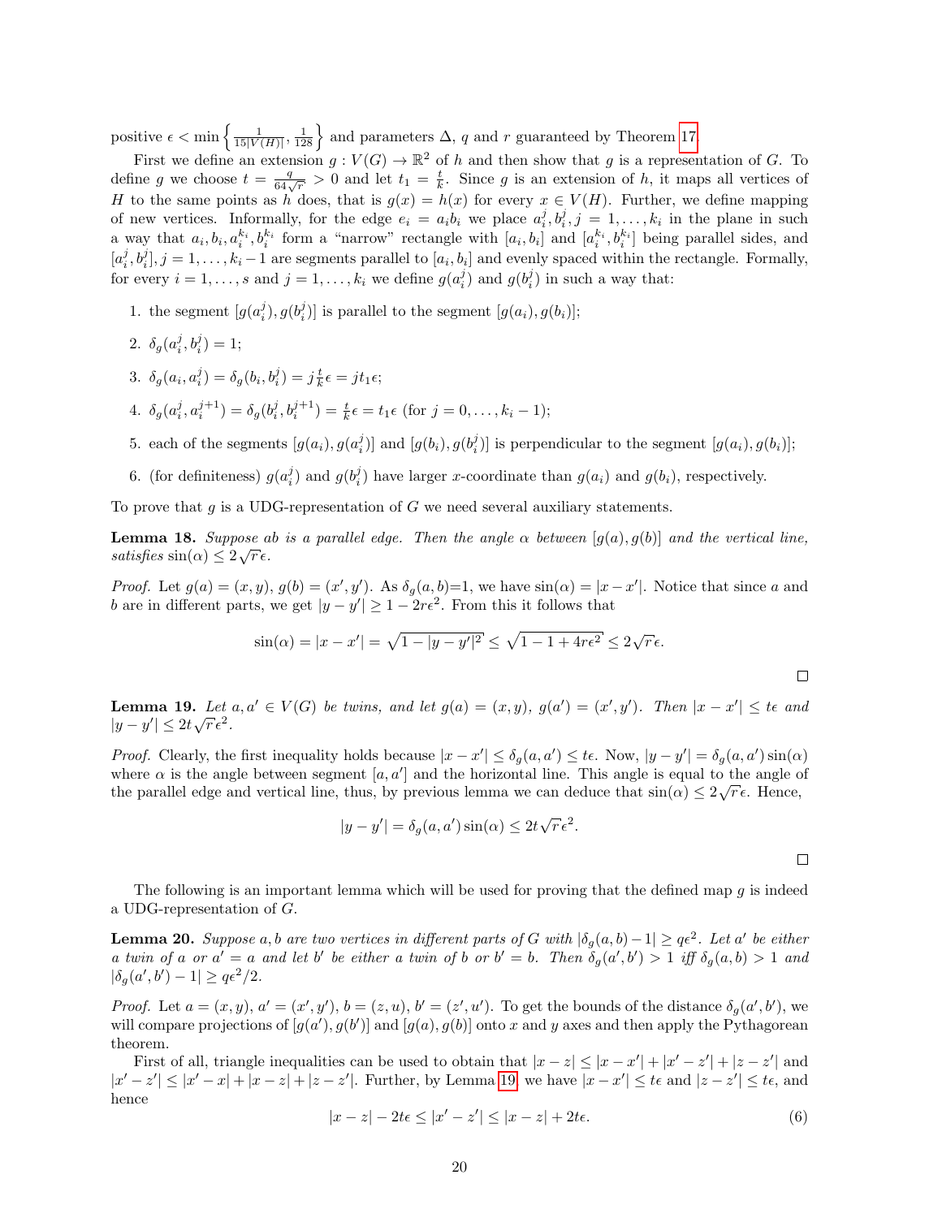positive $\epsilon < \min\left\{\frac{1}{15|V(H)|}, \frac{1}{128}\right\}$ and parameters $\Delta$, $q$ and $r$ guaranteed by Theorem 17.

First we define an extension $g : V(G) \to \mathbb{R}^2$ of $h$ and then show that $g$ is a representation of $G$. To define $g$ we choose $t = \frac{q}{64\sqrt{r}} > 0$ and let $t_1 = \frac{t}{k}$. Since $g$ is an extension of $h$, it maps all vertices of $H$ to the same points as $h$ does, that is $g(x) = h(x)$ for every $x \in V(H)$. Further, we define mapping of new vertices. Informally, for the edge $e_i = a_i b_i$ we place $a_i^j, b_i^j, j = 1, \ldots, k_i$ in the plane in such a way that $a_i, b_i, a_i^{k_i}, b_i^{k_i}$ form a "narrow" rectangle with $[a_i, b_i]$ and $[a_i^{k_i}, b_i^{k_i}]$ being parallel sides, and $[a_i^j, b_i^j], j = 1, \ldots, k_i - 1$ are segments parallel to $[a_i, b_i]$ and evenly spaced within the rectangle. Formally, for every $i = 1, \ldots, s$ and $j = 1, \ldots, k_i$ we define $g(a_i^j)$ and $g(b_i^j)$ in such a way that:

1. the segment $[g(a_i^j), g(b_i^j)]$ is parallel to the segment $[g(a_i), g(b_i)]$;
2. $\delta_g(a_i^j, b_i^j) = 1$;
3. $\delta_g(a_i, a_i^j) = \delta_g(b_i, b_i^j) = j\frac{t}{k}\epsilon = jt_1\epsilon$;
4. $\delta_g(a_i^j, a_i^{j+1}) = \delta_g(b_i^j, b_i^{j+1}) = \frac{t}{k}\epsilon = t_1\epsilon$ (for $j = 0, \ldots, k_i - 1$);
5. each of the segments $[g(a_i), g(a_i^j)]$ and $[g(b_i), g(b_i^j)]$ is perpendicular to the segment $[g(a_i), g(b_i)]$;
6. (for definiteness) $g(a_i^j)$ and $g(b_i^j)$ have larger $x$-coordinate than $g(a_i)$ and $g(b_i)$, respectively.

To prove that $g$ is a UDG-representation of $G$ we need several auxiliary statements.

**Lemma 18.** *Suppose $ab$ is a parallel edge. Then the angle $\alpha$ between $[g(a), g(b)]$ and the vertical line, satisfies $\sin(\alpha) \le 2\sqrt{r}\epsilon$.*

*Proof.* Let $g(a) = (x, y)$, $g(b) = (x', y')$. As $\delta_g(a, b)$=1, we have $\sin(\alpha) = |x - x'|$. Notice that since $a$ and $b$ are in different parts, we get $|y - y'| \ge 1 - 2r\epsilon^2$. From this it follows that

$$\sin(\alpha) = |x - x'| = \sqrt{1 - |y - y'|^2} \le \sqrt{1 - 1 + 4r\epsilon^2} \le 2\sqrt{r}\epsilon.$$

□

**Lemma 19.** *Let $a, a' \in V(G)$ be twins, and let $g(a) = (x, y)$, $g(a') = (x', y')$. Then $|x - x'| \le t\epsilon$ and $|y - y'| \le 2t\sqrt{r}\epsilon^2$.*

*Proof.* Clearly, the first inequality holds because $|x - x'| \le \delta_g(a, a') \le t\epsilon$. Now, $|y - y'| = \delta_g(a, a')\sin(\alpha)$ where $\alpha$ is the angle between segment $[a, a']$ and the horizontal line. This angle is equal to the angle of the parallel edge and vertical line, thus, by previous lemma we can deduce that $\sin(\alpha) \le 2\sqrt{r}\epsilon$. Hence,

$$|y - y'| = \delta_g(a, a')\sin(\alpha) \le 2t\sqrt{r}\epsilon^2.$$

□

The following is an important lemma which will be used for proving that the defined map $g$ is indeed a UDG-representation of $G$.

**Lemma 20.** *Suppose $a, b$ are two vertices in different parts of $G$ with $|\delta_g(a, b) - 1| \ge q\epsilon^2$. Let $a'$ be either a twin of $a$ or $a' = a$ and let $b'$ be either a twin of $b$ or $b' = b$. Then $\delta_g(a', b') > 1$ iff $\delta_g(a, b) > 1$ and $|\delta_g(a', b') - 1| \ge q\epsilon^2/2$.*

*Proof.* Let $a = (x, y)$, $a' = (x', y')$, $b = (z, u)$, $b' = (z', u')$. To get the bounds of the distance $\delta_g(a', b')$, we will compare projections of $[g(a'), g(b')]$ and $[g(a), g(b)]$ onto $x$ and $y$ axes and then apply the Pythagorean theorem.

First of all, triangle inequalities can be used to obtain that $|x - z| \le |x - x'| + |x' - z'| + |z - z'|$ and $|x' - z'| \le |x' - x| + |x - z| + |z - z'|$. Further, by Lemma 19, we have $|x - x'| \le t\epsilon$ and $|z - z'| \le t\epsilon$, and hence

$$|x - z| - 2t\epsilon \le |x' - z'| \le |x - z| + 2t\epsilon. \tag{6}$$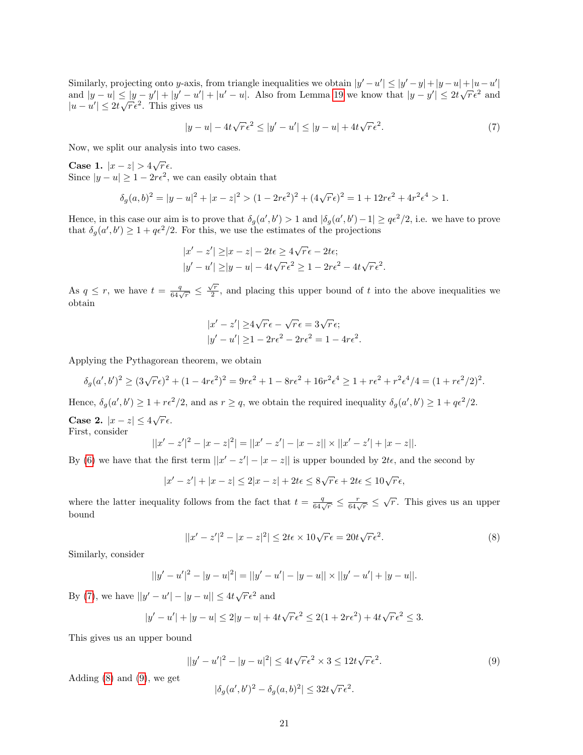Similarly, projecting onto $y$-axis, from triangle inequalities we obtain $|y' - u'| \le |y' - y| + |y - u| + |u - u'|$ and $|y - u| \le |y - y'| + |y' - u'| + |u' - u|$. Also from Lemma 19 we know that $|y - y'| \le 2t\sqrt{r}\epsilon^2$ and $|u - u'| \le 2t\sqrt{r}\epsilon^2$. This gives us

$$|y - u| - 4t\sqrt{r}\epsilon^2 \le |y' - u'| \le |y - u| + 4t\sqrt{r}\epsilon^2. \tag{7}$$

Now, we split our analysis into two cases.

**Case 1.** $|x - z| > 4\sqrt{r}\epsilon$.
Since $|y - u| \ge 1 - 2r\epsilon^2$, we can easily obtain that

$$\delta_g(a, b)^2 = |y - u|^2 + |x - z|^2 > (1 - 2r\epsilon^2)^2 + (4\sqrt{r}\epsilon)^2 = 1 + 12r\epsilon^2 + 4r^2\epsilon^4 > 1.$$

Hence, in this case our aim is to prove that $\delta_g(a', b') > 1$ and $|\delta_g(a', b') - 1| \ge q\epsilon^2/2$, i.e. we have to prove that $\delta_g(a', b') \ge 1 + q\epsilon^2/2$. For this, we use the estimates of the projections

$$\begin{aligned}|x' - z'| \ge& |x - z| - 2t\epsilon \ge 4\sqrt{r}\epsilon - 2t\epsilon;\\ |y' - u'| \ge& |y - u| - 4t\sqrt{r}\epsilon^2 \ge 1 - 2r\epsilon^2 - 4t\sqrt{r}\epsilon^2.\end{aligned}$$

As $q \le r$, we have $t = \frac{q}{64\sqrt{r}} \le \frac{\sqrt{r}}{2}$, and placing this upper bound of $t$ into the above inequalities we obtain

$$\begin{aligned}|x' - z'| \ge& 4\sqrt{r}\epsilon - \sqrt{r}\epsilon = 3\sqrt{r}\epsilon;\\ |y' - u'| \ge& 1 - 2r\epsilon^2 - 2r\epsilon^2 = 1 - 4r\epsilon^2.\end{aligned}$$

Applying the Pythagorean theorem, we obtain

$$\delta_g(a', b')^2 \ge (3\sqrt{r}\epsilon)^2 + (1 - 4r\epsilon^2)^2 = 9r\epsilon^2 + 1 - 8r\epsilon^2 + 16r^2\epsilon^4 \ge 1 + r\epsilon^2 + r^2\epsilon^4/4 = (1 + r\epsilon^2/2)^2.$$

Hence, $\delta_g(a', b') \ge 1 + r\epsilon^2/2$, and as $r \ge q$, we obtain the required inequality $\delta_g(a', b') \ge 1 + q\epsilon^2/2$.

**Case 2.** $|x - z| \le 4\sqrt{r}\epsilon$.
First, consider

$$||x' - z'|^2 - |x - z|^2| = ||x' - z'| - |x - z|| \times ||x' - z'| + |x - z||.$$

By (6) we have that the first term $||x' - z'| - |x - z||$ is upper bounded by $2t\epsilon$, and the second by

$$|x' - z'| + |x - z| \le 2|x - z| + 2t\epsilon \le 8\sqrt{r}\epsilon + 2t\epsilon \le 10\sqrt{r}\epsilon,$$

where the latter inequality follows from the fact that $t = \frac{q}{64\sqrt{r}} \le \frac{r}{64\sqrt{r}} \le \sqrt{r}$. This gives us an upper bound

$$||x' - z'|^2 - |x - z|^2| \le 2t\epsilon \times 10\sqrt{r}\epsilon = 20t\sqrt{r}\epsilon^2. \tag{8}$$

Similarly, consider

$$||y' - u'|^2 - |y - u|^2| = ||y' - u'| - |y - u|| \times ||y' - u'| + |y - u||.$$

By (7), we have $||y' - u'| - |y - u|| \le 4t\sqrt{r}\epsilon^2$ and

$$|y' - u'| + |y - u| \le 2|y - u| + 4t\sqrt{r}\epsilon^2 \le 2(1 + 2r\epsilon^2) + 4t\sqrt{r}\epsilon^2 \le 3.$$

This gives us an upper bound

$$||y' - u'|^2 - |y - u|^2| \le 4t\sqrt{r}\epsilon^2 \times 3 \le 12t\sqrt{r}\epsilon^2. \tag{9}$$

Adding (8) and (9), we get

$$|\delta_g(a', b')^2 - \delta_g(a, b)^2| \le 32t\sqrt{r}\epsilon^2.$$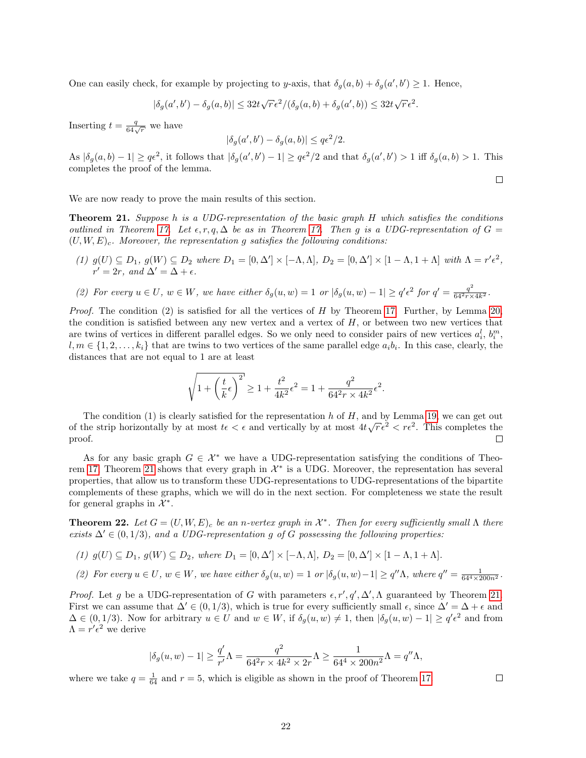One can easily check, for example by projecting to $y$-axis, that $\delta_g(a,b) + \delta_g(a',b') \geq 1$. Hence,

$$|\delta_g(a',b') - \delta_g(a,b)| \leq 32t\sqrt{r}\epsilon^2/(\delta_g(a,b) + \delta_g(a',b)) \leq 32t\sqrt{r}\epsilon^2.$$

Inserting $t = \frac{q}{64\sqrt{r}}$ we have

$$|\delta_g(a',b') - \delta_g(a,b)| \leq q\epsilon^2/2.$$

As $|\delta_g(a,b) - 1| \geq q\epsilon^2$, it follows that $|\delta_g(a',b') - 1| \geq q\epsilon^2/2$ and that $\delta_g(a',b') > 1$ iff $\delta_g(a,b) > 1$. This completes the proof of the lemma.

□

We are now ready to prove the main results of this section.

**Theorem 21.** *Suppose $h$ is a UDG-representation of the basic graph $H$ which satisfies the conditions outlined in Theorem 17. Let $\epsilon, r, q, \Delta$ be as in Theorem 17. Then $g$ is a UDG-representation of $G = (U, W, E)_c$. Moreover, the representation $g$ satisfies the following conditions:*

*(1) $g(U) \subseteq D_1$, $g(W) \subseteq D_2$ where $D_1 = [0, \Delta'] \times [-\Lambda, \Lambda]$, $D_2 = [0, \Delta'] \times [1 - \Lambda, 1 + \Lambda]$ with $\Lambda = r'\epsilon^2$, $r' = 2r$, and $\Delta' = \Delta + \epsilon$.*

*(2) For every $u \in U$, $w \in W$, we have either $\delta_g(u,w) = 1$ or $|\delta_g(u,w) - 1| \geq q'\epsilon^2$ for $q' = \frac{q^2}{64^2 r \times 4k^2}$.*

*Proof.* The condition (2) is satisfied for all the vertices of $H$ by Theorem 17. Further, by Lemma 20, the condition is satisfied between any new vertex and a vertex of $H$, or between two new vertices that are twins of vertices in different parallel edges. So we only need to consider pairs of new vertices $a_i^l$, $b_i^m$, $l, m \in \{1, 2, \ldots, k_i\}$ that are twins to two vertices of the same parallel edge $a_i b_i$. In this case, clearly, the distances that are not equal to 1 are at least

$$\sqrt{1 + \left(\frac{t}{k}\epsilon\right)^2} \geq 1 + \frac{t^2}{4k^2}\epsilon^2 = 1 + \frac{q^2}{64^2 r \times 4k^2}\epsilon^2.$$

The condition (1) is clearly satisfied for the representation $h$ of $H$, and by Lemma 19, we can get out of the strip horizontally by at most $t\epsilon < \epsilon$ and vertically by at most $4t\sqrt{r}\epsilon^2 < r\epsilon^2$. This completes the proof. □

As for any basic graph $G \in \mathcal{X}^*$ we have a UDG-representation satisfying the conditions of Theorem 17, Theorem 21 shows that every graph in $\mathcal{X}^*$ is a UDG. Moreover, the representation has several properties, that allow us to transform these UDG-representations to UDG-representations of the bipartite complements of these graphs, which we will do in the next section. For completeness we state the result for general graphs in $\mathcal{X}^*$.

**Theorem 22.** *Let $G = (U, W, E)_c$ be an $n$-vertex graph in $\mathcal{X}^*$. Then for every sufficiently small $\Lambda$ there exists $\Delta' \in (0, 1/3)$, and a UDG-representation $g$ of $G$ possessing the following properties:*

*(1) $g(U) \subseteq D_1$, $g(W) \subseteq D_2$, where $D_1 = [0, \Delta'] \times [-\Lambda, \Lambda]$, $D_2 = [0, \Delta'] \times [1 - \Lambda, 1 + \Lambda]$.*

*(2) For every $u \in U$, $w \in W$, we have either $\delta_g(u,w) = 1$ or $|\delta_g(u,w) - 1| \geq q''\Lambda$, where $q'' = \frac{1}{64^4 \times 200n^2}$.*

*Proof.* Let $g$ be a UDG-representation of $G$ with parameters $\epsilon, r', q', \Delta', \Lambda$ guaranteed by Theorem 21. First we can assume that $\Delta' \in (0, 1/3)$, which is true for every sufficiently small $\epsilon$, since $\Delta' = \Delta + \epsilon$ and $\Delta \in (0, 1/3)$. Now for arbitrary $u \in U$ and $w \in W$, if $\delta_g(u,w) \neq 1$, then $|\delta_g(u,w) - 1| \geq q'\epsilon^2$ and from $\Lambda = r'\epsilon^2$ we derive

$$|\delta_g(u,w) - 1| \geq \frac{q'}{r'}\Lambda = \frac{q^2}{64^2 r \times 4k^2 \times 2r}\Lambda \geq \frac{1}{64^4 \times 200n^2}\Lambda = q''\Lambda,$$

where we take $q = \frac{1}{64}$ and $r = 5$, which is eligible as shown in the proof of Theorem 17. □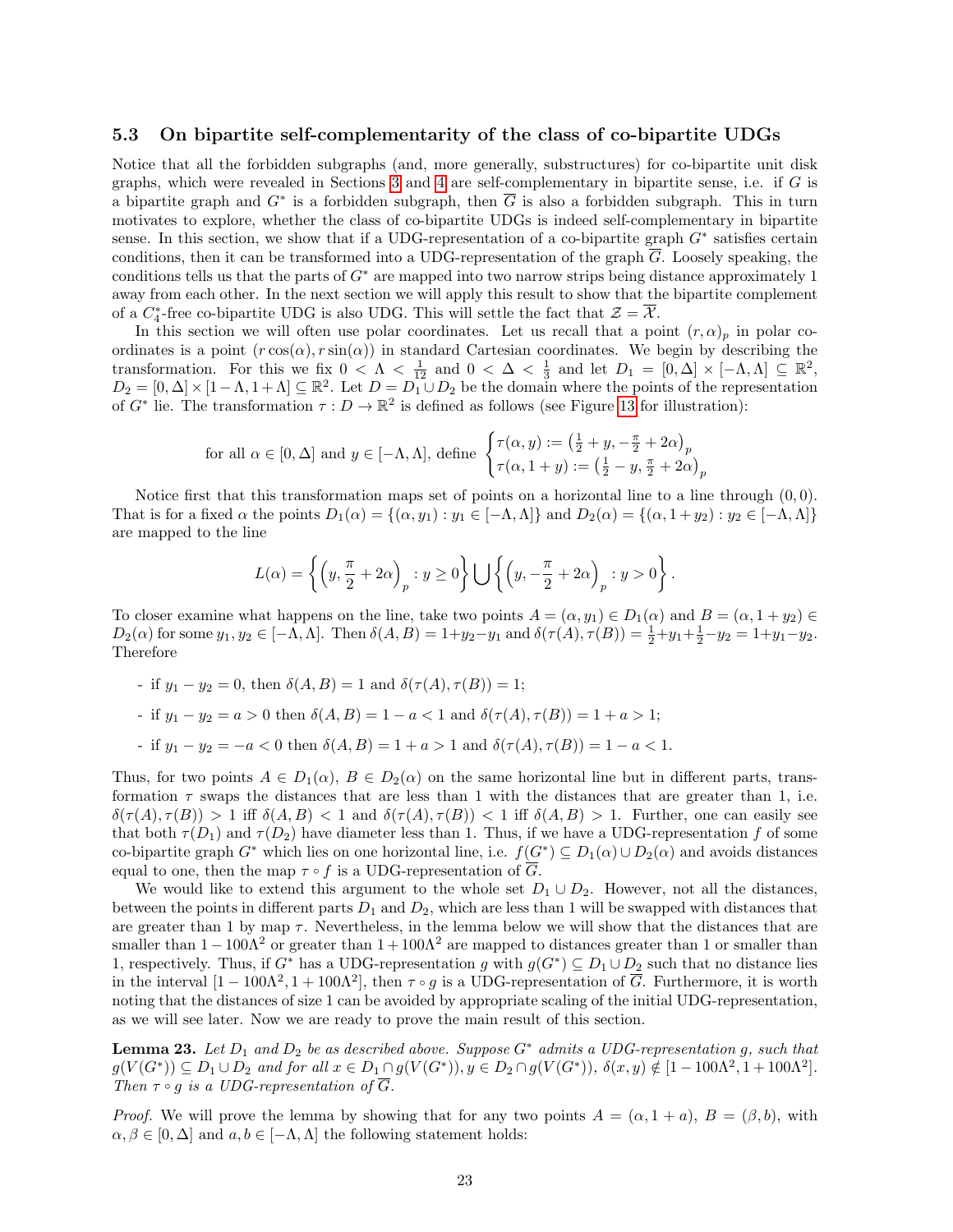### 5.3 On bipartite self-complementarity of the class of co-bipartite UDGs

Notice that all the forbidden subgraphs (and, more generally, substructures) for co-bipartite unit disk graphs, which were revealed in Sections 3 and 4 are self-complementary in bipartite sense, i.e. if $G$ is a bipartite graph and $G^*$ is a forbidden subgraph, then $\overline{G}$ is also a forbidden subgraph. This in turn motivates to explore, whether the class of co-bipartite UDGs is indeed self-complementary in bipartite sense. In this section, we show that if a UDG-representation of a co-bipartite graph $G^*$ satisfies certain conditions, then it can be transformed into a UDG-representation of the graph $\overline{G}$. Loosely speaking, the conditions tells us that the parts of $G^*$ are mapped into two narrow strips being distance approximately 1 away from each other. In the next section we will apply this result to show that the bipartite complement of a $C_4^*$-free co-bipartite UDG is also UDG. This will settle the fact that $\mathcal{Z} = \overline{\mathcal{X}}$.

In this section we will often use polar coordinates. Let us recall that a point $(r, \alpha)_p$ in polar coordinates is a point $(r\cos(\alpha), r\sin(\alpha))$ in standard Cartesian coordinates. We begin by describing the transformation. For this we fix $0 < \Lambda < \frac{1}{12}$ and $0 < \Delta < \frac{1}{3}$ and let $D_1 = [0, \Delta] \times [-\Lambda, \Lambda] \subseteq \mathbb{R}^2$, $D_2 = [0, \Delta] \times [1-\Lambda, 1+\Lambda] \subseteq \mathbb{R}^2$. Let $D = D_1 \cup D_2$ be the domain where the points of the representation of $G^*$ lie. The transformation $\tau : D \to \mathbb{R}^2$ is defined as follows (see Figure 13 for illustration):

$$\text{for all } \alpha \in [0, \Delta] \text{ and } y \in [-\Lambda, \Lambda], \text{ define } \begin{cases} \tau(\alpha, y) := \left(\frac{1}{2} + y, -\frac{\pi}{2} + 2\alpha\right)_p \\ \tau(\alpha, 1+y) := \left(\frac{1}{2} - y, \frac{\pi}{2} + 2\alpha\right)_p \end{cases}$$

Notice first that this transformation maps set of points on a horizontal line to a line through $(0, 0)$. That is for a fixed $\alpha$ the points $D_1(\alpha) = \{(\alpha, y_1) : y_1 \in [-\Lambda, \Lambda]\}$ and $D_2(\alpha) = \{(\alpha, 1 + y_2) : y_2 \in [-\Lambda, \Lambda]\}$ are mapped to the line

$$L(\alpha) = \left\{ \left(y, \frac{\pi}{2} + 2\alpha\right)_p : y \geq 0 \right\} \bigcup \left\{ \left(y, -\frac{\pi}{2} + 2\alpha\right)_p : y > 0 \right\}.$$

To closer examine what happens on the line, take two points $A = (\alpha, y_1) \in D_1(\alpha)$ and $B = (\alpha, 1 + y_2) \in D_2(\alpha)$ for some $y_1, y_2 \in [-\Lambda, \Lambda]$. Then $\delta(A, B) = 1 + y_2 - y_1$ and $\delta(\tau(A), \tau(B)) = \frac{1}{2} + y_1 + \frac{1}{2} - y_2 = 1 + y_1 - y_2$. Therefore

- if $y_1 - y_2 = 0$, then $\delta(A, B) = 1$ and $\delta(\tau(A), \tau(B)) = 1$;
- if $y_1 - y_2 = a > 0$ then $\delta(A, B) = 1 - a < 1$ and $\delta(\tau(A), \tau(B)) = 1 + a > 1$;
- if $y_1 - y_2 = -a < 0$ then $\delta(A, B) = 1 + a > 1$ and $\delta(\tau(A), \tau(B)) = 1 - a < 1$.

Thus, for two points $A \in D_1(\alpha)$, $B \in D_2(\alpha)$ on the same horizontal line but in different parts, transformation $\tau$ swaps the distances that are less than 1 with the distances that are greater than 1, i.e. $\delta(\tau(A), \tau(B)) > 1$ iff $\delta(A, B) < 1$ and $\delta(\tau(A), \tau(B)) < 1$ iff $\delta(A, B) > 1$. Further, one can easily see that both $\tau(D_1)$ and $\tau(D_2)$ have diameter less than 1. Thus, if we have a UDG-representation $f$ of some co-bipartite graph $G^*$ which lies on one horizontal line, i.e. $f(G^*) \subseteq D_1(\alpha) \cup D_2(\alpha)$ and avoids distances equal to one, then the map $\tau \circ f$ is a UDG-representation of $\overline{G}$.

We would like to extend this argument to the whole set $D_1 \cup D_2$. However, not all the distances, between the points in different parts $D_1$ and $D_2$, which are less than 1 will be swapped with distances that are greater than 1 by map $\tau$. Nevertheless, in the lemma below we will show that the distances that are smaller than $1 - 100\Lambda^2$ or greater than $1 + 100\Lambda^2$ are mapped to distances greater than 1 or smaller than 1, respectively. Thus, if $G^*$ has a UDG-representation $g$ with $g(G^*) \subseteq D_1 \cup D_2$ such that no distance lies in the interval $[1 - 100\Lambda^2, 1 + 100\Lambda^2]$, then $\tau \circ g$ is a UDG-representation of $\overline{G}$. Furthermore, it is worth noting that the distances of size 1 can be avoided by appropriate scaling of the initial UDG-representation, as we will see later. Now we are ready to prove the main result of this section.

**Lemma 23.** *Let $D_1$ and $D_2$ be as described above. Suppose $G^*$ admits a UDG-representation $g$, such that $g(V(G^*)) \subseteq D_1 \cup D_2$ and for all $x \in D_1 \cap g(V(G^*)), y \in D_2 \cap g(V(G^*))$, $\delta(x, y) \notin [1 - 100\Lambda^2, 1 + 100\Lambda^2]$. Then $\tau \circ g$ is a UDG-representation of $\overline{G}$.*

*Proof.* We will prove the lemma by showing that for any two points $A = (\alpha, 1 + a)$, $B = (\beta, b)$, with $\alpha, \beta \in [0, \Delta]$ and $a, b \in [-\Lambda, \Lambda]$ the following statement holds: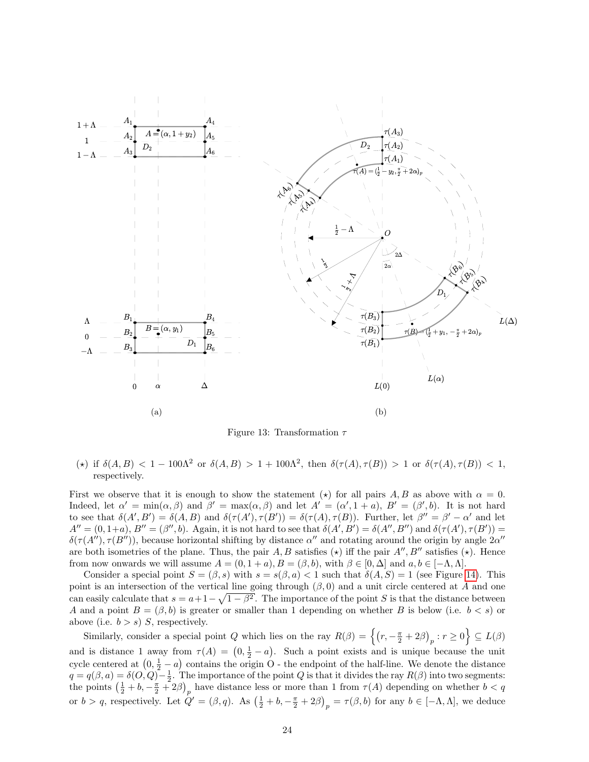Figure 13: Transformation $\tau$

($\star$) if $\delta(A,B) < 1-100\Lambda^2$ or $\delta(A,B) > 1+100\Lambda^2$, then $\delta(\tau(A),\tau(B)) > 1$ or $\delta(\tau(A),\tau(B)) < 1$, respectively.

First we observe that it is enough to show the statement ($\star$) for all pairs $A, B$ as above with $\alpha = 0$. Indeed, let $\alpha' = \min(\alpha,\beta)$ and $\beta' = \max(\alpha,\beta)$ and let $A' = (\alpha', 1+a)$, $B' = (\beta', b)$. It is not hard to see that $\delta(A',B') = \delta(A,B)$ and $\delta(\tau(A'),\tau(B')) = \delta(\tau(A),\tau(B))$. Further, let $\beta'' = \beta' - \alpha'$ and let $A'' = (0, 1+a)$, $B'' = (\beta'', b)$. Again, it is not hard to see that $\delta(A',B') = \delta(A'',B'')$ and $\delta(\tau(A'),\tau(B')) = \delta(\tau(A''),\tau(B''))$, because horizontal shifting by distance $\alpha''$ and rotating around the origin by angle $2\alpha''$ are both isometries of the plane. Thus, the pair $A, B$ satisfies ($\star$) iff the pair $A'', B''$ satisfies ($\star$). Hence from now onwards we will assume $A = (0, 1+a)$, $B = (\beta, b)$, with $\beta \in [0,\Delta]$ and $a, b \in [-\Lambda,\Lambda]$.

Consider a special point $S = (\beta, s)$ with $s = s(\beta, a) < 1$ such that $\delta(A,S) = 1$ (see Figure 14). This point is an intersection of the vertical line going through $(\beta, 0)$ and a unit circle centered at $A$ and one can easily calculate that $s = a + 1 - \sqrt{1-\beta^2}$. The importance of the point $S$ is that the distance between $A$ and a point $B = (\beta, b)$ is greater or smaller than 1 depending on whether $B$ is below (i.e. $b < s$) or above (i.e. $b > s$) $S$, respectively.

Similarly, consider a special point $Q$ which lies on the ray $R(\beta) = \left\{\left(r, -\frac{\pi}{2} + 2\beta\right)_p : r \geq 0\right\} \subseteq L(\beta)$ and is distance 1 away from $\tau(A) = \left(0, \frac{1}{2} - a\right)$. Such a point exists and is unique because the unit cycle centered at $\left(0, \frac{1}{2} - a\right)$ contains the origin O - the endpoint of the half-line. We denote the distance $q = q(\beta, a) = \delta(O, Q) - \frac{1}{2}$. The importance of the point $Q$ is that it divides the ray $R(\beta)$ into two segments: the points $\left(\frac{1}{2} + b, -\frac{\pi}{2} + 2\beta\right)_p$ have distance less or more than 1 from $\tau(A)$ depending on whether $b < q$ or $b > q$, respectively. Let $Q' = (\beta, q)$. As $\left(\frac{1}{2} + b, -\frac{\pi}{2} + 2\beta\right)_p = \tau(\beta, b)$ for any $b \in [-\Lambda,\Lambda]$, we deduce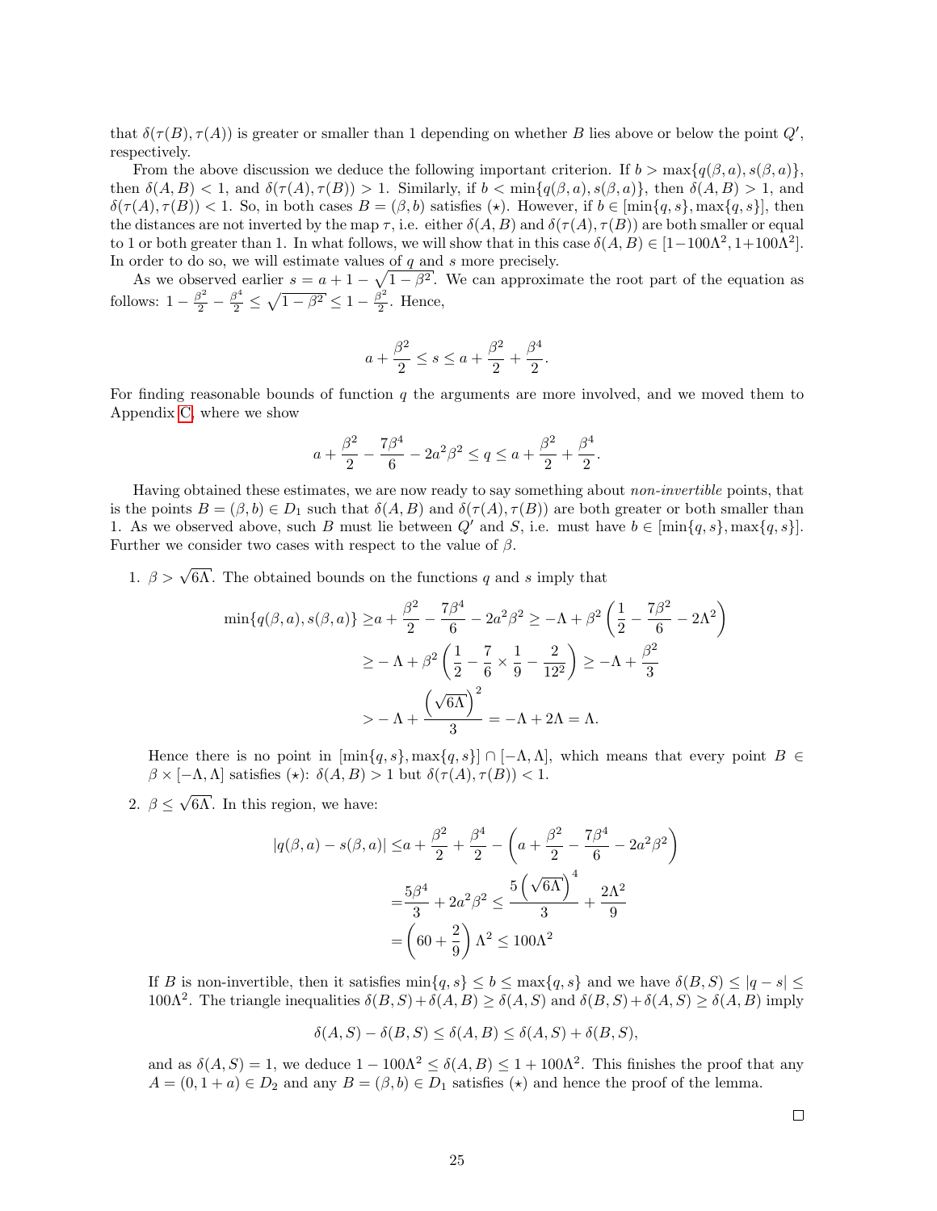that $\delta(\tau(B), \tau(A))$ is greater or smaller than 1 depending on whether $B$ lies above or below the point $Q'$, respectively.

From the above discussion we deduce the following important criterion. If $b > \max\{q(\beta, a), s(\beta, a)\}$, then $\delta(A, B) < 1$, and $\delta(\tau(A), \tau(B)) > 1$. Similarly, if $b < \min\{q(\beta, a), s(\beta, a)\}$, then $\delta(A, B) > 1$, and $\delta(\tau(A), \tau(B)) < 1$. So, in both cases $B = (\beta, b)$ satisfies $(\star)$. However, if $b \in [\min\{q, s\}, \max\{q, s\}]$, then the distances are not inverted by the map $\tau$, i.e. either $\delta(A, B)$ and $\delta(\tau(A), \tau(B))$ are both smaller or equal to 1 or both greater than 1. In what follows, we will show that in this case $\delta(A, B) \in [1-100\Lambda^2, 1+100\Lambda^2]$. In order to do so, we will estimate values of $q$ and $s$ more precisely.

As we observed earlier $s = a + 1 - \sqrt{1-\beta^2}$. We can approximate the root part of the equation as follows: $1 - \frac{\beta^2}{2} - \frac{\beta^4}{2} \leq \sqrt{1-\beta^2} \leq 1 - \frac{\beta^2}{2}$. Hence,

$$a + \frac{\beta^2}{2} \leq s \leq a + \frac{\beta^2}{2} + \frac{\beta^4}{2}.$$

For finding reasonable bounds of function $q$ the arguments are more involved, and we moved them to Appendix C, where we show

$$a + \frac{\beta^2}{2} - \frac{7\beta^4}{6} - 2a^2\beta^2 \leq q \leq a + \frac{\beta^2}{2} + \frac{\beta^4}{2}.$$

Having obtained these estimates, we are now ready to say something about *non-invertible* points, that is the points $B = (\beta, b) \in D_1$ such that $\delta(A, B)$ and $\delta(\tau(A), \tau(B))$ are both greater or both smaller than 1. As we observed above, such $B$ must lie between $Q'$ and $S$, i.e. must have $b \in [\min\{q, s\}, \max\{q, s\}]$. Further we consider two cases with respect to the value of $\beta$.

1. $\beta > \sqrt{6\Lambda}$. The obtained bounds on the functions $q$ and $s$ imply that

$$\begin{aligned}
\min\{q(\beta, a), s(\beta, a)\} \geq & a + \frac{\beta^2}{2} - \frac{7\beta^4}{6} - 2a^2\beta^2 \geq -\Lambda + \beta^2\left(\frac{1}{2} - \frac{7\beta^2}{6} - 2\Lambda^2\right) \\
\geq & -\Lambda + \beta^2\left(\frac{1}{2} - \frac{7}{6} \times \frac{1}{9} - \frac{2}{12^2}\right) \geq -\Lambda + \frac{\beta^2}{3} \\
> & -\Lambda + \frac{\left(\sqrt{6\Lambda}\right)^2}{3} = -\Lambda + 2\Lambda = \Lambda.
\end{aligned}$$

   Hence there is no point in $[\min\{q, s\}, \max\{q, s\}] \cap [-\Lambda, \Lambda]$, which means that every point $B \in \beta \times [-\Lambda, \Lambda]$ satisfies $(\star)$: $\delta(A, B) > 1$ but $\delta(\tau(A), \tau(B)) < 1$.

2. $\beta \leq \sqrt{6\Lambda}$. In this region, we have:

$$\begin{aligned}
|q(\beta, a) - s(\beta, a)| \leq & a + \frac{\beta^2}{2} + \frac{\beta^4}{2} - \left(a + \frac{\beta^2}{2} - \frac{7\beta^4}{6} - 2a^2\beta^2\right) \\
= & \frac{5\beta^4}{3} + 2a^2\beta^2 \leq \frac{5\left(\sqrt{6\Lambda}\right)^4}{3} + \frac{2\Lambda^2}{9} \\
= & \left(60 + \frac{2}{9}\right)\Lambda^2 \leq 100\Lambda^2
\end{aligned}$$

   If $B$ is non-invertible, then it satisfies $\min\{q, s\} \leq b \leq \max\{q, s\}$ and we have $\delta(B, S) \leq |q - s| \leq 100\Lambda^2$. The triangle inequalities $\delta(B, S) + \delta(A, B) \geq \delta(A, S)$ and $\delta(B, S) + \delta(A, S) \geq \delta(A, B)$ imply

$$\delta(A, S) - \delta(B, S) \leq \delta(A, B) \leq \delta(A, S) + \delta(B, S),$$

   and as $\delta(A, S) = 1$, we deduce $1 - 100\Lambda^2 \leq \delta(A, B) \leq 1 + 100\Lambda^2$. This finishes the proof that any $A = (0, 1 + a) \in D_2$ and any $B = (\beta, b) \in D_1$ satisfies $(\star)$ and hence the proof of the lemma.

□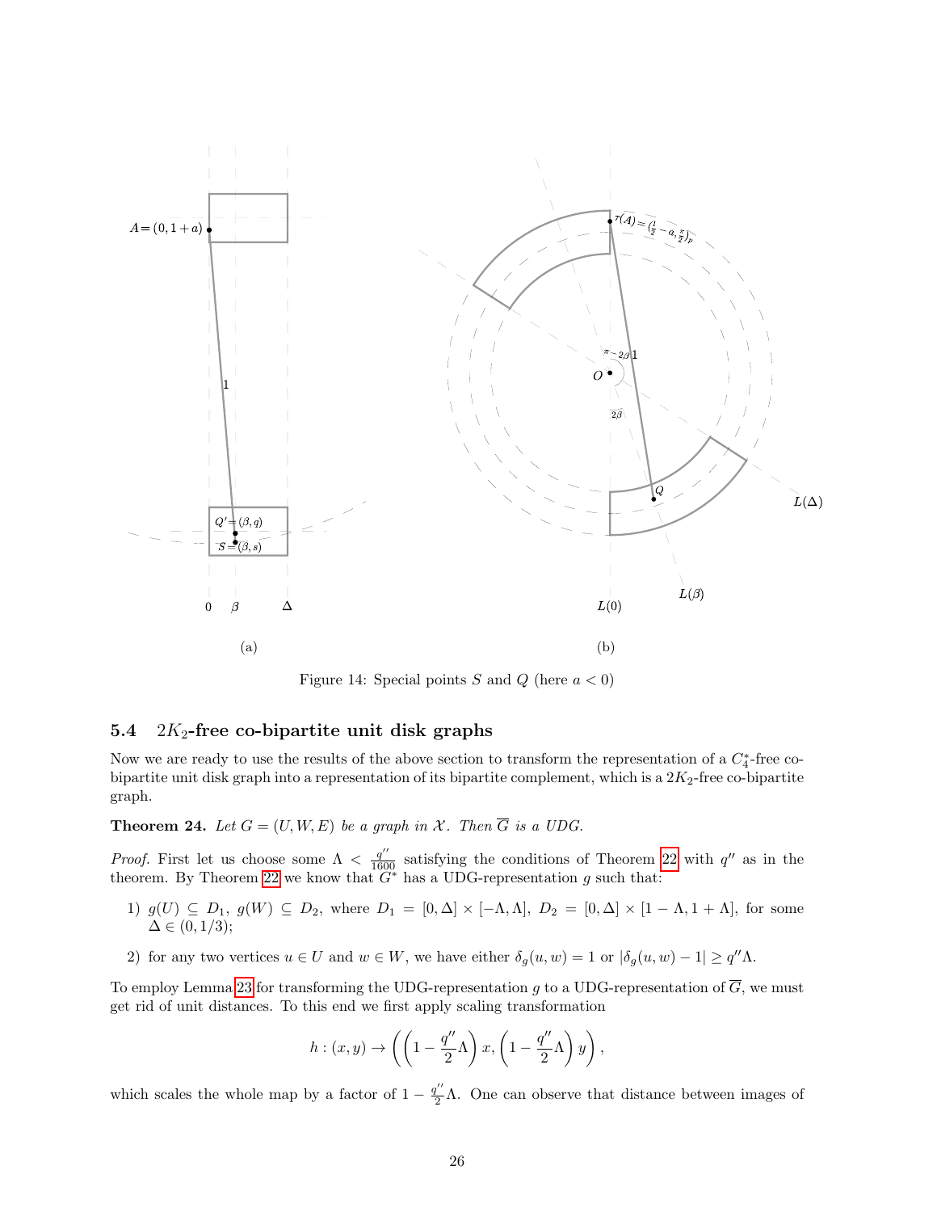Figure 14: Special points $S$ and $Q$ (here $a < 0$)

### 5.4 $2K_2$-free co-bipartite unit disk graphs

Now we are ready to use the results of the above section to transform the representation of a $C_4^*$-free co-bipartite unit disk graph into a representation of its bipartite complement, which is a $2K_2$-free co-bipartite graph.

**Theorem 24.** *Let $G = (U, W, E)$ be a graph in $\mathcal{X}$. Then $\overline{G}$ is a UDG.*

*Proof.* First let us choose some $\Lambda < \frac{q''}{1600}$ satisfying the conditions of Theorem 22 with $q''$ as in the theorem. By Theorem 22 we know that $G^*$ has a UDG-representation $g$ such that:

1) $g(U) \subseteq D_1$, $g(W) \subseteq D_2$, where $D_1 = [0, \Delta] \times [-\Lambda, \Lambda]$, $D_2 = [0, \Delta] \times [1 - \Lambda, 1 + \Lambda]$, for some $\Delta \in (0, 1/3)$;

2) for any two vertices $u \in U$ and $w \in W$, we have either $\delta_g(u, w) = 1$ or $|\delta_g(u, w) - 1| \geq q''\Lambda$.

To employ Lemma 23 for transforming the UDG-representation $g$ to a UDG-representation of $\overline{G}$, we must get rid of unit distances. To this end we first apply scaling transformation

$$h : (x, y) \to \left( \left(1 - \frac{q''}{2}\Lambda\right) x, \left(1 - \frac{q''}{2}\Lambda\right) y \right),$$

which scales the whole map by a factor of $1 - \frac{q''}{2}\Lambda$. One can observe that distance between images of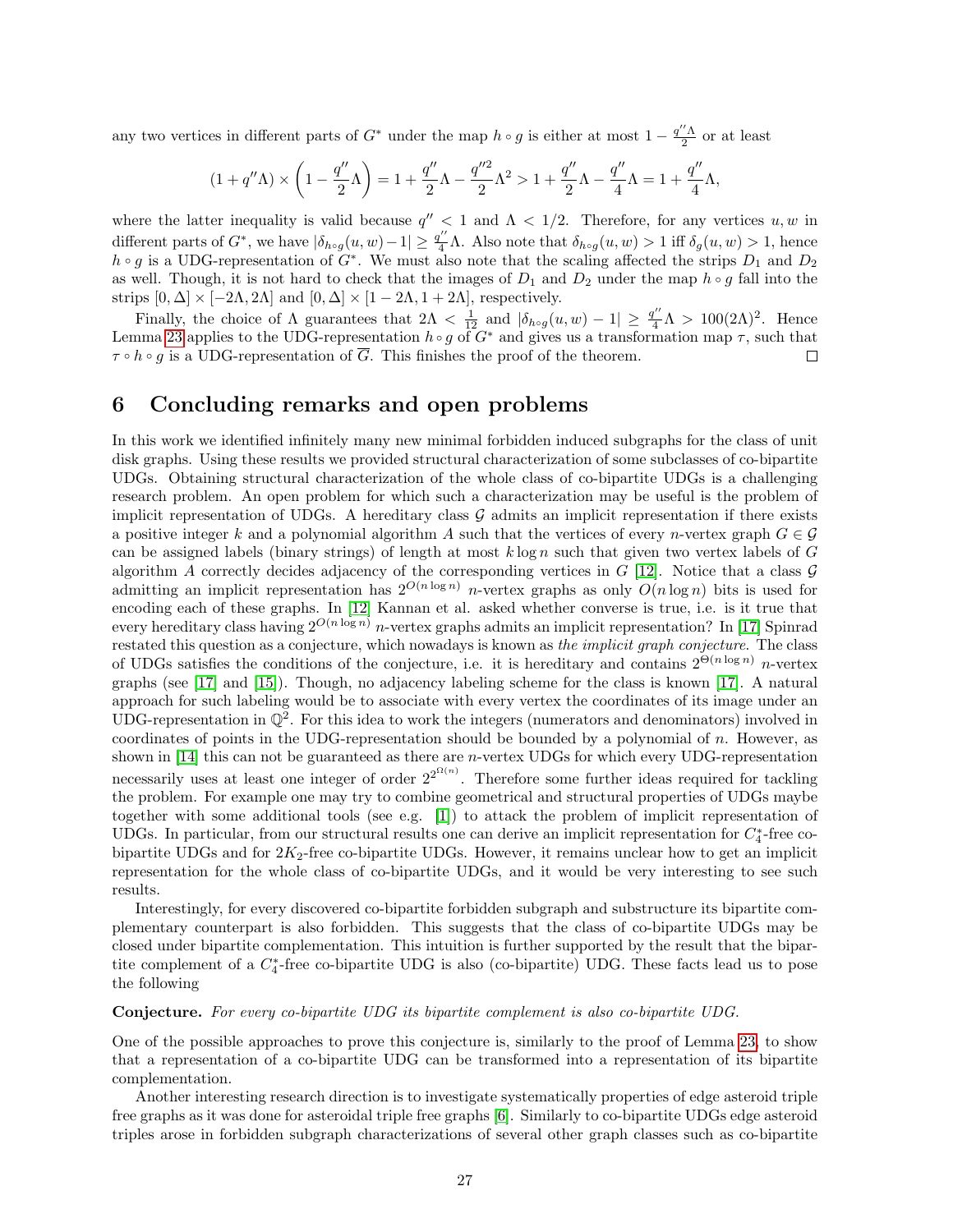any two vertices in different parts of $G^*$ under the map $h \circ g$ is either at most $1 - \frac{q''\Lambda}{2}$ or at least

$$(1 + q''\Lambda) \times \left(1 - \frac{q''}{2}\Lambda\right) = 1 + \frac{q''}{2}\Lambda - \frac{q''^2}{2}\Lambda^2 > 1 + \frac{q''}{2}\Lambda - \frac{q''}{4}\Lambda = 1 + \frac{q''}{4}\Lambda,$$

where the latter inequality is valid because $q'' < 1$ and $\Lambda < 1/2$. Therefore, for any vertices $u, w$ in different parts of $G^*$, we have $|\delta_{h\circ g}(u, w) - 1| \geq \frac{q''}{4}\Lambda$. Also note that $\delta_{h\circ g}(u, w) > 1$ iff $\delta_g(u, w) > 1$, hence $h \circ g$ is a UDG-representation of $G^*$. We must also note that the scaling affected the strips $D_1$ and $D_2$ as well. Though, it is not hard to check that the images of $D_1$ and $D_2$ under the map $h \circ g$ fall into the strips $[0, \Delta] \times [-2\Lambda, 2\Lambda]$ and $[0, \Delta] \times [1 - 2\Lambda, 1 + 2\Lambda]$, respectively.

Finally, the choice of $\Lambda$ guarantees that $2\Lambda < \frac{1}{12}$ and $|\delta_{h\circ g}(u, w) - 1| \geq \frac{q''}{4}\Lambda > 100(2\Lambda)^2$. Hence Lemma 23 applies to the UDG-representation $h \circ g$ of $G^*$ and gives us a transformation map $\tau$, such that $\tau \circ h \circ g$ is a UDG-representation of $\overline{G}$. This finishes the proof of the theorem. □

# 6 Concluding remarks and open problems

In this work we identified infinitely many new minimal forbidden induced subgraphs for the class of unit disk graphs. Using these results we provided structural characterization of some subclasses of co-bipartite UDGs. Obtaining structural characterization of the whole class of co-bipartite UDGs is a challenging research problem. An open problem for which such a characterization may be useful is the problem of implicit representation of UDGs. A hereditary class $\mathcal{G}$ admits an implicit representation if there exists a positive integer $k$ and a polynomial algorithm $A$ such that the vertices of every $n$-vertex graph $G \in \mathcal{G}$ can be assigned labels (binary strings) of length at most $k \log n$ such that given two vertex labels of $G$ algorithm $A$ correctly decides adjacency of the corresponding vertices in $G$ [12]. Notice that a class $\mathcal{G}$ admitting an implicit representation has $2^{O(n \log n)}$ $n$-vertex graphs as only $O(n \log n)$ bits is used for encoding each of these graphs. In [12] Kannan et al. asked whether converse is true, i.e. is it true that every hereditary class having $2^{O(n \log n)}$ $n$-vertex graphs admits an implicit representation? In [17] Spinrad restated this question as a conjecture, which nowadays is known as *the implicit graph conjecture*. The class of UDGs satisfies the conditions of the conjecture, i.e. it is hereditary and contains $2^{\Theta(n \log n)}$ $n$-vertex graphs (see [17] and [15]). Though, no adjacency labeling scheme for the class is known [17]. A natural approach for such labeling would be to associate with every vertex the coordinates of its image under an UDG-representation in $\mathbb{Q}^2$. For this idea to work the integers (numerators and denominators) involved in coordinates of points in the UDG-representation should be bounded by a polynomial of $n$. However, as shown in [14] this can not be guaranteed as there are $n$-vertex UDGs for which every UDG-representation necessarily uses at least one integer of order $2^{2^{\Omega(n)}}$. Therefore some further ideas required for tackling the problem. For example one may try to combine geometrical and structural properties of UDGs maybe together with some additional tools (see e.g. [1]) to attack the problem of implicit representation of UDGs. In particular, from our structural results one can derive an implicit representation for $C_4^*$-free co-bipartite UDGs and for $2K_2$-free co-bipartite UDGs. However, it remains unclear how to get an implicit representation for the whole class of co-bipartite UDGs, and it would be very interesting to see such results.

Interestingly, for every discovered co-bipartite forbidden subgraph and substructure its bipartite complementary counterpart is also forbidden. This suggests that the class of co-bipartite UDGs may be closed under bipartite complementation. This intuition is further supported by the result that the bipartite complement of a $C_4^*$-free co-bipartite UDG is also (co-bipartite) UDG. These facts lead us to pose the following

**Conjecture.** *For every co-bipartite UDG its bipartite complement is also co-bipartite UDG.*

One of the possible approaches to prove this conjecture is, similarly to the proof of Lemma 23, to show that a representation of a co-bipartite UDG can be transformed into a representation of its bipartite complementation.

Another interesting research direction is to investigate systematically properties of edge asteroid triple free graphs as it was done for asteroidal triple free graphs [6]. Similarly to co-bipartite UDGs edge asteroid triples arose in forbidden subgraph characterizations of several other graph classes such as co-bipartite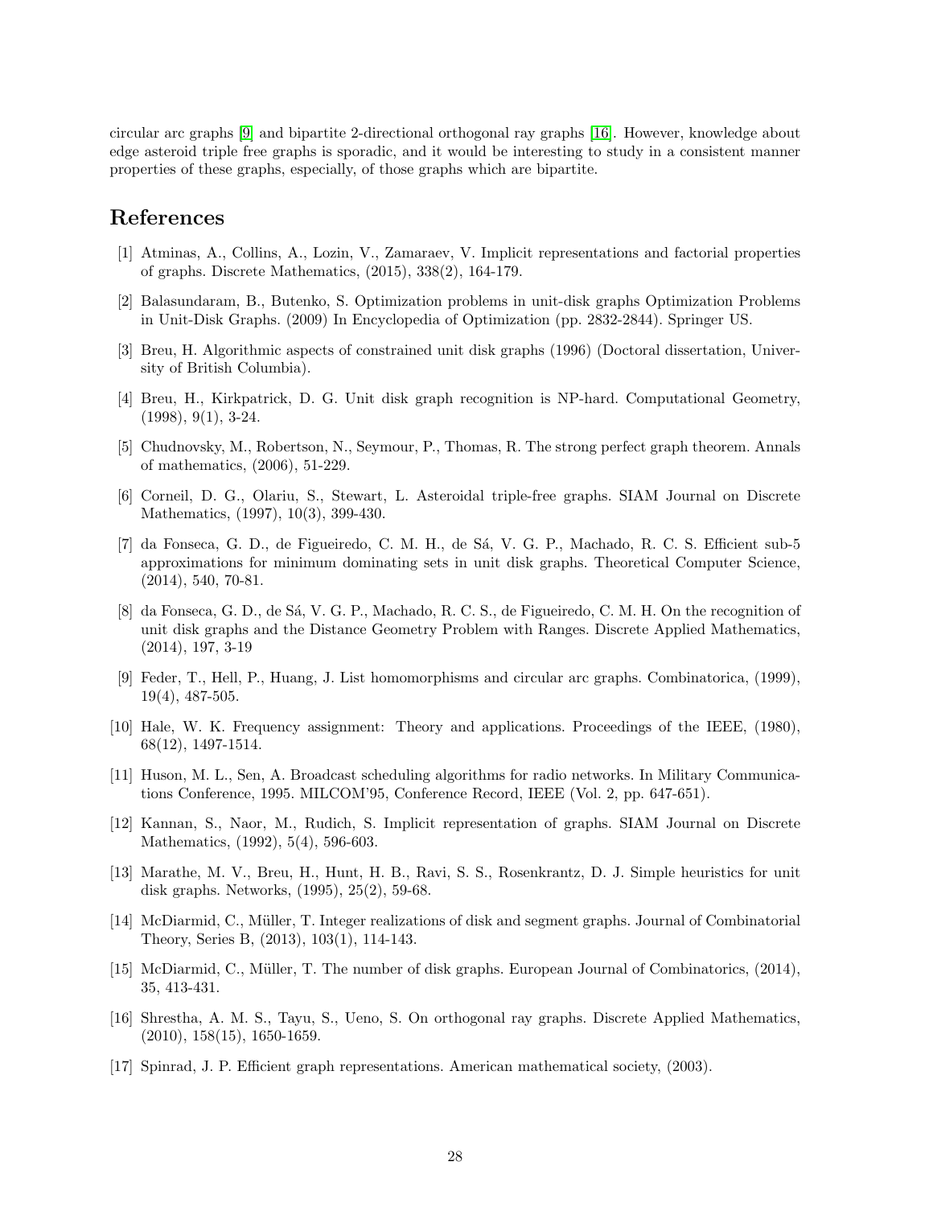circular arc graphs [9] and bipartite 2-directional orthogonal ray graphs [16]. However, knowledge about edge asteroid triple free graphs is sporadic, and it would be interesting to study in a consistent manner properties of these graphs, especially, of those graphs which are bipartite.

# References

[1] Atminas, A., Collins, A., Lozin, V., Zamaraev, V. Implicit representations and factorial properties of graphs. Discrete Mathematics, (2015), 338(2), 164-179.

[2] Balasundaram, B., Butenko, S. Optimization problems in unit-disk graphs Optimization Problems in Unit-Disk Graphs. (2009) In Encyclopedia of Optimization (pp. 2832-2844). Springer US.

[3] Breu, H. Algorithmic aspects of constrained unit disk graphs (1996) (Doctoral dissertation, University of British Columbia).

[4] Breu, H., Kirkpatrick, D. G. Unit disk graph recognition is NP-hard. Computational Geometry, (1998), 9(1), 3-24.

[5] Chudnovsky, M., Robertson, N., Seymour, P., Thomas, R. The strong perfect graph theorem. Annals of mathematics, (2006), 51-229.

[6] Corneil, D. G., Olariu, S., Stewart, L. Asteroidal triple-free graphs. SIAM Journal on Discrete Mathematics, (1997), 10(3), 399-430.

[7] da Fonseca, G. D., de Figueiredo, C. M. H., de Sá, V. G. P., Machado, R. C. S. Efficient sub-5 approximations for minimum dominating sets in unit disk graphs. Theoretical Computer Science, (2014), 540, 70-81.

[8] da Fonseca, G. D., de Sá, V. G. P., Machado, R. C. S., de Figueiredo, C. M. H. On the recognition of unit disk graphs and the Distance Geometry Problem with Ranges. Discrete Applied Mathematics, (2014), 197, 3-19

[9] Feder, T., Hell, P., Huang, J. List homomorphisms and circular arc graphs. Combinatorica, (1999), 19(4), 487-505.

[10] Hale, W. K. Frequency assignment: Theory and applications. Proceedings of the IEEE, (1980), 68(12), 1497-1514.

[11] Huson, M. L., Sen, A. Broadcast scheduling algorithms for radio networks. In Military Communications Conference, 1995. MILCOM'95, Conference Record, IEEE (Vol. 2, pp. 647-651).

[12] Kannan, S., Naor, M., Rudich, S. Implicit representation of graphs. SIAM Journal on Discrete Mathematics, (1992), 5(4), 596-603.

[13] Marathe, M. V., Breu, H., Hunt, H. B., Ravi, S. S., Rosenkrantz, D. J. Simple heuristics for unit disk graphs. Networks, (1995), 25(2), 59-68.

[14] McDiarmid, C., Müller, T. Integer realizations of disk and segment graphs. Journal of Combinatorial Theory, Series B, (2013), 103(1), 114-143.

[15] McDiarmid, C., Müller, T. The number of disk graphs. European Journal of Combinatorics, (2014), 35, 413-431.

[16] Shrestha, A. M. S., Tayu, S., Ueno, S. On orthogonal ray graphs. Discrete Applied Mathematics, (2010), 158(15), 1650-1659.

[17] Spinrad, J. P. Efficient graph representations. American mathematical society, (2003).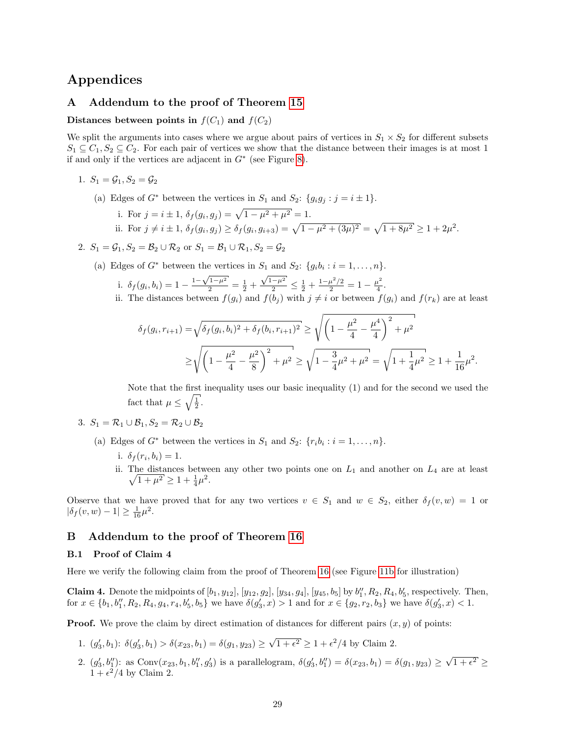# Appendices

## A Addendum to the proof of Theorem 15

**Distances between points in $f(C_1)$ and $f(C_2)$**

We split the arguments into cases where we argue about pairs of vertices in $S_1 \times S_2$ for different subsets $S_1 \subseteq C_1, S_2 \subseteq C_2$. For each pair of vertices we show that the distance between their images is at most 1 if and only if the vertices are adjacent in $G^*$ (see Figure 8).

1. $S_1 = \mathcal{G}_1, S_2 = \mathcal{G}_2$
   
   (a) Edges of $G^*$ between the vertices in $S_1$ and $S_2$: $\{g_i g_j : j = i \pm 1\}$.
   
      i. For $j = i \pm 1$, $\delta_f(g_i, g_j) = \sqrt{1 - \mu^2 + \mu^2} = 1$.
      
      ii. For $j \neq i \pm 1$, $\delta_f(g_i, g_j) \geq \delta_f(g_i, g_{i+3}) = \sqrt{1 - \mu^2 + (3\mu)^2} = \sqrt{1 + 8\mu^2} \geq 1 + 2\mu^2$.

2. $S_1 = \mathcal{G}_1, S_2 = \mathcal{B}_2 \cup \mathcal{R}_2$ or $S_1 = \mathcal{B}_1 \cup \mathcal{R}_1, S_2 = \mathcal{G}_2$
   
   (a) Edges of $G^*$ between the vertices in $S_1$ and $S_2$: $\{g_i b_i : i = 1, \ldots, n\}$.
   
      i. $\delta_f(g_i, b_i) = 1 - \frac{1 - \sqrt{1-\mu^2}}{2} = \frac{1}{2} + \frac{\sqrt{1-\mu^2}}{2} \leq \frac{1}{2} + \frac{1 - \mu^2/2}{2} = 1 - \frac{\mu^2}{4}$.
      
      ii. The distances between $f(g_i)$ and $f(b_j)$ with $j \neq i$ or between $f(g_i)$ and $f(r_k)$ are at least
      
      $$\delta_f(g_i, r_{i+1}) = \sqrt{\delta_f(g_i, b_i)^2 + \delta_f(b_i, r_{i+1})^2} \geq \sqrt{\left(1 - \frac{\mu^2}{4} - \frac{\mu^4}{4}\right)^2 + \mu^2}$$
      
      $$\geq \sqrt{\left(1 - \frac{\mu^2}{4} - \frac{\mu^2}{8}\right)^2 + \mu^2} \geq \sqrt{1 - \frac{3}{4}\mu^2 + \mu^2} = \sqrt{1 + \frac{1}{4}\mu^2} \geq 1 + \frac{1}{16}\mu^2.$$
      
      Note that the first inequality uses our basic inequality (1) and for the second we used the fact that $\mu \leq \sqrt{\frac{1}{2}}$.

3. $S_1 = \mathcal{R}_1 \cup \mathcal{B}_1, S_2 = \mathcal{R}_2 \cup \mathcal{B}_2$
   
   (a) Edges of $G^*$ between the vertices in $S_1$ and $S_2$: $\{r_i b_i : i = 1, \ldots, n\}$.
   
      i. $\delta_f(r_i, b_i) = 1$.
      
      ii. The distances between any other two points one on $L_1$ and another on $L_4$ are at least $\sqrt{1 + \mu^2} \geq 1 + \frac{1}{4}\mu^2$.

Observe that we have proved that for any two vertices $v \in S_1$ and $w \in S_2$, either $\delta_f(v, w) = 1$ or $|\delta_f(v, w) - 1| \geq \frac{1}{16}\mu^2$.

## B Addendum to the proof of Theorem 16

### B.1 Proof of Claim 4

Here we verify the following claim from the proof of Theorem 16 (see Figure 11b for illustration)

**Claim 4.** Denote the midpoints of $[b_1, y_{12}]$, $[y_{12}, g_2]$, $[y_{34}, g_4]$, $[y_{45}, b_5]$ by $b_1''$, $R_2$, $R_4$, $b_5'$, respectively. Then, for $x \in \{b_1, b_1'', R_2, R_4, g_4, r_4, b_5', b_5\}$ we have $\delta(g_3', x) > 1$ and for $x \in \{g_2, r_2, b_3\}$ we have $\delta(g_3', x) < 1$.

**Proof.** We prove the claim by direct estimation of distances for different pairs $(x, y)$ of points:

1. $(g_3', b_1)$: $\delta(g_3', b_1) > \delta(x_{23}, b_1) = \delta(g_1, y_{23}) \geq \sqrt{1 + \epsilon^2} \geq 1 + \epsilon^2/4$ by Claim 2.
2. $(g_3', b_1'')$: as $\mathrm{Conv}(x_{23}, b_1, b_1'', g_3')$ is a parallelogram, $\delta(g_3', b_1'') = \delta(x_{23}, b_1) = \delta(g_1, y_{23}) \geq \sqrt{1 + \epsilon^2} \geq 1 + \epsilon^2/4$ by Claim 2.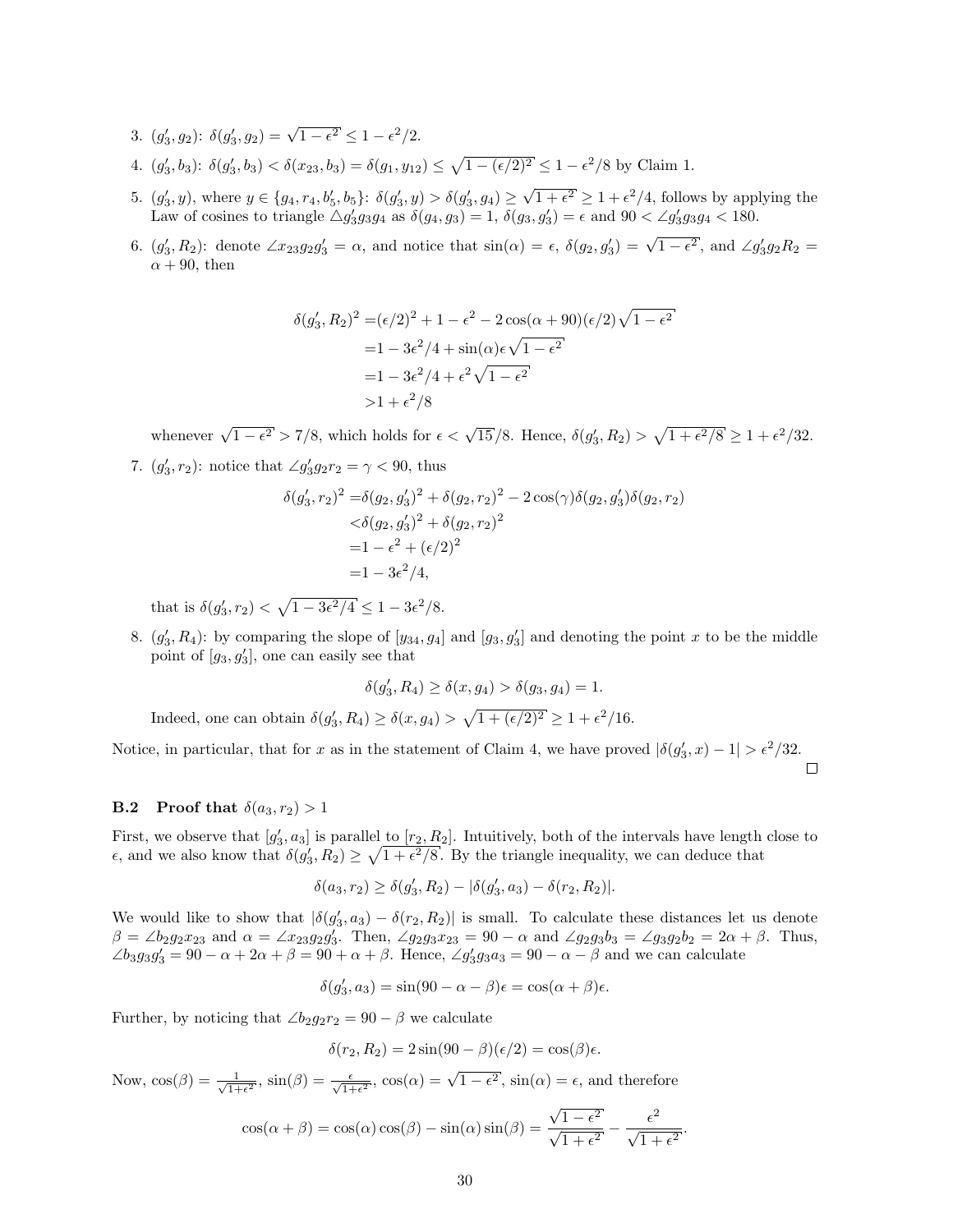3. $(g_3', g_2)$: $\delta(g_3', g_2) = \sqrt{1-\epsilon^2} \leq 1 - \epsilon^2/2$.
4. $(g_3', b_3)$: $\delta(g_3', b_3) < \delta(x_{23}, b_3) = \delta(g_1, y_{12}) \leq \sqrt{1-(\epsilon/2)^2} \leq 1 - \epsilon^2/8$ by Claim 1.
5. $(g_3', y)$, where $y \in \{g_4, r_4, b_5', b_5\}$: $\delta(g_3', y) > \delta(g_3', g_4) \geq \sqrt{1+\epsilon^2} \geq 1 + \epsilon^2/4$, follows by applying the Law of cosines to triangle $\triangle g_3' g_3 g_4$ as $\delta(g_4, g_3) = 1$, $\delta(g_3, g_3') = \epsilon$ and $90 < \angle g_3' g_3 g_4 < 180$.
6. $(g_3', R_2)$: denote $\angle x_{23} g_2 g_3' = \alpha$, and notice that $\sin(\alpha) = \epsilon$, $\delta(g_2, g_3') = \sqrt{1-\epsilon^2}$, and $\angle g_3' g_2 R_2 = \alpha + 90$, then

$$
\begin{aligned}
\delta(g_3', R_2)^2 =& (\epsilon/2)^2 + 1 - \epsilon^2 - 2\cos(\alpha+90)(\epsilon/2)\sqrt{1-\epsilon^2} \\
=& 1 - 3\epsilon^2/4 + \sin(\alpha)\epsilon\sqrt{1-\epsilon^2} \\
=& 1 - 3\epsilon^2/4 + \epsilon^2\sqrt{1-\epsilon^2} \\
>& 1 + \epsilon^2/8
\end{aligned}
$$

whenever $\sqrt{1-\epsilon^2} > 7/8$, which holds for $\epsilon < \sqrt{15}/8$. Hence, $\delta(g_3', R_2) > \sqrt{1+\epsilon^2/8} \geq 1 + \epsilon^2/32$.

7. $(g_3', r_2)$: notice that $\angle g_3' g_2 r_2 = \gamma < 90$, thus

$$
\begin{aligned}
\delta(g_3', r_2)^2 =& \delta(g_2, g_3')^2 + \delta(g_2, r_2)^2 - 2\cos(\gamma)\delta(g_2, g_3')\delta(g_2, r_2) \\
<& \delta(g_2, g_3')^2 + \delta(g_2, r_2)^2 \\
=& 1 - \epsilon^2 + (\epsilon/2)^2 \\
=& 1 - 3\epsilon^2/4,
\end{aligned}
$$

that is $\delta(g_3', r_2) < \sqrt{1 - 3\epsilon^2/4} \leq 1 - 3\epsilon^2/8$.

8. $(g_3', R_4)$: by comparing the slope of $[y_{34}, g_4]$ and $[g_3, g_3']$ and denoting the point $x$ to be the middle point of $[g_3, g_3']$, one can easily see that

$$\delta(g_3', R_4) \geq \delta(x, g_4) > \delta(g_3, g_4) = 1.$$

Indeed, one can obtain $\delta(g_3', R_4) \geq \delta(x, g_4) > \sqrt{1+(\epsilon/2)^2} \geq 1 + \epsilon^2/16$.

Notice, in particular, that for $x$ as in the statement of Claim 4, we have proved $|\delta(g_3', x) - 1| > \epsilon^2/32$.

□

### B.2 Proof that $\delta(a_3, r_2) > 1$

First, we observe that $[g_3', a_3]$ is parallel to $[r_2, R_2]$. Intuitively, both of the intervals have length close to $\epsilon$, and we also know that $\delta(g_3', R_2) \geq \sqrt{1+\epsilon^2/8}$. By the triangle inequality, we can deduce that

$$\delta(a_3, r_2) \geq \delta(g_3', R_2) - |\delta(g_3', a_3) - \delta(r_2, R_2)|.$$

We would like to show that $|\delta(g_3', a_3) - \delta(r_2, R_2)|$ is small. To calculate these distances let us denote $\beta = \angle b_2 g_2 x_{23}$ and $\alpha = \angle x_{23} g_2 g_3'$. Then, $\angle g_2 g_3 x_{23} = 90 - \alpha$ and $\angle g_2 g_3 b_3 = \angle g_3 g_2 b_2 = 2\alpha + \beta$. Thus, $\angle b_3 g_3 g_3' = 90 - \alpha + 2\alpha + \beta = 90 + \alpha + \beta$. Hence, $\angle g_3' g_3 a_3 = 90 - \alpha - \beta$ and we can calculate

$$\delta(g_3', a_3) = \sin(90 - \alpha - \beta)\epsilon = \cos(\alpha + \beta)\epsilon.$$

Further, by noticing that $\angle b_2 g_2 r_2 = 90 - \beta$ we calculate

$$\delta(r_2, R_2) = 2\sin(90 - \beta)(\epsilon/2) = \cos(\beta)\epsilon.$$

Now, $\cos(\beta) = \frac{1}{\sqrt{1+\epsilon^2}}$, $\sin(\beta) = \frac{\epsilon}{\sqrt{1+\epsilon^2}}$, $\cos(\alpha) = \sqrt{1-\epsilon^2}$, $\sin(\alpha) = \epsilon$, and therefore

$$\cos(\alpha+\beta) = \cos(\alpha)\cos(\beta) - \sin(\alpha)\sin(\beta) = \frac{\sqrt{1-\epsilon^2}}{\sqrt{1+\epsilon^2}} - \frac{\epsilon^2}{\sqrt{1+\epsilon^2}}.$$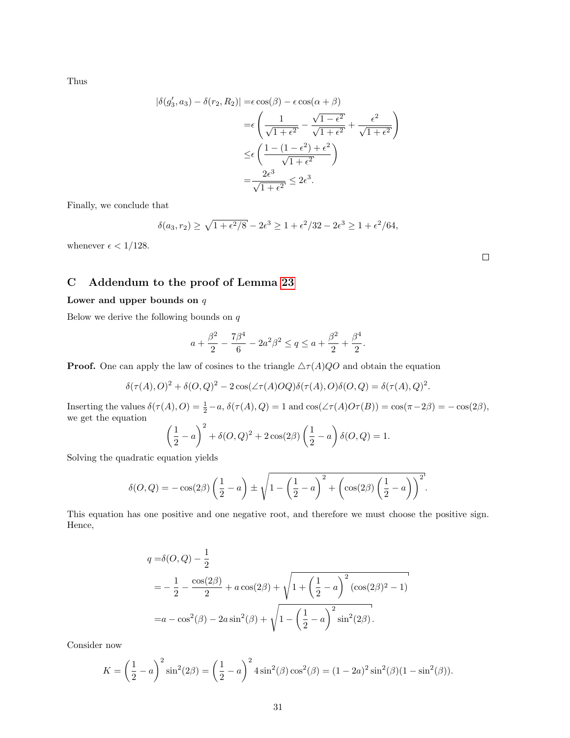Thus

$$
\begin{aligned}
|\delta(g_3', a_3) - \delta(r_2, R_2)| =& \epsilon \cos(\beta) - \epsilon \cos(\alpha + \beta) \\
=& \epsilon \left( \frac{1}{\sqrt{1+\epsilon^2}} - \frac{\sqrt{1-\epsilon^2}}{\sqrt{1+\epsilon^2}} + \frac{\epsilon^2}{\sqrt{1+\epsilon^2}} \right) \\
\leq & \epsilon \left( \frac{1 - (1-\epsilon^2) + \epsilon^2}{\sqrt{1+\epsilon^2}} \right) \\
=& \frac{2\epsilon^3}{\sqrt{1+\epsilon^2}} \leq 2\epsilon^3.
\end{aligned}
$$

Finally, we conclude that

$$
\delta(a_3, r_2) \geq \sqrt{1 + \epsilon^2/8} - 2\epsilon^3 \geq 1 + \epsilon^2/32 - 2\epsilon^3 \geq 1 + \epsilon^2/64,
$$

whenever $\epsilon < 1/128$.

□

# C Addendum to the proof of Lemma 23

**Lower and upper bounds on $q$**

Below we derive the following bounds on $q$

$$
a + \frac{\beta^2}{2} - \frac{7\beta^4}{6} - 2a^2\beta^2 \leq q \leq a + \frac{\beta^2}{2} + \frac{\beta^4}{2}.
$$

**Proof.** One can apply the law of cosines to the triangle $\triangle \tau(A)QO$ and obtain the equation

$$
\delta(\tau(A), O)^2 + \delta(O, Q)^2 - 2\cos(\angle \tau(A)OQ)\delta(\tau(A), O)\delta(O, Q) = \delta(\tau(A), Q)^2.
$$

Inserting the values $\delta(\tau(A), O) = \frac{1}{2} - a$, $\delta(\tau(A), Q) = 1$ and $\cos(\angle \tau(A)O\tau(B)) = \cos(\pi - 2\beta) = -\cos(2\beta)$, we get the equation

$$
\left(\frac{1}{2} - a\right)^2 + \delta(O, Q)^2 + 2\cos(2\beta)\left(\frac{1}{2} - a\right)\delta(O, Q) = 1.
$$

Solving the quadratic equation yields

$$
\delta(O, Q) = -\cos(2\beta)\left(\frac{1}{2} - a\right) \pm \sqrt{1 - \left(\frac{1}{2} - a\right)^2 + \left(\cos(2\beta)\left(\frac{1}{2} - a\right)\right)^2}.
$$

This equation has one positive and one negative root, and therefore we must choose the positive sign. Hence,

$$
\begin{aligned}
q =& \delta(O, Q) - \frac{1}{2} \\
=& -\frac{1}{2} - \frac{\cos(2\beta)}{2} + a\cos(2\beta) + \sqrt{1 + \left(\frac{1}{2} - a\right)^2 (\cos(2\beta)^2 - 1)} \\
=& a - \cos^2(\beta) - 2a\sin^2(\beta) + \sqrt{1 - \left(\frac{1}{2} - a\right)^2 \sin^2(2\beta)}.
\end{aligned}
$$

Consider now

$$
K = \left(\frac{1}{2} - a\right)^2 \sin^2(2\beta) = \left(\frac{1}{2} - a\right)^2 4\sin^2(\beta)\cos^2(\beta) = (1 - 2a)^2 \sin^2(\beta)(1 - \sin^2(\beta)).
$$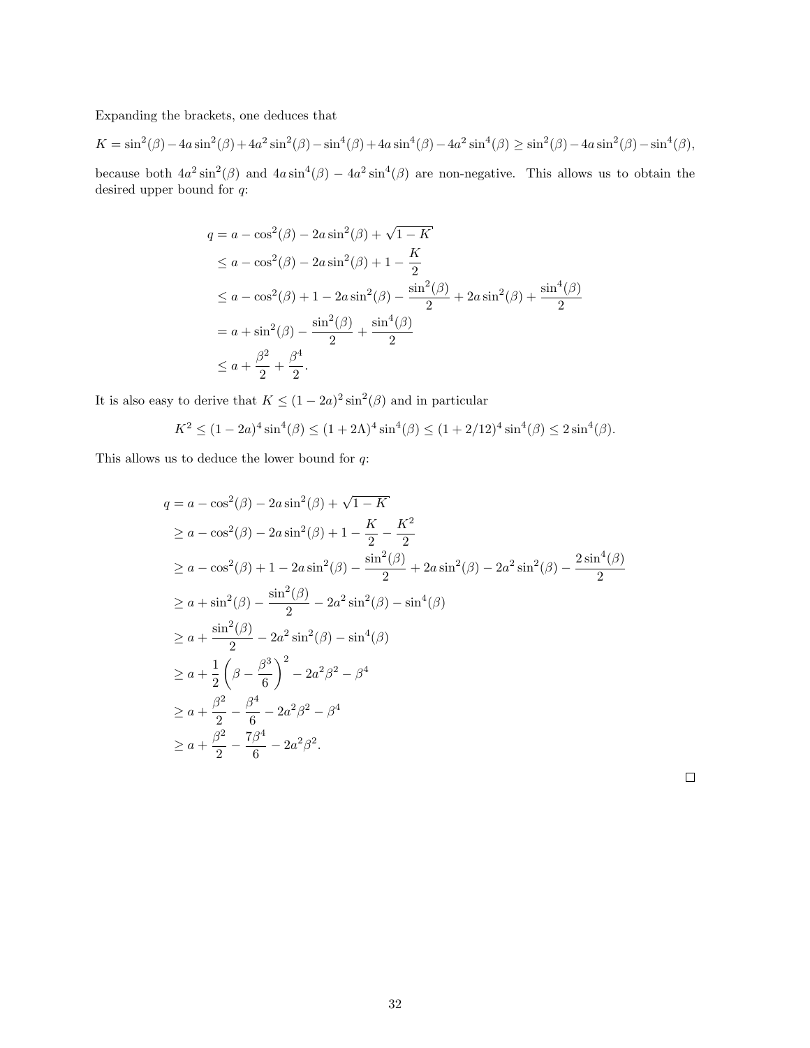Expanding the brackets, one deduces that

$$K = \sin^2(\beta) - 4a\sin^2(\beta) + 4a^2\sin^2(\beta) - \sin^4(\beta) + 4a\sin^4(\beta) - 4a^2\sin^4(\beta) \geq \sin^2(\beta) - 4a\sin^2(\beta) - \sin^4(\beta),$$

because both $4a^2\sin^2(\beta)$ and $4a\sin^4(\beta) - 4a^2\sin^4(\beta)$ are non-negative. This allows us to obtain the desired upper bound for $q$:

$$\begin{aligned}
q &= a - \cos^2(\beta) - 2a\sin^2(\beta) + \sqrt{1-K} \\
&\leq a - \cos^2(\beta) - 2a\sin^2(\beta) + 1 - \frac{K}{2} \\
&\leq a - \cos^2(\beta) + 1 - 2a\sin^2(\beta) - \frac{\sin^2(\beta)}{2} + 2a\sin^2(\beta) + \frac{\sin^4(\beta)}{2} \\
&= a + \sin^2(\beta) - \frac{\sin^2(\beta)}{2} + \frac{\sin^4(\beta)}{2} \\
&\leq a + \frac{\beta^2}{2} + \frac{\beta^4}{2}.
\end{aligned}$$

It is also easy to derive that $K \leq (1-2a)^2\sin^2(\beta)$ and in particular

$$K^2 \leq (1-2a)^4\sin^4(\beta) \leq (1+2\Lambda)^4\sin^4(\beta) \leq (1+2/12)^4\sin^4(\beta) \leq 2\sin^4(\beta).$$

This allows us to deduce the lower bound for $q$:

$$\begin{aligned}
q &= a - \cos^2(\beta) - 2a\sin^2(\beta) + \sqrt{1-K} \\
&\geq a - \cos^2(\beta) - 2a\sin^2(\beta) + 1 - \frac{K}{2} - \frac{K^2}{2} \\
&\geq a - \cos^2(\beta) + 1 - 2a\sin^2(\beta) - \frac{\sin^2(\beta)}{2} + 2a\sin^2(\beta) - 2a^2\sin^2(\beta) - \frac{2\sin^4(\beta)}{2} \\
&\geq a + \sin^2(\beta) - \frac{\sin^2(\beta)}{2} - 2a^2\sin^2(\beta) - \sin^4(\beta) \\
&\geq a + \frac{\sin^2(\beta)}{2} - 2a^2\sin^2(\beta) - \sin^4(\beta) \\
&\geq a + \frac{1}{2}\left(\beta - \frac{\beta^3}{6}\right)^2 - 2a^2\beta^2 - \beta^4 \\
&\geq a + \frac{\beta^2}{2} - \frac{\beta^4}{6} - 2a^2\beta^2 - \beta^4 \\
&\geq a + \frac{\beta^2}{2} - \frac{7\beta^4}{6} - 2a^2\beta^2.
\end{aligned}$$

□